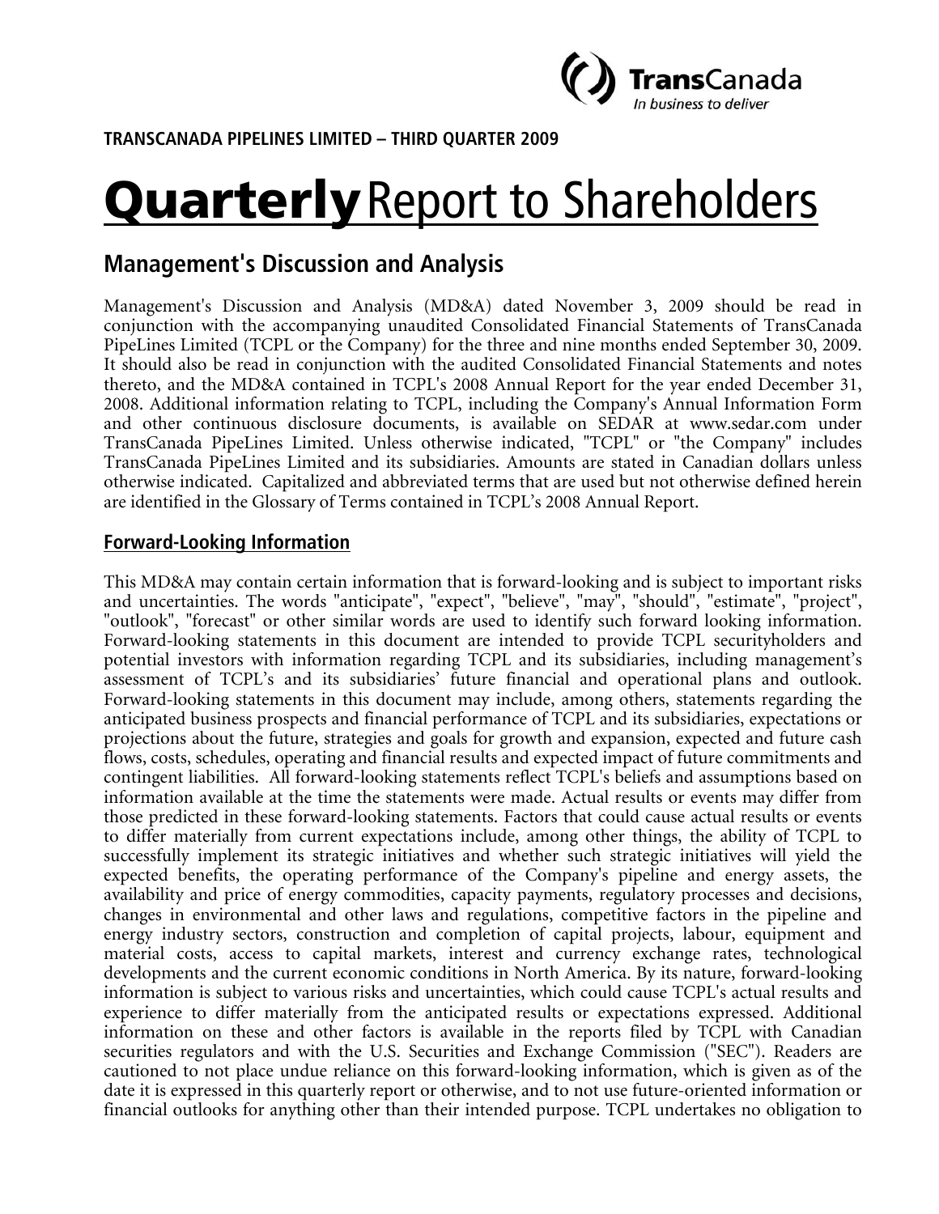TransCanada
*In business to deliver*

**TRANSCANADA PIPELINES LIMITED – THIRD QUARTER 2009**

# **Quarterly** Report to Shareholders

## Management's Discussion and Analysis

Management's Discussion and Analysis (MD&A) dated November 3, 2009 should be read in conjunction with the accompanying unaudited Consolidated Financial Statements of TransCanada PipeLines Limited (TCPL or the Company) for the three and nine months ended September 30, 2009. It should also be read in conjunction with the audited Consolidated Financial Statements and notes thereto, and the MD&A contained in TCPL's 2008 Annual Report for the year ended December 31, 2008. Additional information relating to TCPL, including the Company's Annual Information Form and other continuous disclosure documents, is available on SEDAR at www.sedar.com under TransCanada PipeLines Limited. Unless otherwise indicated, "TCPL" or "the Company" includes TransCanada PipeLines Limited and its subsidiaries. Amounts are stated in Canadian dollars unless otherwise indicated. Capitalized and abbreviated terms that are used but not otherwise defined herein are identified in the Glossary of Terms contained in TCPL's 2008 Annual Report.

### Forward-Looking Information

This MD&A may contain certain information that is forward-looking and is subject to important risks and uncertainties. The words "anticipate", "expect", "believe", "may", "should", "estimate", "project", "outlook", "forecast" or other similar words are used to identify such forward looking information. Forward-looking statements in this document are intended to provide TCPL securityholders and potential investors with information regarding TCPL and its subsidiaries, including management's assessment of TCPL's and its subsidiaries' future financial and operational plans and outlook. Forward-looking statements in this document may include, among others, statements regarding the anticipated business prospects and financial performance of TCPL and its subsidiaries, expectations or projections about the future, strategies and goals for growth and expansion, expected and future cash flows, costs, schedules, operating and financial results and expected impact of future commitments and contingent liabilities. All forward-looking statements reflect TCPL's beliefs and assumptions based on information available at the time the statements were made. Actual results or events may differ from those predicted in these forward-looking statements. Factors that could cause actual results or events to differ materially from current expectations include, among other things, the ability of TCPL to successfully implement its strategic initiatives and whether such strategic initiatives will yield the expected benefits, the operating performance of the Company's pipeline and energy assets, the availability and price of energy commodities, capacity payments, regulatory processes and decisions, changes in environmental and other laws and regulations, competitive factors in the pipeline and energy industry sectors, construction and completion of capital projects, labour, equipment and material costs, access to capital markets, interest and currency exchange rates, technological developments and the current economic conditions in North America. By its nature, forward-looking information is subject to various risks and uncertainties, which could cause TCPL's actual results and experience to differ materially from the anticipated results or expectations expressed. Additional information on these and other factors is available in the reports filed by TCPL with Canadian securities regulators and with the U.S. Securities and Exchange Commission ("SEC"). Readers are cautioned to not place undue reliance on this forward-looking information, which is given as of the date it is expressed in this quarterly report or otherwise, and to not use future-oriented information or financial outlooks for anything other than their intended purpose. TCPL undertakes no obligation to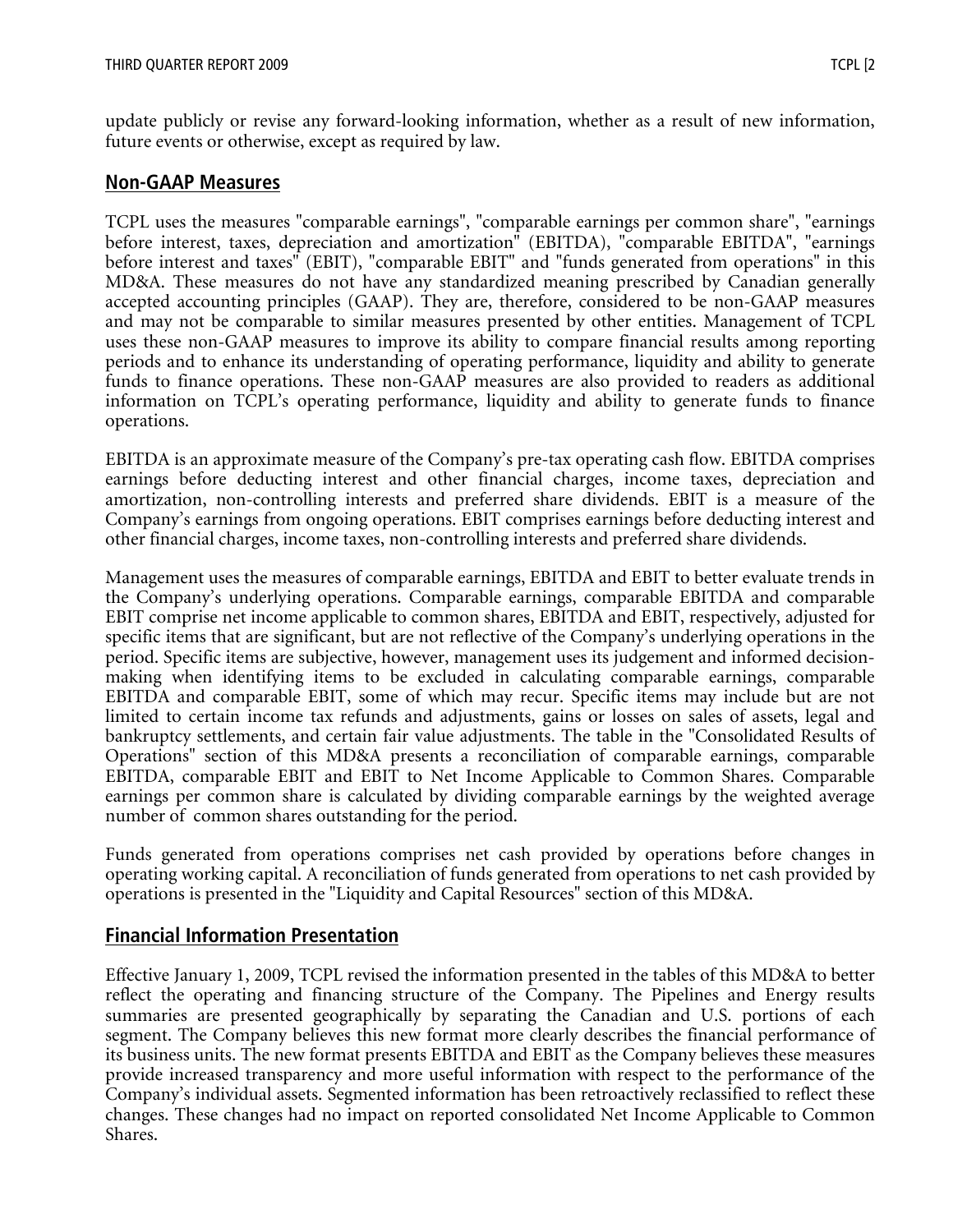update publicly or revise any forward-looking information, whether as a result of new information, future events or otherwise, except as required by law.

## Non-GAAP Measures

TCPL uses the measures "comparable earnings", "comparable earnings per common share", "earnings before interest, taxes, depreciation and amortization" (EBITDA), "comparable EBITDA", "earnings before interest and taxes" (EBIT), "comparable EBIT" and "funds generated from operations" in this MD&A. These measures do not have any standardized meaning prescribed by Canadian generally accepted accounting principles (GAAP). They are, therefore, considered to be non-GAAP measures and may not be comparable to similar measures presented by other entities. Management of TCPL uses these non-GAAP measures to improve its ability to compare financial results among reporting periods and to enhance its understanding of operating performance, liquidity and ability to generate funds to finance operations. These non-GAAP measures are also provided to readers as additional information on TCPL's operating performance, liquidity and ability to generate funds to finance operations.

EBITDA is an approximate measure of the Company's pre-tax operating cash flow. EBITDA comprises earnings before deducting interest and other financial charges, income taxes, depreciation and amortization, non-controlling interests and preferred share dividends. EBIT is a measure of the Company's earnings from ongoing operations. EBIT comprises earnings before deducting interest and other financial charges, income taxes, non-controlling interests and preferred share dividends.

Management uses the measures of comparable earnings, EBITDA and EBIT to better evaluate trends in the Company's underlying operations. Comparable earnings, comparable EBITDA and comparable EBIT comprise net income applicable to common shares, EBITDA and EBIT, respectively, adjusted for specific items that are significant, but are not reflective of the Company's underlying operations in the period. Specific items are subjective, however, management uses its judgement and informed decision-making when identifying items to be excluded in calculating comparable earnings, comparable EBITDA and comparable EBIT, some of which may recur. Specific items may include but are not limited to certain income tax refunds and adjustments, gains or losses on sales of assets, legal and bankruptcy settlements, and certain fair value adjustments. The table in the "Consolidated Results of Operations" section of this MD&A presents a reconciliation of comparable earnings, comparable EBITDA, comparable EBIT and EBIT to Net Income Applicable to Common Shares. Comparable earnings per common share is calculated by dividing comparable earnings by the weighted average number of common shares outstanding for the period.

Funds generated from operations comprises net cash provided by operations before changes in operating working capital. A reconciliation of funds generated from operations to net cash provided by operations is presented in the "Liquidity and Capital Resources" section of this MD&A.

## Financial Information Presentation

Effective January 1, 2009, TCPL revised the information presented in the tables of this MD&A to better reflect the operating and financing structure of the Company. The Pipelines and Energy results summaries are presented geographically by separating the Canadian and U.S. portions of each segment. The Company believes this new format more clearly describes the financial performance of its business units. The new format presents EBITDA and EBIT as the Company believes these measures provide increased transparency and more useful information with respect to the performance of the Company's individual assets. Segmented information has been retroactively reclassified to reflect these changes. These changes had no impact on reported consolidated Net Income Applicable to Common Shares.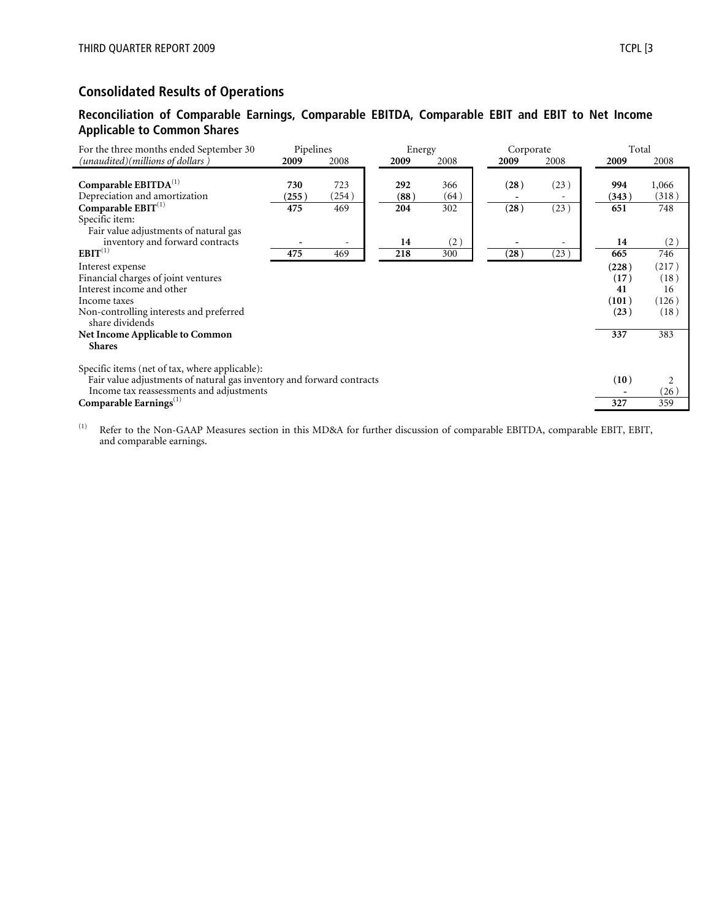## Consolidated Results of Operations

### Reconciliation of Comparable Earnings, Comparable EBITDA, Comparable EBIT and EBIT to Net Income Applicable to Common Shares

| For the three months ended September 30 | Pipelines | | Energy | | Corporate | | Total | |
|---|---|---|---|---|---|---|---|---|
| *(unaudited)(millions of dollars)* | **2009** | 2008 | **2009** | 2008 | **2009** | 2008 | **2009** | 2008 |
| **Comparable EBITDA**[1] | **730** | 723 | **292** | 366 | **(28)** | (23) | **994** | 1,066 |
| Depreciation and amortization | **(255)** | (254) | **(88)** | (64) | **-** | - | **(343)** | (318) |
| **Comparable EBIT**[1] | **475** | 469 | **204** | 302 | **(28)** | (23) | **651** | 748 |
| Specific item: | | | | | | | | |
| Fair value adjustments of natural gas inventory and forward contracts | **-** | - | **14** | (2) | **-** | - | **14** | (2) |
| **EBIT**[1] | **475** | 469 | **218** | 300 | **(28)** | (23) | **665** | 746 |
| Interest expense | | | | | | | **(228)** | (217) |
| Financial charges of joint ventures | | | | | | | **(17)** | (18) |
| Interest income and other | | | | | | | **41** | 16 |
| Income taxes | | | | | | | **(101)** | (126) |
| Non-controlling interests and preferred share dividends | | | | | | | **(23)** | (18) |
| **Net Income Applicable to Common Shares** | | | | | | | **337** | 383 |
| Specific items (net of tax, where applicable): | | | | | | | | |
| Fair value adjustments of natural gas inventory and forward contracts | | | | | | | **(10)** | 2 |
| Income tax reassessments and adjustments | | | | | | | **-** | (26) |
| **Comparable Earnings**[1] | | | | | | | **327** | 359 |

(1) Refer to the Non-GAAP Measures section in this MD&A for further discussion of comparable EBITDA, comparable EBIT, EBIT, and comparable earnings.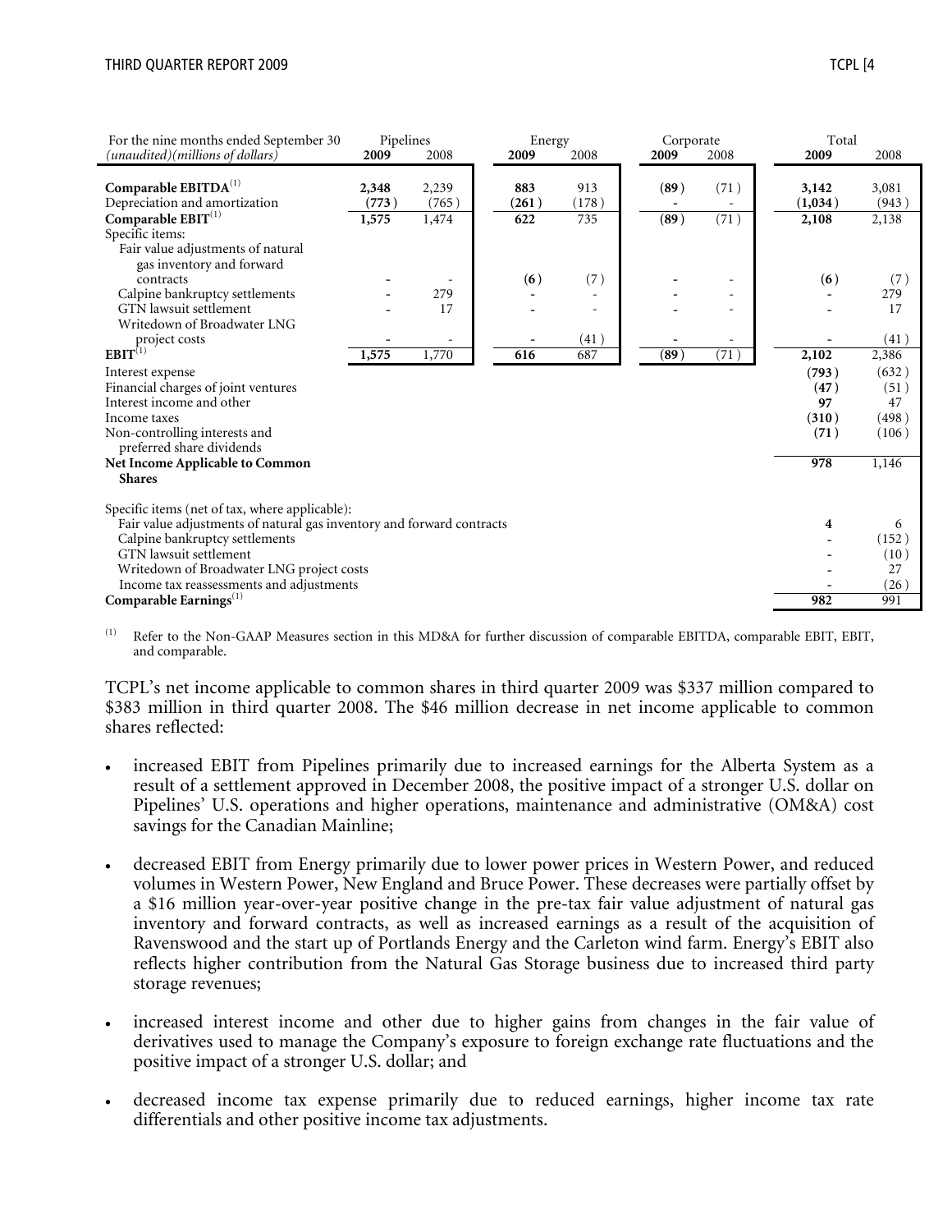| For the nine months ended September 30 *(unaudited)(millions of dollars)* | Pipelines 2009 | Pipelines 2008 | Energy 2009 | Energy 2008 | Corporate 2009 | Corporate 2008 | Total 2009 | Total 2008 |
|---|---|---|---|---|---|---|---|---|
| **Comparable EBITDA**[1] | **2,348** | 2,239 | **883** | 913 | **(89)** | (71) | **3,142** | 3,081 |
| Depreciation and amortization | **(773)** | (765) | **(261)** | (178) | **-** | - | **(1,034)** | (943) |
| **Comparable EBIT**[1] | **1,575** | 1,474 | **622** | 735 | **(89)** | (71) | **2,108** | 2,138 |
| Specific items: | | | | | | | | |
| Fair value adjustments of natural gas inventory and forward contracts | **-** | - | **(6)** | (7) | **-** | - | **(6)** | (7) |
| Calpine bankruptcy settlements | **-** | 279 | **-** | - | **-** | - | **-** | 279 |
| GTN lawsuit settlement | **-** | 17 | **-** | - | **-** | - | **-** | 17 |
| Writedown of Broadwater LNG project costs | **-** | - | **-** | (41) | **-** | - | **-** | (41) |
| **EBIT**[1] | **1,575** | 1,770 | **616** | 687 | **(89)** | (71) | **2,102** | 2,386 |
| Interest expense | | | | | | | **(793)** | (632) |
| Financial charges of joint ventures | | | | | | | **(47)** | (51) |
| Interest income and other | | | | | | | **97** | 47 |
| Income taxes | | | | | | | **(310)** | (498) |
| Non-controlling interests and preferred share dividends | | | | | | | **(71)** | (106) |
| **Net Income Applicable to Common Shares** | | | | | | | **978** | 1,146 |
| | | | | | | | | |
| Specific items (net of tax, where applicable): | | | | | | | | |
| Fair value adjustments of natural gas inventory and forward contracts | | | | | | | **4** | 6 |
| Calpine bankruptcy settlements | | | | | | | **-** | (152) |
| GTN lawsuit settlement | | | | | | | **-** | (10) |
| Writedown of Broadwater LNG project costs | | | | | | | **-** | 27 |
| Income tax reassessments and adjustments | | | | | | | **-** | (26) |
| **Comparable Earnings**[1] | | | | | | | **982** | 991 |

[1] Refer to the Non-GAAP Measures section in this MD&A for further discussion of comparable EBITDA, comparable EBIT, EBIT, and comparable.

TCPL's net income applicable to common shares in third quarter 2009 was $337 million compared to $383 million in third quarter 2008. The $46 million decrease in net income applicable to common shares reflected:

- increased EBIT from Pipelines primarily due to increased earnings for the Alberta System as a result of a settlement approved in December 2008, the positive impact of a stronger U.S. dollar on Pipelines' U.S. operations and higher operations, maintenance and administrative (OM&A) cost savings for the Canadian Mainline;

- decreased EBIT from Energy primarily due to lower power prices in Western Power, and reduced volumes in Western Power, New England and Bruce Power. These decreases were partially offset by a $16 million year-over-year positive change in the pre-tax fair value adjustment of natural gas inventory and forward contracts, as well as increased earnings as a result of the acquisition of Ravenswood and the start up of Portlands Energy and the Carleton wind farm. Energy's EBIT also reflects higher contribution from the Natural Gas Storage business due to increased third party storage revenues;

- increased interest income and other due to higher gains from changes in the fair value of derivatives used to manage the Company's exposure to foreign exchange rate fluctuations and the positive impact of a stronger U.S. dollar; and

- decreased income tax expense primarily due to reduced earnings, higher income tax rate differentials and other positive income tax adjustments.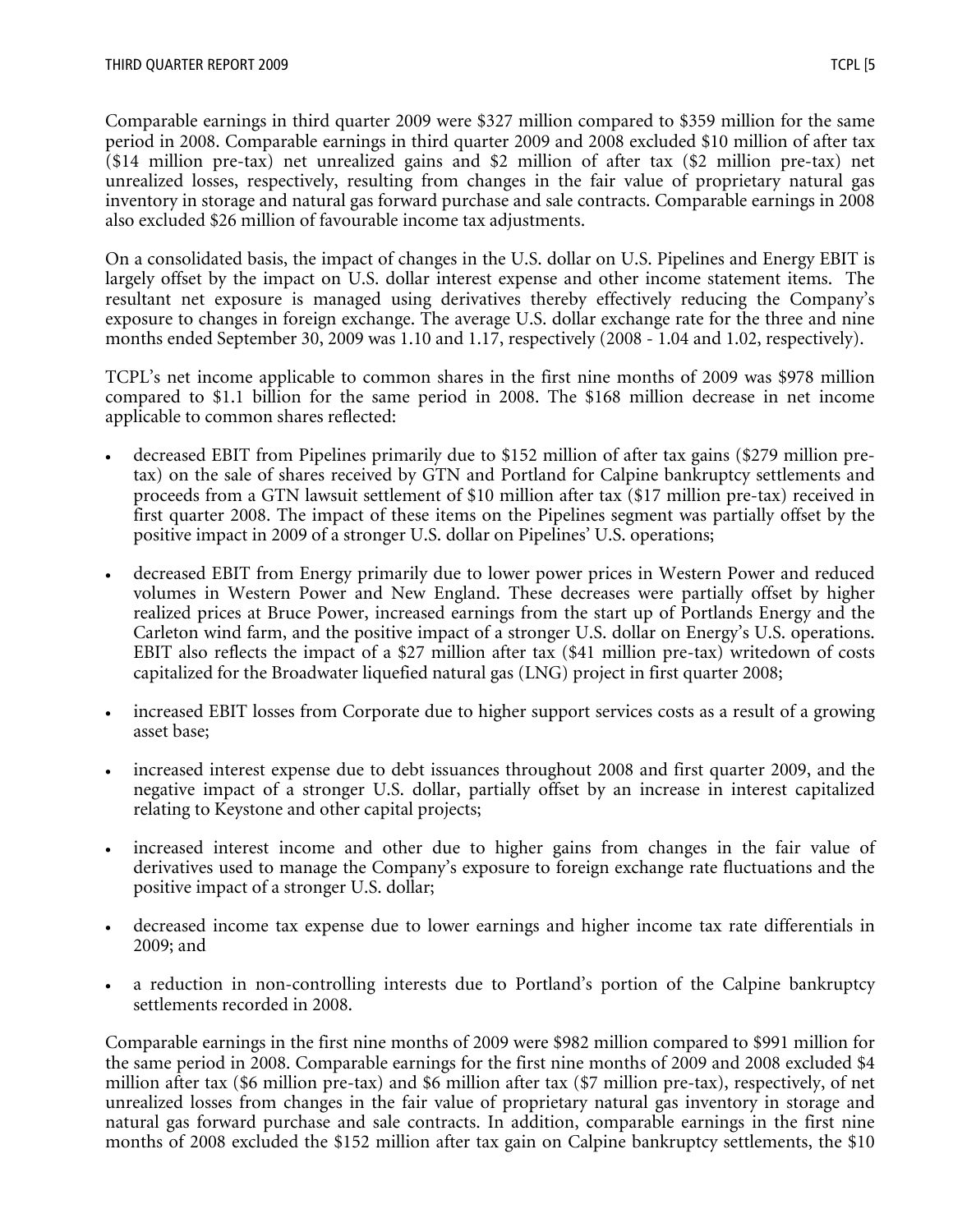Comparable earnings in third quarter 2009 were $327 million compared to $359 million for the same period in 2008. Comparable earnings in third quarter 2009 and 2008 excluded $10 million of after tax ($14 million pre-tax) net unrealized gains and $2 million of after tax ($2 million pre-tax) net unrealized losses, respectively, resulting from changes in the fair value of proprietary natural gas inventory in storage and natural gas forward purchase and sale contracts. Comparable earnings in 2008 also excluded $26 million of favourable income tax adjustments.

On a consolidated basis, the impact of changes in the U.S. dollar on U.S. Pipelines and Energy EBIT is largely offset by the impact on U.S. dollar interest expense and other income statement items. The resultant net exposure is managed using derivatives thereby effectively reducing the Company's exposure to changes in foreign exchange. The average U.S. dollar exchange rate for the three and nine months ended September 30, 2009 was 1.10 and 1.17, respectively (2008 - 1.04 and 1.02, respectively).

TCPL's net income applicable to common shares in the first nine months of 2009 was $978 million compared to $1.1 billion for the same period in 2008. The $168 million decrease in net income applicable to common shares reflected:

- decreased EBIT from Pipelines primarily due to $152 million of after tax gains ($279 million pre-tax) on the sale of shares received by GTN and Portland for Calpine bankruptcy settlements and proceeds from a GTN lawsuit settlement of $10 million after tax ($17 million pre-tax) received in first quarter 2008. The impact of these items on the Pipelines segment was partially offset by the positive impact in 2009 of a stronger U.S. dollar on Pipelines' U.S. operations;
- decreased EBIT from Energy primarily due to lower power prices in Western Power and reduced volumes in Western Power and New England. These decreases were partially offset by higher realized prices at Bruce Power, increased earnings from the start up of Portlands Energy and the Carleton wind farm, and the positive impact of a stronger U.S. dollar on Energy's U.S. operations. EBIT also reflects the impact of a $27 million after tax ($41 million pre-tax) writedown of costs capitalized for the Broadwater liquefied natural gas (LNG) project in first quarter 2008;
- increased EBIT losses from Corporate due to higher support services costs as a result of a growing asset base;
- increased interest expense due to debt issuances throughout 2008 and first quarter 2009, and the negative impact of a stronger U.S. dollar, partially offset by an increase in interest capitalized relating to Keystone and other capital projects;
- increased interest income and other due to higher gains from changes in the fair value of derivatives used to manage the Company's exposure to foreign exchange rate fluctuations and the positive impact of a stronger U.S. dollar;
- decreased income tax expense due to lower earnings and higher income tax rate differentials in 2009; and
- a reduction in non-controlling interests due to Portland's portion of the Calpine bankruptcy settlements recorded in 2008.

Comparable earnings in the first nine months of 2009 were $982 million compared to $991 million for the same period in 2008. Comparable earnings for the first nine months of 2009 and 2008 excluded $4 million after tax ($6 million pre-tax) and $6 million after tax ($7 million pre-tax), respectively, of net unrealized losses from changes in the fair value of proprietary natural gas inventory in storage and natural gas forward purchase and sale contracts. In addition, comparable earnings in the first nine months of 2008 excluded the $152 million after tax gain on Calpine bankruptcy settlements, the $10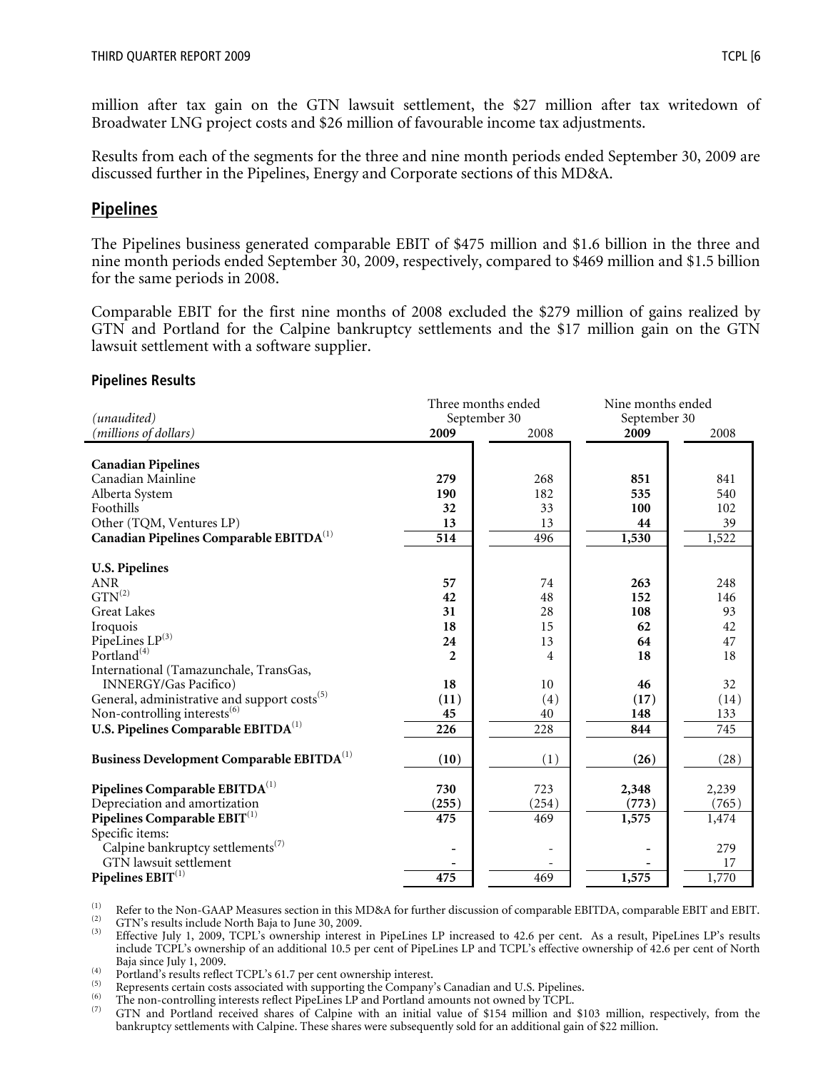million after tax gain on the GTN lawsuit settlement, the $27 million after tax writedown of Broadwater LNG project costs and $26 million of favourable income tax adjustments.

Results from each of the segments for the three and nine month periods ended September 30, 2009 are discussed further in the Pipelines, Energy and Corporate sections of this MD&A.

## Pipelines

The Pipelines business generated comparable EBIT of $475 million and $1.6 billion in the three and nine month periods ended September 30, 2009, respectively, compared to $469 million and $1.5 billion for the same periods in 2008.

Comparable EBIT for the first nine months of 2008 excluded the $279 million of gains realized by GTN and Portland for the Calpine bankruptcy settlements and the $17 million gain on the GTN lawsuit settlement with a software supplier.

### Pipelines Results

| *(unaudited)* | Three months ended September 30 | | Nine months ended September 30 | |
|---|---|---|---|---|
| *(millions of dollars)* | **2009** | 2008 | **2009** | 2008 |
| **Canadian Pipelines** | | | | |
| Canadian Mainline | **279** | 268 | **851** | 841 |
| Alberta System | **190** | 182 | **535** | 540 |
| Foothills | **32** | 33 | **100** | 102 |
| Other (TQM, Ventures LP) | **13** | 13 | **44** | 39 |
| **Canadian Pipelines Comparable EBITDA**[1] | **514** | 496 | **1,530** | 1,522 |
| **U.S. Pipelines** | | | | |
| ANR | **57** | 74 | **263** | 248 |
| GTN[2] | **42** | 48 | **152** | 146 |
| Great Lakes | **31** | 28 | **108** | 93 |
| Iroquois | **18** | 15 | **62** | 42 |
| PipeLines LP[3] | **24** | 13 | **64** | 47 |
| Portland[4] | **2** | 4 | **18** | 18 |
| International (Tamazunchale, TransGas, INNERGY/Gas Pacifico) | **18** | 10 | **46** | 32 |
| General, administrative and support costs[5] | **(11)** | (4) | **(17)** | (14) |
| Non-controlling interests[6] | **45** | 40 | **148** | 133 |
| **U.S. Pipelines Comparable EBITDA**[1] | **226** | 228 | **844** | 745 |
| **Business Development Comparable EBITDA**[1] | **(10)** | (1) | **(26)** | (28) |
| **Pipelines Comparable EBITDA**[1] | **730** | 723 | **2,348** | 2,239 |
| Depreciation and amortization | **(255)** | (254) | **(773)** | (765) |
| **Pipelines Comparable EBIT**[1] | **475** | 469 | **1,575** | 1,474 |
| Specific items: | | | | |
| Calpine bankruptcy settlements[7] | **-** | - | **-** | 279 |
| GTN lawsuit settlement | **-** | - | **-** | 17 |
| **Pipelines EBIT**[1] | **475** | 469 | **1,575** | 1,770 |

(1) Refer to the Non-GAAP Measures section in this MD&A for further discussion of comparable EBITDA, comparable EBIT and EBIT.
(2) GTN's results include North Baja to June 30, 2009.
(3) Effective July 1, 2009, TCPL's ownership interest in PipeLines LP increased to 42.6 per cent. As a result, PipeLines LP's results include TCPL's ownership of an additional 10.5 per cent of PipeLines LP and TCPL's effective ownership of 42.6 per cent of North Baja since July 1, 2009.
(4) Portland's results reflect TCPL's 61.7 per cent ownership interest.
(5) Represents certain costs associated with supporting the Company's Canadian and U.S. Pipelines.
(6) The non-controlling interests reflect PipeLines LP and Portland amounts not owned by TCPL.
(7) GTN and Portland received shares of Calpine with an initial value of $154 million and $103 million, respectively, from the bankruptcy settlements with Calpine. These shares were subsequently sold for an additional gain of $22 million.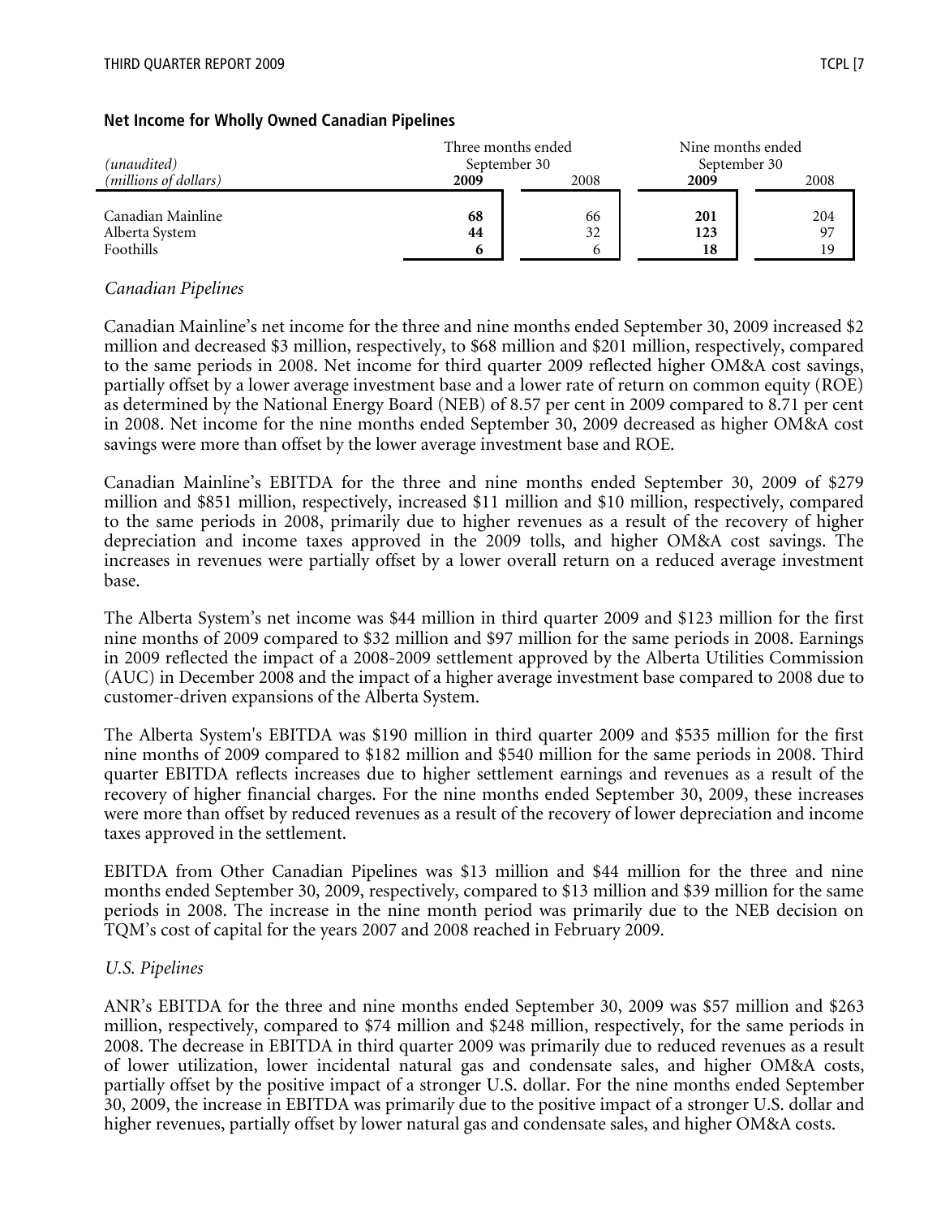### Net Income for Wholly Owned Canadian Pipelines

| *(unaudited)* *(millions of dollars)* | Three months ended September 30 | | Nine months ended September 30 | |
|---|---|---|---|---|
| | **2009** | 2008 | **2009** | 2008 |
| Canadian Mainline | **68** | 66 | **201** | 204 |
| Alberta System | **44** | 32 | **123** | 97 |
| Foothills | **6** | 6 | **18** | 19 |

*Canadian Pipelines*

Canadian Mainline's net income for the three and nine months ended September 30, 2009 increased $2 million and decreased $3 million, respectively, to $68 million and $201 million, respectively, compared to the same periods in 2008. Net income for third quarter 2009 reflected higher OM&A cost savings, partially offset by a lower average investment base and a lower rate of return on common equity (ROE) as determined by the National Energy Board (NEB) of 8.57 per cent in 2009 compared to 8.71 per cent in 2008. Net income for the nine months ended September 30, 2009 decreased as higher OM&A cost savings were more than offset by the lower average investment base and ROE.

Canadian Mainline's EBITDA for the three and nine months ended September 30, 2009 of $279 million and $851 million, respectively, increased $11 million and $10 million, respectively, compared to the same periods in 2008, primarily due to higher revenues as a result of the recovery of higher depreciation and income taxes approved in the 2009 tolls, and higher OM&A cost savings. The increases in revenues were partially offset by a lower overall return on a reduced average investment base.

The Alberta System's net income was $44 million in third quarter 2009 and $123 million for the first nine months of 2009 compared to $32 million and $97 million for the same periods in 2008. Earnings in 2009 reflected the impact of a 2008-2009 settlement approved by the Alberta Utilities Commission (AUC) in December 2008 and the impact of a higher average investment base compared to 2008 due to customer-driven expansions of the Alberta System.

The Alberta System's EBITDA was $190 million in third quarter 2009 and $535 million for the first nine months of 2009 compared to $182 million and $540 million for the same periods in 2008. Third quarter EBITDA reflects increases due to higher settlement earnings and revenues as a result of the recovery of higher financial charges. For the nine months ended September 30, 2009, these increases were more than offset by reduced revenues as a result of the recovery of lower depreciation and income taxes approved in the settlement.

EBITDA from Other Canadian Pipelines was $13 million and $44 million for the three and nine months ended September 30, 2009, respectively, compared to $13 million and $39 million for the same periods in 2008. The increase in the nine month period was primarily due to the NEB decision on TQM's cost of capital for the years 2007 and 2008 reached in February 2009.

*U.S. Pipelines*

ANR's EBITDA for the three and nine months ended September 30, 2009 was $57 million and $263 million, respectively, compared to $74 million and $248 million, respectively, for the same periods in 2008. The decrease in EBITDA in third quarter 2009 was primarily due to reduced revenues as a result of lower utilization, lower incidental natural gas and condensate sales, and higher OM&A costs, partially offset by the positive impact of a stronger U.S. dollar. For the nine months ended September 30, 2009, the increase in EBITDA was primarily due to the positive impact of a stronger U.S. dollar and higher revenues, partially offset by lower natural gas and condensate sales, and higher OM&A costs.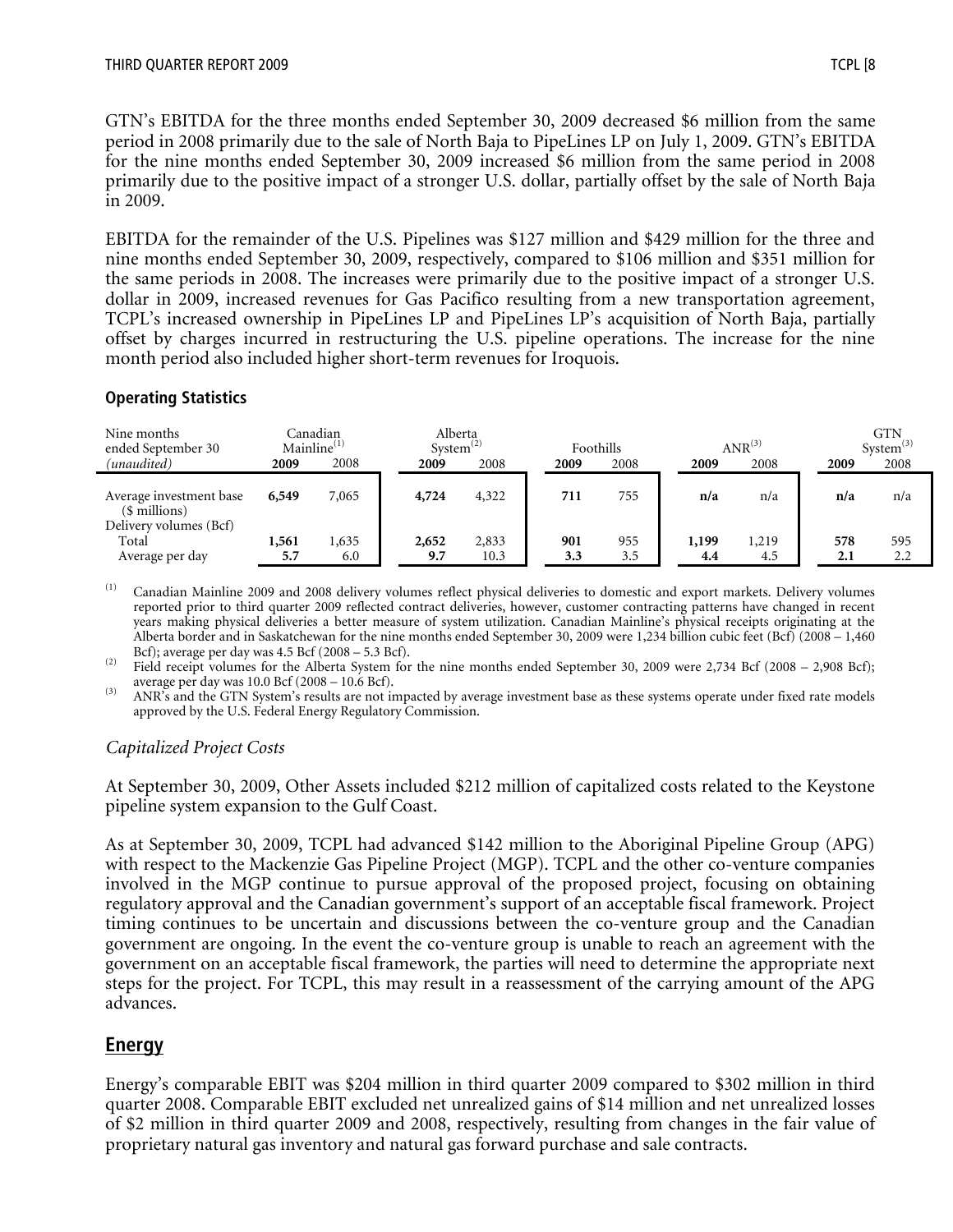GTN's EBITDA for the three months ended September 30, 2009 decreased $6 million from the same period in 2008 primarily due to the sale of North Baja to PipeLines LP on July 1, 2009. GTN's EBITDA for the nine months ended September 30, 2009 increased $6 million from the same period in 2008 primarily due to the positive impact of a stronger U.S. dollar, partially offset by the sale of North Baja in 2009.

EBITDA for the remainder of the U.S. Pipelines was $127 million and $429 million for the three and nine months ended September 30, 2009, respectively, compared to $106 million and $351 million for the same periods in 2008. The increases were primarily due to the positive impact of a stronger U.S. dollar in 2009, increased revenues for Gas Pacifico resulting from a new transportation agreement, TCPL's increased ownership in PipeLines LP and PipeLines LP's acquisition of North Baja, partially offset by charges incurred in restructuring the U.S. pipeline operations. The increase for the nine month period also included higher short-term revenues for Iroquois.

### Operating Statistics

| Nine months ended September 30 *(unaudited)* | Canadian Mainline[(1)] | | Alberta System[(2)] | | Foothills | | ANR[(3)] | | GTN System[(3)] | |
|---|---|---|---|---|---|---|---|---|---|---|
| | **2009** | 2008 | **2009** | 2008 | **2009** | 2008 | **2009** | 2008 | **2009** | 2008 |
| Average investment base ($ millions) | **6,549** | 7,065 | **4,724** | 4,322 | **711** | 755 | **n/a** | n/a | **n/a** | n/a |
| Delivery volumes (Bcf) | | | | | | | | | | |
| Total | **1,561** | 1,635 | **2,652** | 2,833 | **901** | 955 | **1,199** | 1,219 | **578** | 595 |
| Average per day | **5.7** | 6.0 | **9.7** | 10.3 | **3.3** | 3.5 | **4.4** | 4.5 | **2.1** | 2.2 |

(1) Canadian Mainline 2009 and 2008 delivery volumes reflect physical deliveries to domestic and export markets. Delivery volumes reported prior to third quarter 2009 reflected contract deliveries, however, customer contracting patterns have changed in recent years making physical deliveries a better measure of system utilization. Canadian Mainline's physical receipts originating at the Alberta border and in Saskatchewan for the nine months ended September 30, 2009 were 1,234 billion cubic feet (Bcf) (2008 – 1,460 Bcf); average per day was 4.5 Bcf (2008 – 5.3 Bcf).

(2) Field receipt volumes for the Alberta System for the nine months ended September 30, 2009 were 2,734 Bcf (2008 – 2,908 Bcf); average per day was 10.0 Bcf (2008 – 10.6 Bcf).

(3) ANR's and the GTN System's results are not impacted by average investment base as these systems operate under fixed rate models approved by the U.S. Federal Energy Regulatory Commission.

*Capitalized Project Costs*

At September 30, 2009, Other Assets included $212 million of capitalized costs related to the Keystone pipeline system expansion to the Gulf Coast.

As at September 30, 2009, TCPL had advanced $142 million to the Aboriginal Pipeline Group (APG) with respect to the Mackenzie Gas Pipeline Project (MGP). TCPL and the other co-venture companies involved in the MGP continue to pursue approval of the proposed project, focusing on obtaining regulatory approval and the Canadian government's support of an acceptable fiscal framework. Project timing continues to be uncertain and discussions between the co-venture group and the Canadian government are ongoing. In the event the co-venture group is unable to reach an agreement with the government on an acceptable fiscal framework, the parties will need to determine the appropriate next steps for the project. For TCPL, this may result in a reassessment of the carrying amount of the APG advances.

## Energy

Energy's comparable EBIT was $204 million in third quarter 2009 compared to $302 million in third quarter 2008. Comparable EBIT excluded net unrealized gains of $14 million and net unrealized losses of $2 million in third quarter 2009 and 2008, respectively, resulting from changes in the fair value of proprietary natural gas inventory and natural gas forward purchase and sale contracts.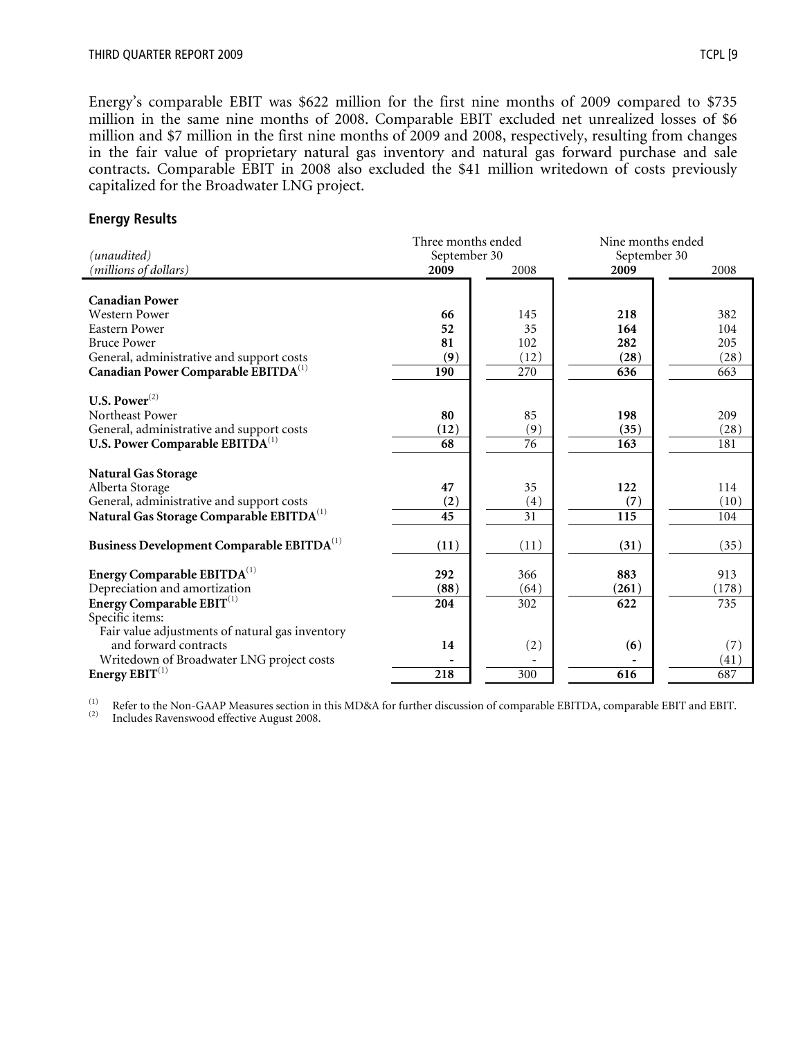Energy's comparable EBIT was $622 million for the first nine months of 2009 compared to $735 million in the same nine months of 2008. Comparable EBIT excluded net unrealized losses of $6 million and $7 million in the first nine months of 2009 and 2008, respectively, resulting from changes in the fair value of proprietary natural gas inventory and natural gas forward purchase and sale contracts. Comparable EBIT in 2008 also excluded the $41 million writedown of costs previously capitalized for the Broadwater LNG project.

### Energy Results

| *(unaudited)* | Three months ended September 30 | | Nine months ended September 30 | |
|---|---|---|---|---|
| *(millions of dollars)* | **2009** | 2008 | **2009** | 2008 |
| **Canadian Power** | | | | |
| Western Power | **66** | 145 | **218** | 382 |
| Eastern Power | **52** | 35 | **164** | 104 |
| Bruce Power | **81** | 102 | **282** | 205 |
| General, administrative and support costs | **(9)** | (12) | **(28)** | (28) |
| **Canadian Power Comparable EBITDA**[1] | **190** | 270 | **636** | 663 |
| **U.S. Power**[2] | | | | |
| Northeast Power | **80** | 85 | **198** | 209 |
| General, administrative and support costs | **(12)** | (9) | **(35)** | (28) |
| **U.S. Power Comparable EBITDA**[1] | **68** | 76 | **163** | 181 |
| **Natural Gas Storage** | | | | |
| Alberta Storage | **47** | 35 | **122** | 114 |
| General, administrative and support costs | **(2)** | (4) | **(7)** | (10) |
| **Natural Gas Storage Comparable EBITDA**[1] | **45** | 31 | **115** | 104 |
| **Business Development Comparable EBITDA**[1] | **(11)** | (11) | **(31)** | (35) |
| **Energy Comparable EBITDA**[1] | **292** | 366 | **883** | 913 |
| Depreciation and amortization | **(88)** | (64) | **(261)** | (178) |
| **Energy Comparable EBIT**[1] | **204** | 302 | **622** | 735 |
| Specific items: | | | | |
| Fair value adjustments of natural gas inventory and forward contracts | **14** | (2) | **(6)** | (7) |
| Writedown of Broadwater LNG project costs | **-** | - | **-** | (41) |
| **Energy EBIT**[1] | **218** | 300 | **616** | 687 |

(1) Refer to the Non-GAAP Measures section in this MD&A for further discussion of comparable EBITDA, comparable EBIT and EBIT.
(2) Includes Ravenswood effective August 2008.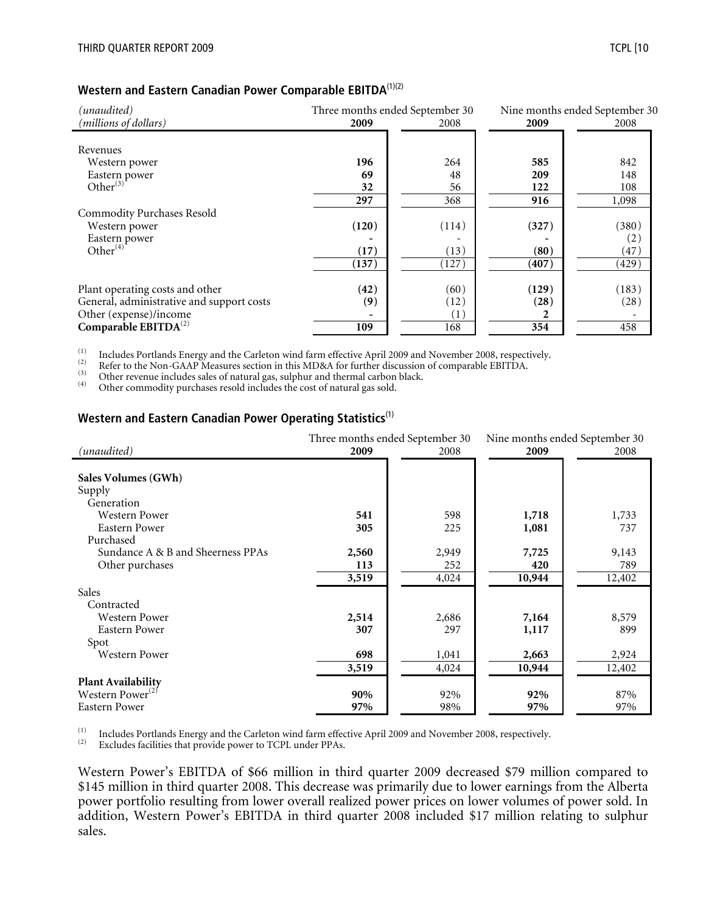### Western and Eastern Canadian Power Comparable EBITDA[(1)(2)]

| *(unaudited)* | Three months ended September 30 | | Nine months ended September 30 | |
|---|---|---|---|---|
| *(millions of dollars)* | **2009** | 2008 | **2009** | 2008 |
| Revenues | | | | |
| Western power | **196** | 264 | **585** | 842 |
| Eastern power | **69** | 48 | **209** | 148 |
| Other[(3)] | **32** | 56 | **122** | 108 |
| | **297** | 368 | **916** | 1,098 |
| Commodity Purchases Resold | | | | |
| Western power | **(120)** | (114) | **(327)** | (380) |
| Eastern power | **-** | - | **-** | (2) |
| Other[(4)] | **(17)** | (13) | **(80)** | (47) |
| | **(137)** | (127) | **(407)** | (429) |
| Plant operating costs and other | **(42)** | (60) | **(129)** | (183) |
| General, administrative and support costs | **(9)** | (12) | **(28)** | (28) |
| Other (expense)/income | **-** | (1) | **2** | - |
| **Comparable EBITDA**[(2)] | **109** | 168 | **354** | 458 |

(1) Includes Portlands Energy and the Carleton wind farm effective April 2009 and November 2008, respectively.
(2) Refer to the Non-GAAP Measures section in this MD&A for further discussion of comparable EBITDA.
(3) Other revenue includes sales of natural gas, sulphur and thermal carbon black.
(4) Other commodity purchases resold includes the cost of natural gas sold.

### Western and Eastern Canadian Power Operating Statistics[(1)]

| *(unaudited)* | Three months ended September 30 **2009** | 2008 | Nine months ended September 30 **2009** | 2008 |
|---|---|---|---|---|
| **Sales Volumes (GWh)** | | | | |
| Supply | | | | |
| Generation | | | | |
| Western Power | **541** | 598 | **1,718** | 1,733 |
| Eastern Power | **305** | 225 | **1,081** | 737 |
| Purchased | | | | |
| Sundance A & B and Sheerness PPAs | **2,560** | 2,949 | **7,725** | 9,143 |
| Other purchases | **113** | 252 | **420** | 789 |
| | **3,519** | 4,024 | **10,944** | 12,402 |
| Sales | | | | |
| Contracted | | | | |
| Western Power | **2,514** | 2,686 | **7,164** | 8,579 |
| Eastern Power | **307** | 297 | **1,117** | 899 |
| Spot | | | | |
| Western Power | **698** | 1,041 | **2,663** | 2,924 |
| | **3,519** | 4,024 | **10,944** | 12,402 |
| **Plant Availability** | | | | |
| Western Power[(2)] | **90%** | 92% | **92%** | 87% |
| Eastern Power | **97%** | 98% | **97%** | 97% |

(1) Includes Portlands Energy and the Carleton wind farm effective April 2009 and November 2008, respectively.
(2) Excludes facilities that provide power to TCPL under PPAs.

Western Power's EBITDA of $66 million in third quarter 2009 decreased $79 million compared to $145 million in third quarter 2008. This decrease was primarily due to lower earnings from the Alberta power portfolio resulting from lower overall realized power prices on lower volumes of power sold. In addition, Western Power's EBITDA in third quarter 2008 included $17 million relating to sulphur sales.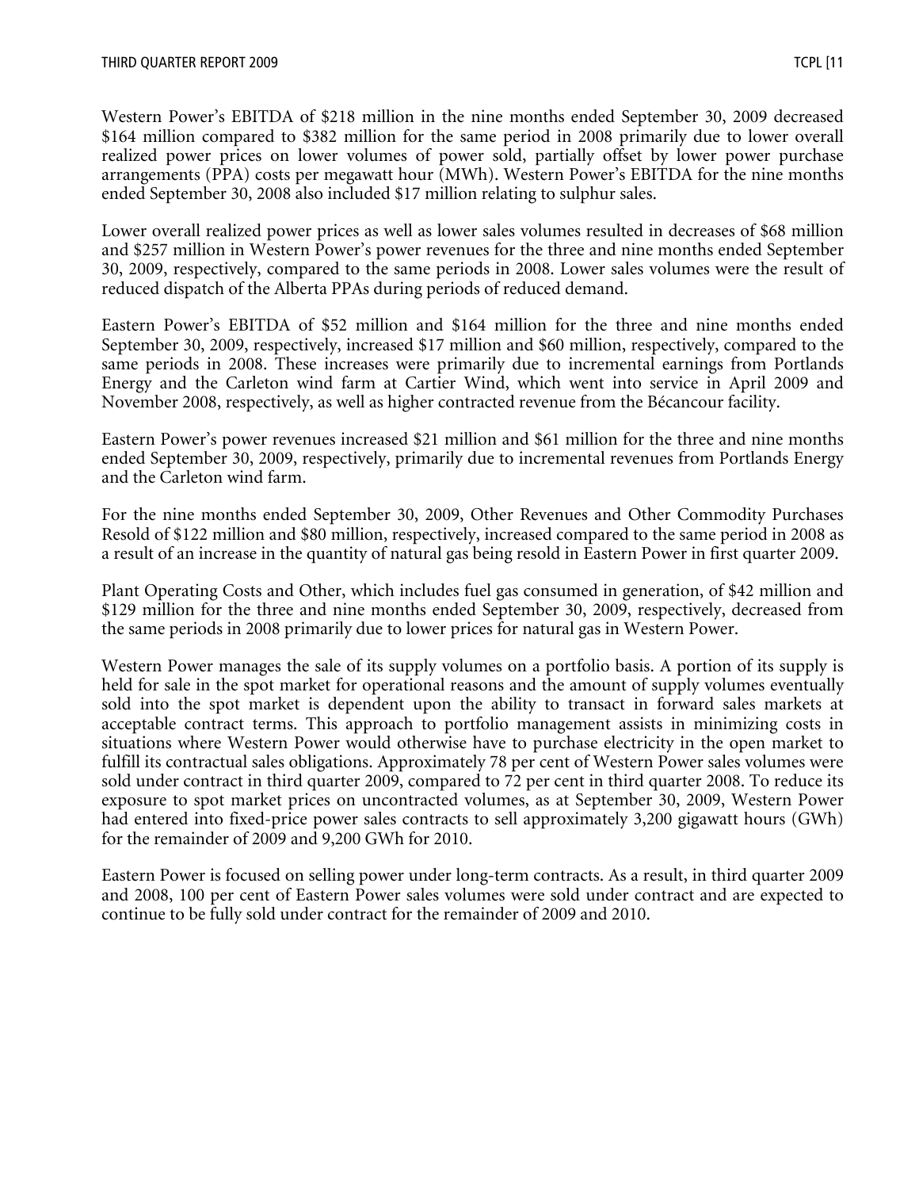Western Power's EBITDA of $218 million in the nine months ended September 30, 2009 decreased $164 million compared to $382 million for the same period in 2008 primarily due to lower overall realized power prices on lower volumes of power sold, partially offset by lower power purchase arrangements (PPA) costs per megawatt hour (MWh). Western Power's EBITDA for the nine months ended September 30, 2008 also included $17 million relating to sulphur sales.

Lower overall realized power prices as well as lower sales volumes resulted in decreases of $68 million and $257 million in Western Power's power revenues for the three and nine months ended September 30, 2009, respectively, compared to the same periods in 2008. Lower sales volumes were the result of reduced dispatch of the Alberta PPAs during periods of reduced demand.

Eastern Power's EBITDA of $52 million and $164 million for the three and nine months ended September 30, 2009, respectively, increased $17 million and $60 million, respectively, compared to the same periods in 2008. These increases were primarily due to incremental earnings from Portlands Energy and the Carleton wind farm at Cartier Wind, which went into service in April 2009 and November 2008, respectively, as well as higher contracted revenue from the Bécancour facility.

Eastern Power's power revenues increased $21 million and $61 million for the three and nine months ended September 30, 2009, respectively, primarily due to incremental revenues from Portlands Energy and the Carleton wind farm.

For the nine months ended September 30, 2009, Other Revenues and Other Commodity Purchases Resold of $122 million and $80 million, respectively, increased compared to the same period in 2008 as a result of an increase in the quantity of natural gas being resold in Eastern Power in first quarter 2009.

Plant Operating Costs and Other, which includes fuel gas consumed in generation, of $42 million and $129 million for the three and nine months ended September 30, 2009, respectively, decreased from the same periods in 2008 primarily due to lower prices for natural gas in Western Power.

Western Power manages the sale of its supply volumes on a portfolio basis. A portion of its supply is held for sale in the spot market for operational reasons and the amount of supply volumes eventually sold into the spot market is dependent upon the ability to transact in forward sales markets at acceptable contract terms. This approach to portfolio management assists in minimizing costs in situations where Western Power would otherwise have to purchase electricity in the open market to fulfill its contractual sales obligations. Approximately 78 per cent of Western Power sales volumes were sold under contract in third quarter 2009, compared to 72 per cent in third quarter 2008. To reduce its exposure to spot market prices on uncontracted volumes, as at September 30, 2009, Western Power had entered into fixed-price power sales contracts to sell approximately 3,200 gigawatt hours (GWh) for the remainder of 2009 and 9,200 GWh for 2010.

Eastern Power is focused on selling power under long-term contracts. As a result, in third quarter 2009 and 2008, 100 per cent of Eastern Power sales volumes were sold under contract and are expected to continue to be fully sold under contract for the remainder of 2009 and 2010.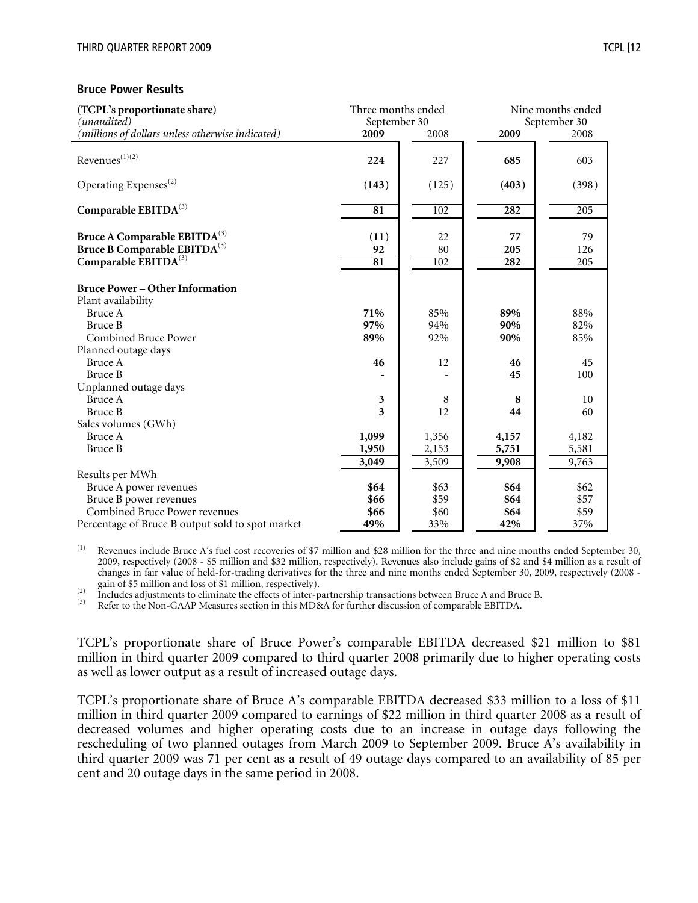## Bruce Power Results

| **(TCPL's proportionate share)** *(unaudited)* *(millions of dollars unless otherwise indicated)* | Three months ended September 30 | | Nine months ended September 30 | |
|---|---|---|---|---|
| | **2009** | 2008 | **2009** | 2008 |
| Revenues[(1)(2)] | **224** | 227 | **685** | 603 |
| Operating Expenses[(2)] | **(143)** | (125) | **(403)** | (398) |
| **Comparable EBITDA**[(3)] | **81** | 102 | **282** | 205 |
| **Bruce A Comparable EBITDA**[(3)] | **(11)** | 22 | **77** | 79 |
| **Bruce B Comparable EBITDA**[(3)] | **92** | 80 | **205** | 126 |
| **Comparable EBITDA**[(3)] | **81** | 102 | **282** | 205 |
| **Bruce Power – Other Information** | | | | |
| Plant availability | | | | |
| Bruce A | **71%** | 85% | **89%** | 88% |
| Bruce B | **97%** | 94% | **90%** | 82% |
| Combined Bruce Power | **89%** | 92% | **90%** | 85% |
| Planned outage days | | | | |
| Bruce A | **46** | 12 | **46** | 45 |
| Bruce B | **-** | - | **45** | 100 |
| Unplanned outage days | | | | |
| Bruce A | **3** | 8 | **8** | 10 |
| Bruce B | **3** | 12 | **44** | 60 |
| Sales volumes (GWh) | | | | |
| Bruce A | **1,099** | 1,356 | **4,157** | 4,182 |
| Bruce B | **1,950** | 2,153 | **5,751** | 5,581 |
| | **3,049** | 3,509 | **9,908** | 9,763 |
| Results per MWh | | | | |
| Bruce A power revenues | **$64** | $63 | **$64** | $62 |
| Bruce B power revenues | **$66** | $59 | **$64** | $57 |
| Combined Bruce Power revenues | **$66** | $60 | **$64** | $59 |
| Percentage of Bruce B output sold to spot market | **49%** | 33% | **42%** | 37% |

(1) Revenues include Bruce A's fuel cost recoveries of $7 million and $28 million for the three and nine months ended September 30, 2009, respectively (2008 - $5 million and $32 million, respectively). Revenues also include gains of $2 and $4 million as a result of changes in fair value of held-for-trading derivatives for the three and nine months ended September 30, 2009, respectively (2008 - gain of $5 million and loss of $1 million, respectively).

(2) Includes adjustments to eliminate the effects of inter-partnership transactions between Bruce A and Bruce B.

(3) Refer to the Non-GAAP Measures section in this MD&A for further discussion of comparable EBITDA.

TCPL's proportionate share of Bruce Power's comparable EBITDA decreased $21 million to $81 million in third quarter 2009 compared to third quarter 2008 primarily due to higher operating costs as well as lower output as a result of increased outage days.

TCPL's proportionate share of Bruce A's comparable EBITDA decreased $33 million to a loss of $11 million in third quarter 2009 compared to earnings of $22 million in third quarter 2008 as a result of decreased volumes and higher operating costs due to an increase in outage days following the rescheduling of two planned outages from March 2009 to September 2009. Bruce A's availability in third quarter 2009 was 71 per cent as a result of 49 outage days compared to an availability of 85 per cent and 20 outage days in the same period in 2008.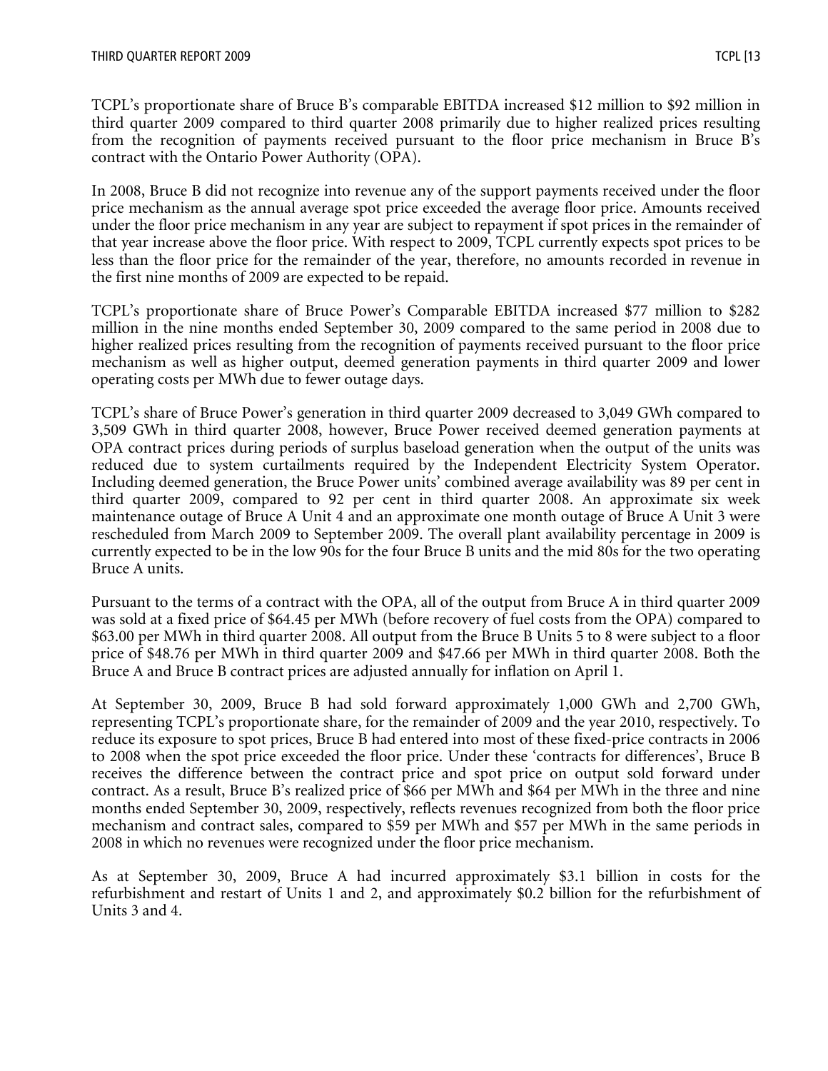TCPL's proportionate share of Bruce B's comparable EBITDA increased $12 million to $92 million in third quarter 2009 compared to third quarter 2008 primarily due to higher realized prices resulting from the recognition of payments received pursuant to the floor price mechanism in Bruce B's contract with the Ontario Power Authority (OPA).

In 2008, Bruce B did not recognize into revenue any of the support payments received under the floor price mechanism as the annual average spot price exceeded the average floor price. Amounts received under the floor price mechanism in any year are subject to repayment if spot prices in the remainder of that year increase above the floor price. With respect to 2009, TCPL currently expects spot prices to be less than the floor price for the remainder of the year, therefore, no amounts recorded in revenue in the first nine months of 2009 are expected to be repaid.

TCPL's proportionate share of Bruce Power's Comparable EBITDA increased $77 million to $282 million in the nine months ended September 30, 2009 compared to the same period in 2008 due to higher realized prices resulting from the recognition of payments received pursuant to the floor price mechanism as well as higher output, deemed generation payments in third quarter 2009 and lower operating costs per MWh due to fewer outage days.

TCPL's share of Bruce Power's generation in third quarter 2009 decreased to 3,049 GWh compared to 3,509 GWh in third quarter 2008, however, Bruce Power received deemed generation payments at OPA contract prices during periods of surplus baseload generation when the output of the units was reduced due to system curtailments required by the Independent Electricity System Operator. Including deemed generation, the Bruce Power units' combined average availability was 89 per cent in third quarter 2009, compared to 92 per cent in third quarter 2008. An approximate six week maintenance outage of Bruce A Unit 4 and an approximate one month outage of Bruce A Unit 3 were rescheduled from March 2009 to September 2009. The overall plant availability percentage in 2009 is currently expected to be in the low 90s for the four Bruce B units and the mid 80s for the two operating Bruce A units.

Pursuant to the terms of a contract with the OPA, all of the output from Bruce A in third quarter 2009 was sold at a fixed price of $64.45 per MWh (before recovery of fuel costs from the OPA) compared to $63.00 per MWh in third quarter 2008. All output from the Bruce B Units 5 to 8 were subject to a floor price of $48.76 per MWh in third quarter 2009 and $47.66 per MWh in third quarter 2008. Both the Bruce A and Bruce B contract prices are adjusted annually for inflation on April 1.

At September 30, 2009, Bruce B had sold forward approximately 1,000 GWh and 2,700 GWh, representing TCPL's proportionate share, for the remainder of 2009 and the year 2010, respectively. To reduce its exposure to spot prices, Bruce B had entered into most of these fixed-price contracts in 2006 to 2008 when the spot price exceeded the floor price. Under these 'contracts for differences', Bruce B receives the difference between the contract price and spot price on output sold forward under contract. As a result, Bruce B's realized price of $66 per MWh and $64 per MWh in the three and nine months ended September 30, 2009, respectively, reflects revenues recognized from both the floor price mechanism and contract sales, compared to $59 per MWh and $57 per MWh in the same periods in 2008 in which no revenues were recognized under the floor price mechanism.

As at September 30, 2009, Bruce A had incurred approximately $3.1 billion in costs for the refurbishment and restart of Units 1 and 2, and approximately $0.2 billion for the refurbishment of Units 3 and 4.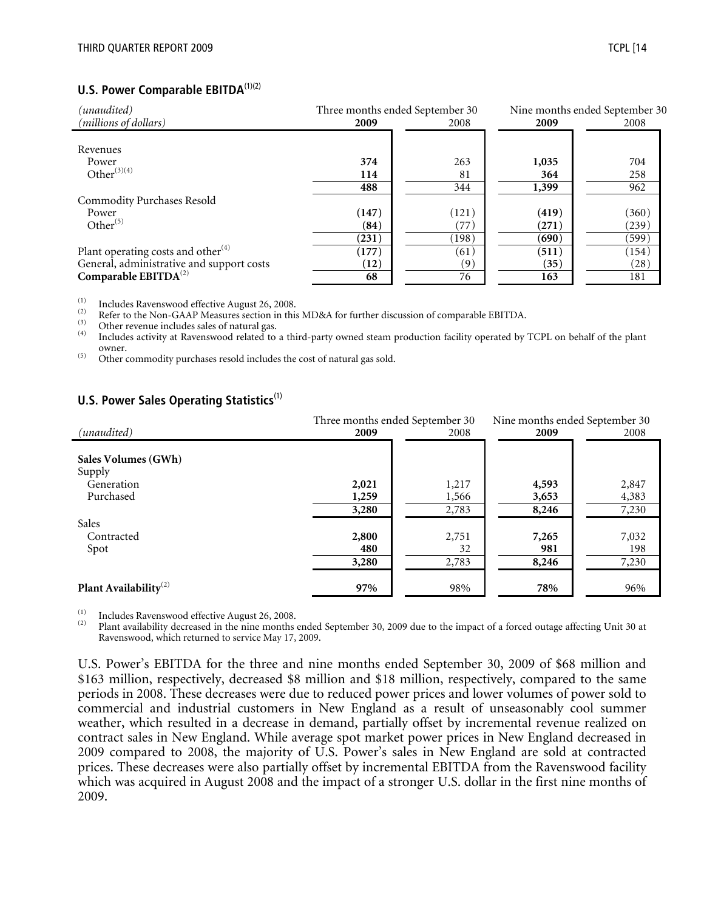## U.S. Power Comparable EBITDA[(1)(2)]

| *(unaudited)* *(millions of dollars)* | Three months ended September 30 | | Nine months ended September 30 | |
|---|---|---|---|---|
| | **2009** | 2008 | **2009** | 2008 |
| Revenues | | | | |
| Power | **374** | 263 | **1,035** | 704 |
| Other[(3)(4)] | **114** | 81 | **364** | 258 |
| | **488** | 344 | **1,399** | 962 |
| Commodity Purchases Resold | | | | |
| Power | **(147)** | (121) | **(419)** | (360) |
| Other[(5)] | **(84)** | (77) | **(271)** | (239) |
| | **(231)** | (198) | **(690)** | (599) |
| Plant operating costs and other[(4)] | **(177)** | (61) | **(511)** | (154) |
| General, administrative and support costs | **(12)** | (9) | **(35)** | (28) |
| **Comparable EBITDA**[(2)] | **68** | 76 | **163** | 181 |

(1) Includes Ravenswood effective August 26, 2008.
(2) Refer to the Non-GAAP Measures section in this MD&A for further discussion of comparable EBITDA.
(3) Other revenue includes sales of natural gas.
(4) Includes activity at Ravenswood related to a third-party owned steam production facility operated by TCPL on behalf of the plant owner.
(5) Other commodity purchases resold includes the cost of natural gas sold.

## U.S. Power Sales Operating Statistics[(1)]

| *(unaudited)* | Three months ended September 30 | | Nine months ended September 30 | |
|---|---|---|---|---|
| | **2009** | 2008 | **2009** | 2008 |
| **Sales Volumes (GWh)** | | | | |
| Supply | | | | |
| Generation | **2,021** | 1,217 | **4,593** | 2,847 |
| Purchased | **1,259** | 1,566 | **3,653** | 4,383 |
| | **3,280** | 2,783 | **8,246** | 7,230 |
| Sales | | | | |
| Contracted | **2,800** | 2,751 | **7,265** | 7,032 |
| Spot | **480** | 32 | **981** | 198 |
| | **3,280** | 2,783 | **8,246** | 7,230 |
| **Plant Availability**[(2)] | **97%** | 98% | **78%** | 96% |

(1) Includes Ravenswood effective August 26, 2008.
(2) Plant availability decreased in the nine months ended September 30, 2009 due to the impact of a forced outage affecting Unit 30 at Ravenswood, which returned to service May 17, 2009.

U.S. Power's EBITDA for the three and nine months ended September 30, 2009 of $68 million and $163 million, respectively, decreased $8 million and $18 million, respectively, compared to the same periods in 2008. These decreases were due to reduced power prices and lower volumes of power sold to commercial and industrial customers in New England as a result of unseasonably cool summer weather, which resulted in a decrease in demand, partially offset by incremental revenue realized on contract sales in New England. While average spot market power prices in New England decreased in 2009 compared to 2008, the majority of U.S. Power's sales in New England are sold at contracted prices. These decreases were also partially offset by incremental EBITDA from the Ravenswood facility which was acquired in August 2008 and the impact of a stronger U.S. dollar in the first nine months of 2009.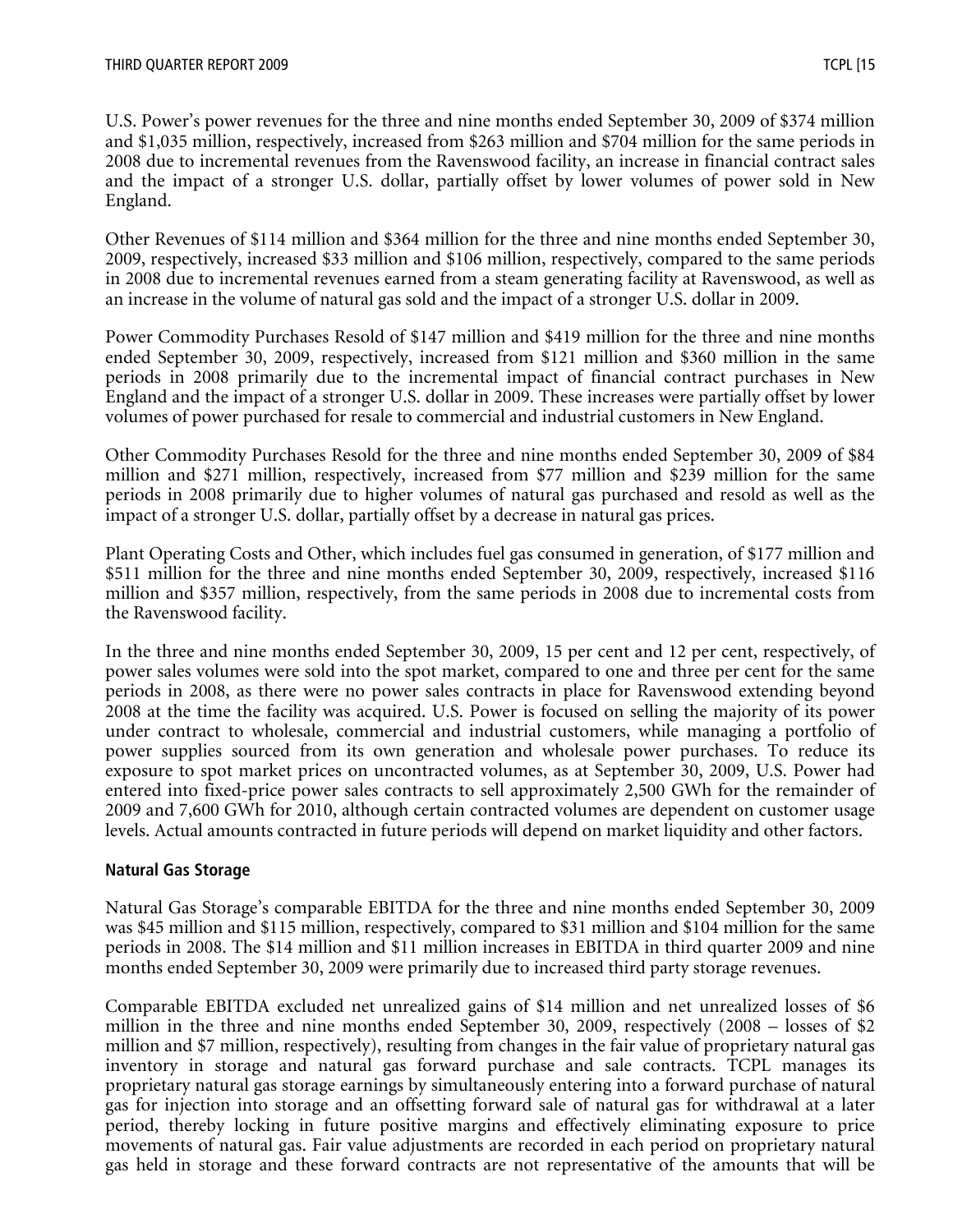U.S. Power's power revenues for the three and nine months ended September 30, 2009 of $374 million and $1,035 million, respectively, increased from $263 million and $704 million for the same periods in 2008 due to incremental revenues from the Ravenswood facility, an increase in financial contract sales and the impact of a stronger U.S. dollar, partially offset by lower volumes of power sold in New England.

Other Revenues of $114 million and $364 million for the three and nine months ended September 30, 2009, respectively, increased $33 million and $106 million, respectively, compared to the same periods in 2008 due to incremental revenues earned from a steam generating facility at Ravenswood, as well as an increase in the volume of natural gas sold and the impact of a stronger U.S. dollar in 2009.

Power Commodity Purchases Resold of $147 million and $419 million for the three and nine months ended September 30, 2009, respectively, increased from $121 million and $360 million in the same periods in 2008 primarily due to the incremental impact of financial contract purchases in New England and the impact of a stronger U.S. dollar in 2009. These increases were partially offset by lower volumes of power purchased for resale to commercial and industrial customers in New England.

Other Commodity Purchases Resold for the three and nine months ended September 30, 2009 of $84 million and $271 million, respectively, increased from $77 million and $239 million for the same periods in 2008 primarily due to higher volumes of natural gas purchased and resold as well as the impact of a stronger U.S. dollar, partially offset by a decrease in natural gas prices.

Plant Operating Costs and Other, which includes fuel gas consumed in generation, of $177 million and $511 million for the three and nine months ended September 30, 2009, respectively, increased $116 million and $357 million, respectively, from the same periods in 2008 due to incremental costs from the Ravenswood facility.

In the three and nine months ended September 30, 2009, 15 per cent and 12 per cent, respectively, of power sales volumes were sold into the spot market, compared to one and three per cent for the same periods in 2008, as there were no power sales contracts in place for Ravenswood extending beyond 2008 at the time the facility was acquired. U.S. Power is focused on selling the majority of its power under contract to wholesale, commercial and industrial customers, while managing a portfolio of power supplies sourced from its own generation and wholesale power purchases. To reduce its exposure to spot market prices on uncontracted volumes, as at September 30, 2009, U.S. Power had entered into fixed-price power sales contracts to sell approximately 2,500 GWh for the remainder of 2009 and 7,600 GWh for 2010, although certain contracted volumes are dependent on customer usage levels. Actual amounts contracted in future periods will depend on market liquidity and other factors.

**Natural Gas Storage**

Natural Gas Storage's comparable EBITDA for the three and nine months ended September 30, 2009 was $45 million and $115 million, respectively, compared to $31 million and $104 million for the same periods in 2008. The $14 million and $11 million increases in EBITDA in third quarter 2009 and nine months ended September 30, 2009 were primarily due to increased third party storage revenues.

Comparable EBITDA excluded net unrealized gains of $14 million and net unrealized losses of $6 million in the three and nine months ended September 30, 2009, respectively (2008 – losses of $2 million and $7 million, respectively), resulting from changes in the fair value of proprietary natural gas inventory in storage and natural gas forward purchase and sale contracts. TCPL manages its proprietary natural gas storage earnings by simultaneously entering into a forward purchase of natural gas for injection into storage and an offsetting forward sale of natural gas for withdrawal at a later period, thereby locking in future positive margins and effectively eliminating exposure to price movements of natural gas. Fair value adjustments are recorded in each period on proprietary natural gas held in storage and these forward contracts are not representative of the amounts that will be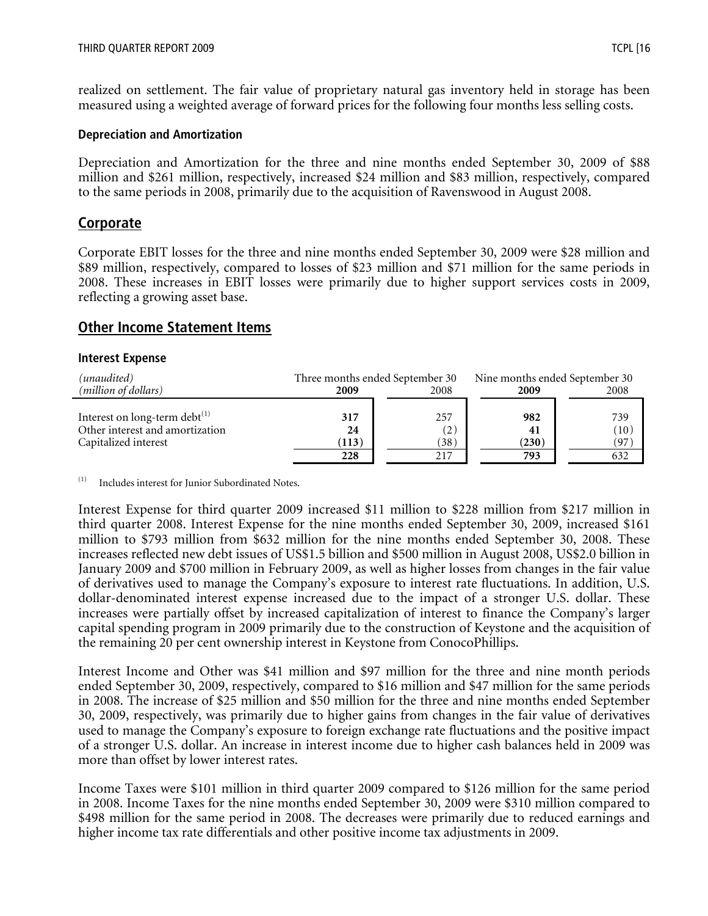realized on settlement. The fair value of proprietary natural gas inventory held in storage has been measured using a weighted average of forward prices for the following four months less selling costs.

### Depreciation and Amortization

Depreciation and Amortization for the three and nine months ended September 30, 2009 of $88 million and $261 million, respectively, increased $24 million and $83 million, respectively, compared to the same periods in 2008, primarily due to the acquisition of Ravenswood in August 2008.

## Corporate

Corporate EBIT losses for the three and nine months ended September 30, 2009 were $28 million and $89 million, respectively, compared to losses of $23 million and $71 million for the same periods in 2008. These increases in EBIT losses were primarily due to higher support services costs in 2009, reflecting a growing asset base.

## Other Income Statement Items

### Interest Expense

| *(unaudited)* *(million of dollars)* | Three months ended September 30 **2009** | 2008 | Nine months ended September 30 **2009** | 2008 |
|---|---|---|---|---|
| Interest on long-term debt[(1)] | **317** | 257 | **982** | 739 |
| Other interest and amortization | **24** | (2) | **41** | (10) |
| Capitalized interest | **(113)** | (38) | **(230)** | (97) |
| | **228** | 217 | **793** | 632 |

(1) Includes interest for Junior Subordinated Notes.

Interest Expense for third quarter 2009 increased $11 million to $228 million from $217 million in third quarter 2008. Interest Expense for the nine months ended September 30, 2009, increased $161 million to $793 million from $632 million for the nine months ended September 30, 2008. These increases reflected new debt issues of US$1.5 billion and $500 million in August 2008, US$2.0 billion in January 2009 and $700 million in February 2009, as well as higher losses from changes in the fair value of derivatives used to manage the Company's exposure to interest rate fluctuations. In addition, U.S. dollar-denominated interest expense increased due to the impact of a stronger U.S. dollar. These increases were partially offset by increased capitalization of interest to finance the Company's larger capital spending program in 2009 primarily due to the construction of Keystone and the acquisition of the remaining 20 per cent ownership interest in Keystone from ConocoPhillips.

Interest Income and Other was $41 million and $97 million for the three and nine month periods ended September 30, 2009, respectively, compared to $16 million and $47 million for the same periods in 2008. The increase of $25 million and $50 million for the three and nine months ended September 30, 2009, respectively, was primarily due to higher gains from changes in the fair value of derivatives used to manage the Company's exposure to foreign exchange rate fluctuations and the positive impact of a stronger U.S. dollar. An increase in interest income due to higher cash balances held in 2009 was more than offset by lower interest rates.

Income Taxes were $101 million in third quarter 2009 compared to $126 million for the same period in 2008. Income Taxes for the nine months ended September 30, 2009 were $310 million compared to $498 million for the same period in 2008. The decreases were primarily due to reduced earnings and higher income tax rate differentials and other positive income tax adjustments in 2009.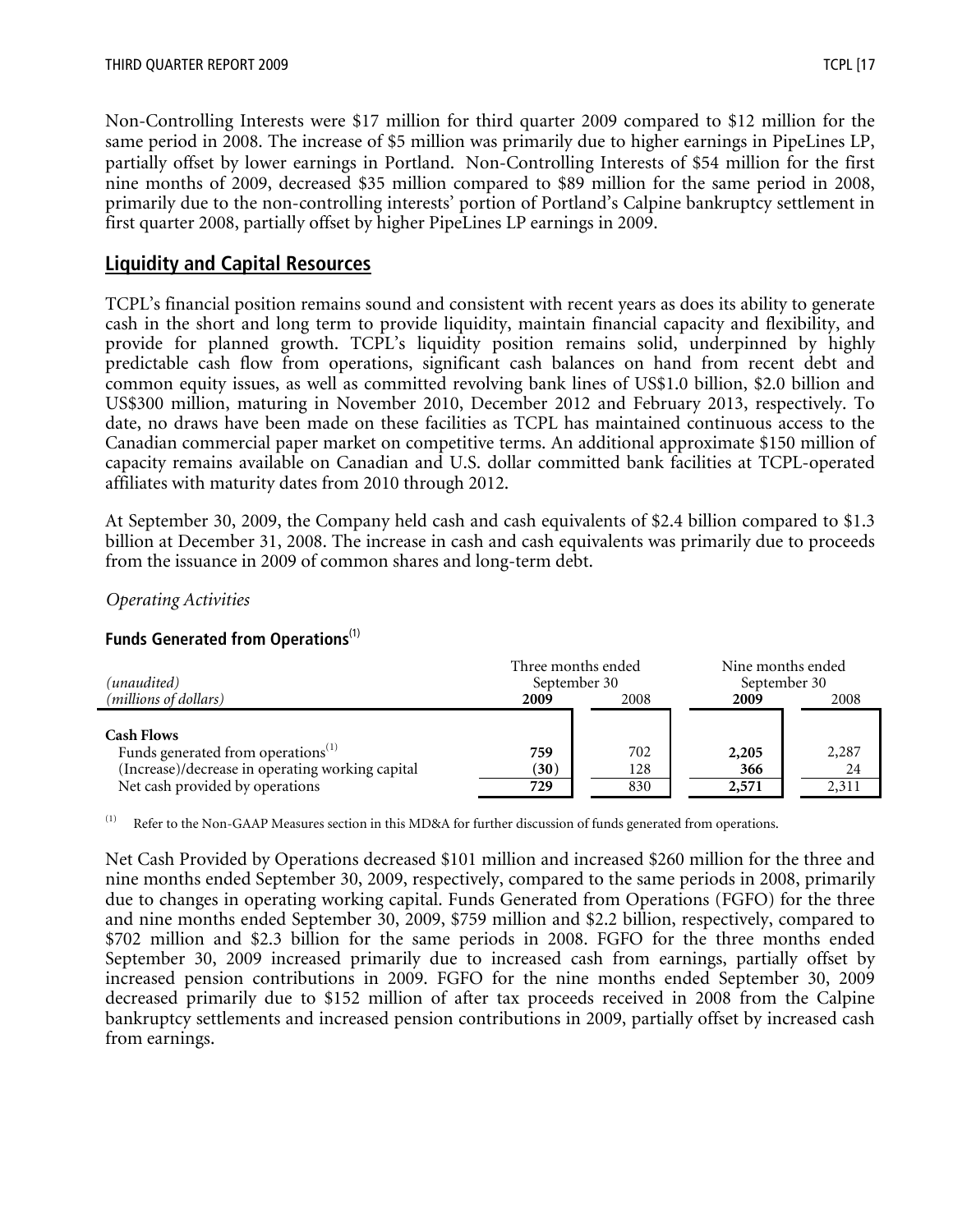Non-Controlling Interests were $17 million for third quarter 2009 compared to $12 million for the same period in 2008. The increase of $5 million was primarily due to higher earnings in PipeLines LP, partially offset by lower earnings in Portland. Non-Controlling Interests of $54 million for the first nine months of 2009, decreased $35 million compared to $89 million for the same period in 2008, primarily due to the non-controlling interests' portion of Portland's Calpine bankruptcy settlement in first quarter 2008, partially offset by higher PipeLines LP earnings in 2009.

## Liquidity and Capital Resources

TCPL's financial position remains sound and consistent with recent years as does its ability to generate cash in the short and long term to provide liquidity, maintain financial capacity and flexibility, and provide for planned growth. TCPL's liquidity position remains solid, underpinned by highly predictable cash flow from operations, significant cash balances on hand from recent debt and common equity issues, as well as committed revolving bank lines of US$1.0 billion, $2.0 billion and US$300 million, maturing in November 2010, December 2012 and February 2013, respectively. To date, no draws have been made on these facilities as TCPL has maintained continuous access to the Canadian commercial paper market on competitive terms. An additional approximate $150 million of capacity remains available on Canadian and U.S. dollar committed bank facilities at TCPL-operated affiliates with maturity dates from 2010 through 2012.

At September 30, 2009, the Company held cash and cash equivalents of $2.4 billion compared to $1.3 billion at December 31, 2008. The increase in cash and cash equivalents was primarily due to proceeds from the issuance in 2009 of common shares and long-term debt.

*Operating Activities*

### Funds Generated from Operations[1]

| *(unaudited)* | Three months ended September 30 | | Nine months ended September 30 | |
|---|---|---|---|---|
| *(millions of dollars)* | **2009** | 2008 | **2009** | 2008 |
| **Cash Flows** | | | | |
| Funds generated from operations[1] | **759** | 702 | **2,205** | 2,287 |
| (Increase)/decrease in operating working capital | **(30)** | 128 | **366** | 24 |
| Net cash provided by operations | **729** | 830 | **2,571** | 2,311 |

[1] Refer to the Non-GAAP Measures section in this MD&A for further discussion of funds generated from operations.

Net Cash Provided by Operations decreased $101 million and increased $260 million for the three and nine months ended September 30, 2009, respectively, compared to the same periods in 2008, primarily due to changes in operating working capital. Funds Generated from Operations (FGFO) for the three and nine months ended September 30, 2009, $759 million and $2.2 billion, respectively, compared to $702 million and $2.3 billion for the same periods in 2008. FGFO for the three months ended September 30, 2009 increased primarily due to increased cash from earnings, partially offset by increased pension contributions in 2009. FGFO for the nine months ended September 30, 2009 decreased primarily due to $152 million of after tax proceeds received in 2008 from the Calpine bankruptcy settlements and increased pension contributions in 2009, partially offset by increased cash from earnings.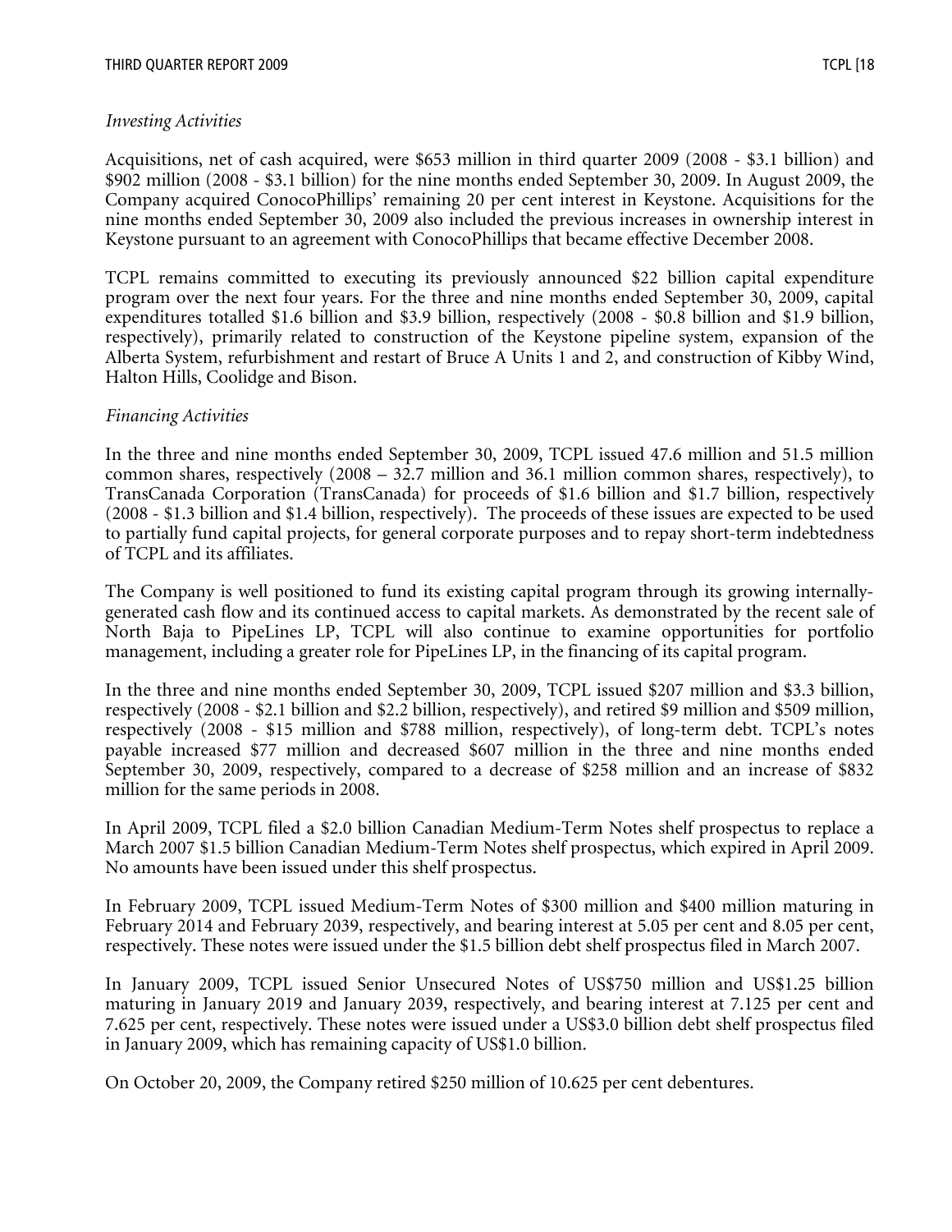*Investing Activities*

Acquisitions, net of cash acquired, were $653 million in third quarter 2009 (2008 - $3.1 billion) and $902 million (2008 - $3.1 billion) for the nine months ended September 30, 2009. In August 2009, the Company acquired ConocoPhillips' remaining 20 per cent interest in Keystone. Acquisitions for the nine months ended September 30, 2009 also included the previous increases in ownership interest in Keystone pursuant to an agreement with ConocoPhillips that became effective December 2008.

TCPL remains committed to executing its previously announced $22 billion capital expenditure program over the next four years. For the three and nine months ended September 30, 2009, capital expenditures totalled $1.6 billion and $3.9 billion, respectively (2008 - $0.8 billion and $1.9 billion, respectively), primarily related to construction of the Keystone pipeline system, expansion of the Alberta System, refurbishment and restart of Bruce A Units 1 and 2, and construction of Kibby Wind, Halton Hills, Coolidge and Bison.

*Financing Activities*

In the three and nine months ended September 30, 2009, TCPL issued 47.6 million and 51.5 million common shares, respectively (2008 – 32.7 million and 36.1 million common shares, respectively), to TransCanada Corporation (TransCanada) for proceeds of $1.6 billion and $1.7 billion, respectively (2008 - $1.3 billion and $1.4 billion, respectively). The proceeds of these issues are expected to be used to partially fund capital projects, for general corporate purposes and to repay short-term indebtedness of TCPL and its affiliates.

The Company is well positioned to fund its existing capital program through its growing internally-generated cash flow and its continued access to capital markets. As demonstrated by the recent sale of North Baja to PipeLines LP, TCPL will also continue to examine opportunities for portfolio management, including a greater role for PipeLines LP, in the financing of its capital program.

In the three and nine months ended September 30, 2009, TCPL issued $207 million and $3.3 billion, respectively (2008 - $2.1 billion and $2.2 billion, respectively), and retired $9 million and $509 million, respectively (2008 - $15 million and $788 million, respectively), of long-term debt. TCPL's notes payable increased $77 million and decreased $607 million in the three and nine months ended September 30, 2009, respectively, compared to a decrease of $258 million and an increase of $832 million for the same periods in 2008.

In April 2009, TCPL filed a $2.0 billion Canadian Medium-Term Notes shelf prospectus to replace a March 2007 $1.5 billion Canadian Medium-Term Notes shelf prospectus, which expired in April 2009. No amounts have been issued under this shelf prospectus.

In February 2009, TCPL issued Medium-Term Notes of $300 million and $400 million maturing in February 2014 and February 2039, respectively, and bearing interest at 5.05 per cent and 8.05 per cent, respectively. These notes were issued under the $1.5 billion debt shelf prospectus filed in March 2007.

In January 2009, TCPL issued Senior Unsecured Notes of US$750 million and US$1.25 billion maturing in January 2019 and January 2039, respectively, and bearing interest at 7.125 per cent and 7.625 per cent, respectively. These notes were issued under a US$3.0 billion debt shelf prospectus filed in January 2009, which has remaining capacity of US$1.0 billion.

On October 20, 2009, the Company retired $250 million of 10.625 per cent debentures.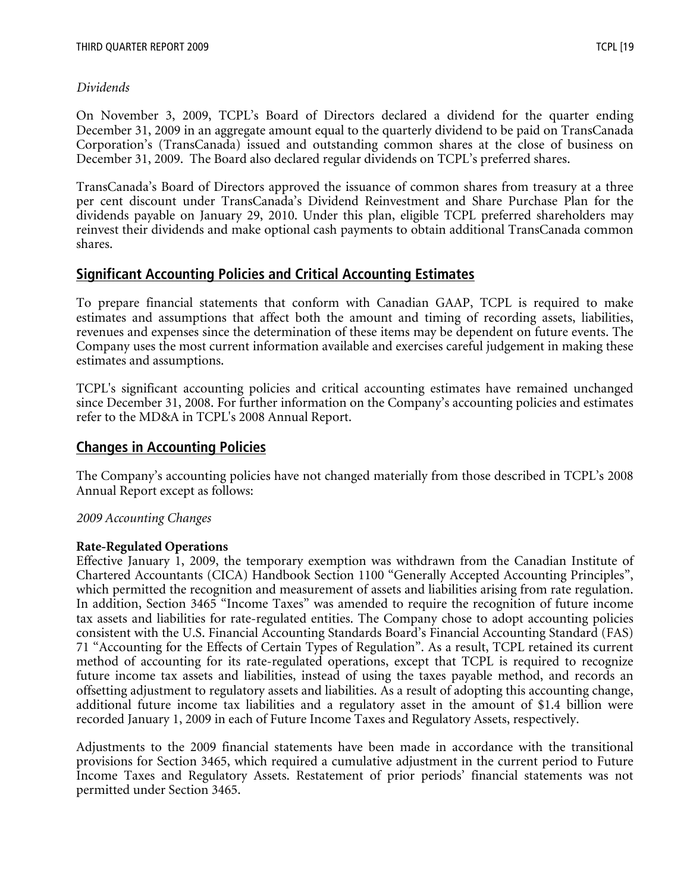*Dividends*

On November 3, 2009, TCPL's Board of Directors declared a dividend for the quarter ending December 31, 2009 in an aggregate amount equal to the quarterly dividend to be paid on TransCanada Corporation's (TransCanada) issued and outstanding common shares at the close of business on December 31, 2009. The Board also declared regular dividends on TCPL's preferred shares.

TransCanada's Board of Directors approved the issuance of common shares from treasury at a three per cent discount under TransCanada's Dividend Reinvestment and Share Purchase Plan for the dividends payable on January 29, 2010. Under this plan, eligible TCPL preferred shareholders may reinvest their dividends and make optional cash payments to obtain additional TransCanada common shares.

## Significant Accounting Policies and Critical Accounting Estimates

To prepare financial statements that conform with Canadian GAAP, TCPL is required to make estimates and assumptions that affect both the amount and timing of recording assets, liabilities, revenues and expenses since the determination of these items may be dependent on future events. The Company uses the most current information available and exercises careful judgement in making these estimates and assumptions.

TCPL's significant accounting policies and critical accounting estimates have remained unchanged since December 31, 2008. For further information on the Company's accounting policies and estimates refer to the MD&A in TCPL's 2008 Annual Report.

## Changes in Accounting Policies

The Company's accounting policies have not changed materially from those described in TCPL's 2008 Annual Report except as follows:

*2009 Accounting Changes*

**Rate-Regulated Operations**
Effective January 1, 2009, the temporary exemption was withdrawn from the Canadian Institute of Chartered Accountants (CICA) Handbook Section 1100 "Generally Accepted Accounting Principles", which permitted the recognition and measurement of assets and liabilities arising from rate regulation. In addition, Section 3465 "Income Taxes" was amended to require the recognition of future income tax assets and liabilities for rate-regulated entities. The Company chose to adopt accounting policies consistent with the U.S. Financial Accounting Standards Board's Financial Accounting Standard (FAS) 71 "Accounting for the Effects of Certain Types of Regulation". As a result, TCPL retained its current method of accounting for its rate-regulated operations, except that TCPL is required to recognize future income tax assets and liabilities, instead of using the taxes payable method, and records an offsetting adjustment to regulatory assets and liabilities. As a result of adopting this accounting change, additional future income tax liabilities and a regulatory asset in the amount of $1.4 billion were recorded January 1, 2009 in each of Future Income Taxes and Regulatory Assets, respectively.

Adjustments to the 2009 financial statements have been made in accordance with the transitional provisions for Section 3465, which required a cumulative adjustment in the current period to Future Income Taxes and Regulatory Assets. Restatement of prior periods' financial statements was not permitted under Section 3465.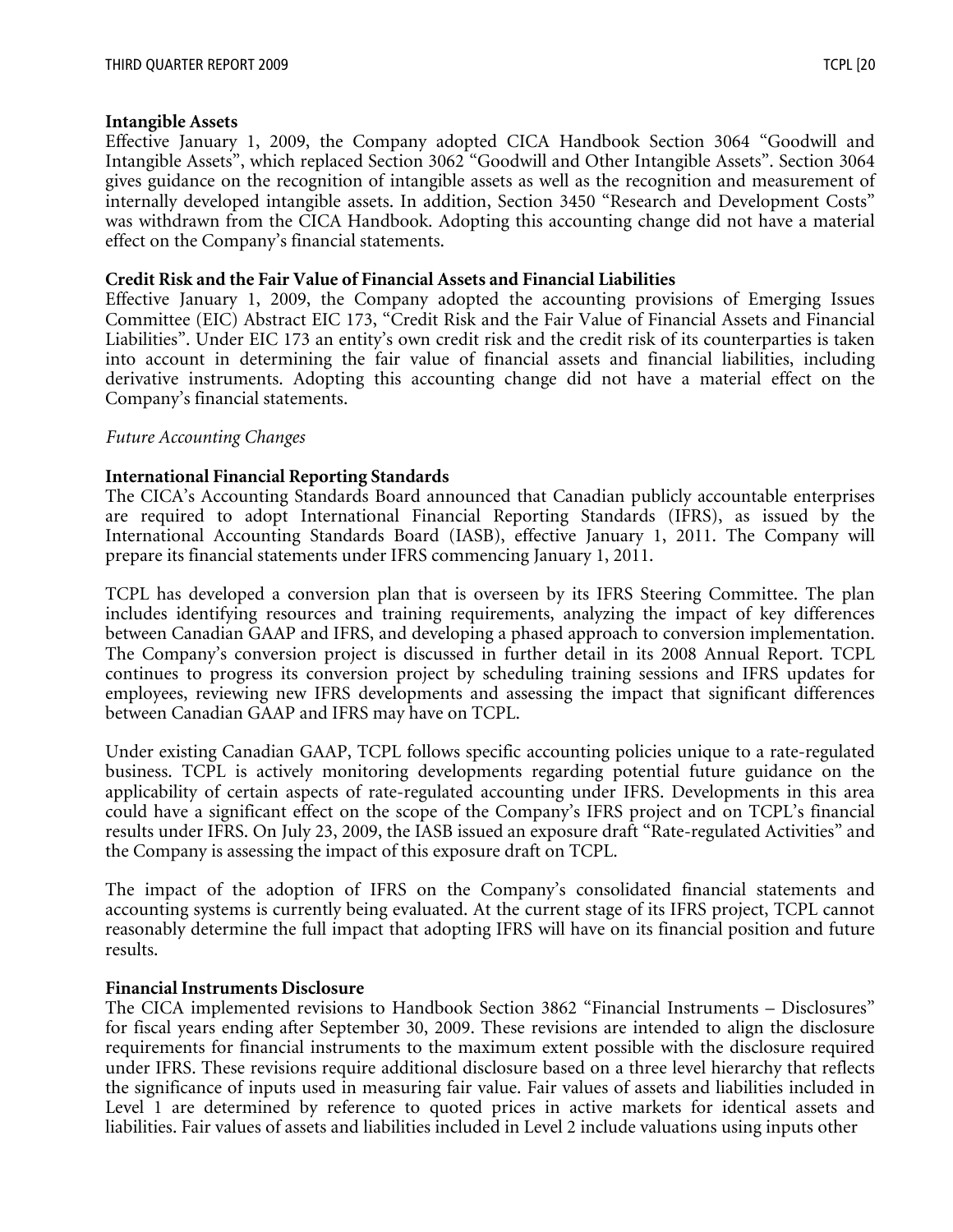**Intangible Assets**
Effective January 1, 2009, the Company adopted CICA Handbook Section 3064 "Goodwill and Intangible Assets", which replaced Section 3062 "Goodwill and Other Intangible Assets". Section 3064 gives guidance on the recognition of intangible assets as well as the recognition and measurement of internally developed intangible assets. In addition, Section 3450 "Research and Development Costs" was withdrawn from the CICA Handbook. Adopting this accounting change did not have a material effect on the Company's financial statements.

**Credit Risk and the Fair Value of Financial Assets and Financial Liabilities**
Effective January 1, 2009, the Company adopted the accounting provisions of Emerging Issues Committee (EIC) Abstract EIC 173, "Credit Risk and the Fair Value of Financial Assets and Financial Liabilities". Under EIC 173 an entity's own credit risk and the credit risk of its counterparties is taken into account in determining the fair value of financial assets and financial liabilities, including derivative instruments. Adopting this accounting change did not have a material effect on the Company's financial statements.

*Future Accounting Changes*

**International Financial Reporting Standards**
The CICA's Accounting Standards Board announced that Canadian publicly accountable enterprises are required to adopt International Financial Reporting Standards (IFRS), as issued by the International Accounting Standards Board (IASB), effective January 1, 2011. The Company will prepare its financial statements under IFRS commencing January 1, 2011.

TCPL has developed a conversion plan that is overseen by its IFRS Steering Committee. The plan includes identifying resources and training requirements, analyzing the impact of key differences between Canadian GAAP and IFRS, and developing a phased approach to conversion implementation. The Company's conversion project is discussed in further detail in its 2008 Annual Report. TCPL continues to progress its conversion project by scheduling training sessions and IFRS updates for employees, reviewing new IFRS developments and assessing the impact that significant differences between Canadian GAAP and IFRS may have on TCPL.

Under existing Canadian GAAP, TCPL follows specific accounting policies unique to a rate-regulated business. TCPL is actively monitoring developments regarding potential future guidance on the applicability of certain aspects of rate-regulated accounting under IFRS. Developments in this area could have a significant effect on the scope of the Company's IFRS project and on TCPL's financial results under IFRS. On July 23, 2009, the IASB issued an exposure draft "Rate-regulated Activities" and the Company is assessing the impact of this exposure draft on TCPL.

The impact of the adoption of IFRS on the Company's consolidated financial statements and accounting systems is currently being evaluated. At the current stage of its IFRS project, TCPL cannot reasonably determine the full impact that adopting IFRS will have on its financial position and future results.

**Financial Instruments Disclosure**
The CICA implemented revisions to Handbook Section 3862 "Financial Instruments – Disclosures" for fiscal years ending after September 30, 2009. These revisions are intended to align the disclosure requirements for financial instruments to the maximum extent possible with the disclosure required under IFRS. These revisions require additional disclosure based on a three level hierarchy that reflects the significance of inputs used in measuring fair value. Fair values of assets and liabilities included in Level 1 are determined by reference to quoted prices in active markets for identical assets and liabilities. Fair values of assets and liabilities included in Level 2 include valuations using inputs other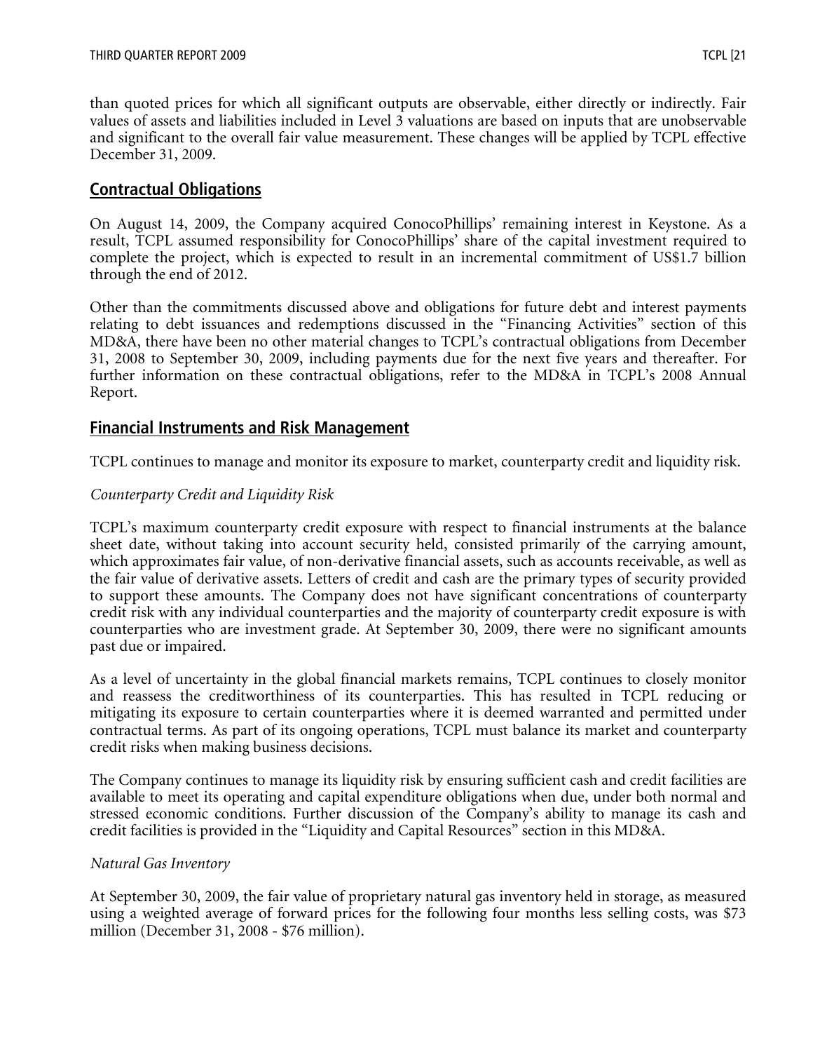than quoted prices for which all significant outputs are observable, either directly or indirectly. Fair values of assets and liabilities included in Level 3 valuations are based on inputs that are unobservable and significant to the overall fair value measurement. These changes will be applied by TCPL effective December 31, 2009.

## Contractual Obligations

On August 14, 2009, the Company acquired ConocoPhillips' remaining interest in Keystone. As a result, TCPL assumed responsibility for ConocoPhillips' share of the capital investment required to complete the project, which is expected to result in an incremental commitment of US$1.7 billion through the end of 2012.

Other than the commitments discussed above and obligations for future debt and interest payments relating to debt issuances and redemptions discussed in the "Financing Activities" section of this MD&A, there have been no other material changes to TCPL's contractual obligations from December 31, 2008 to September 30, 2009, including payments due for the next five years and thereafter. For further information on these contractual obligations, refer to the MD&A in TCPL's 2008 Annual Report.

## Financial Instruments and Risk Management

TCPL continues to manage and monitor its exposure to market, counterparty credit and liquidity risk.

*Counterparty Credit and Liquidity Risk*

TCPL's maximum counterparty credit exposure with respect to financial instruments at the balance sheet date, without taking into account security held, consisted primarily of the carrying amount, which approximates fair value, of non-derivative financial assets, such as accounts receivable, as well as the fair value of derivative assets. Letters of credit and cash are the primary types of security provided to support these amounts. The Company does not have significant concentrations of counterparty credit risk with any individual counterparties and the majority of counterparty credit exposure is with counterparties who are investment grade. At September 30, 2009, there were no significant amounts past due or impaired.

As a level of uncertainty in the global financial markets remains, TCPL continues to closely monitor and reassess the creditworthiness of its counterparties. This has resulted in TCPL reducing or mitigating its exposure to certain counterparties where it is deemed warranted and permitted under contractual terms. As part of its ongoing operations, TCPL must balance its market and counterparty credit risks when making business decisions.

The Company continues to manage its liquidity risk by ensuring sufficient cash and credit facilities are available to meet its operating and capital expenditure obligations when due, under both normal and stressed economic conditions. Further discussion of the Company's ability to manage its cash and credit facilities is provided in the "Liquidity and Capital Resources" section in this MD&A.

*Natural Gas Inventory*

At September 30, 2009, the fair value of proprietary natural gas inventory held in storage, as measured using a weighted average of forward prices for the following four months less selling costs, was $73 million (December 31, 2008 - $76 million).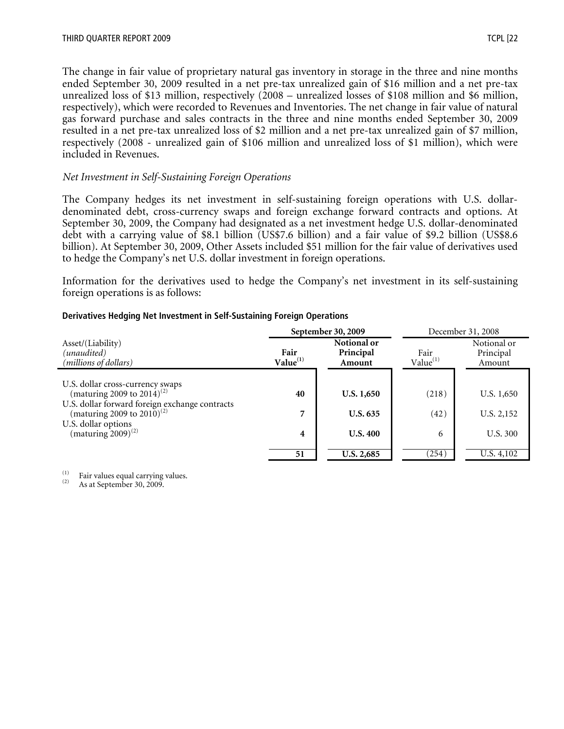The change in fair value of proprietary natural gas inventory in storage in the three and nine months ended September 30, 2009 resulted in a net pre-tax unrealized gain of $16 million and a net pre-tax unrealized loss of $13 million, respectively (2008 – unrealized losses of $108 million and $6 million, respectively), which were recorded to Revenues and Inventories. The net change in fair value of natural gas forward purchase and sales contracts in the three and nine months ended September 30, 2009 resulted in a net pre-tax unrealized loss of $2 million and a net pre-tax unrealized gain of $7 million, respectively (2008 - unrealized gain of $106 million and unrealized loss of $1 million), which were included in Revenues.

*Net Investment in Self-Sustaining Foreign Operations*

The Company hedges its net investment in self-sustaining foreign operations with U.S. dollar-denominated debt, cross-currency swaps and foreign exchange forward contracts and options. At September 30, 2009, the Company had designated as a net investment hedge U.S. dollar-denominated debt with a carrying value of $8.1 billion (US$7.6 billion) and a fair value of $9.2 billion (US$8.6 billion). At September 30, 2009, Other Assets included $51 million for the fair value of derivatives used to hedge the Company's net U.S. dollar investment in foreign operations.

Information for the derivatives used to hedge the Company's net investment in its self-sustaining foreign operations is as follows:

**Derivatives Hedging Net Investment in Self-Sustaining Foreign Operations**

| Asset/(Liability) *(unaudited)* *(millions of dollars)* | **September 30, 2009** | | December 31, 2008 | |
|---|---|---|---|---|
| | **Fair Value[1]** | **Notional or Principal Amount** | Fair Value[1] | Notional or Principal Amount |
| U.S. dollar cross-currency swaps (maturing 2009 to 2014)[2] | **40** | **U.S. 1,650** | (218) | U.S. 1,650 |
| U.S. dollar forward foreign exchange contracts (maturing 2009 to 2010)[2] | **7** | **U.S. 635** | (42) | U.S. 2,152 |
| U.S. dollar options (maturing 2009)[2] | **4** | **U.S. 400** | 6 | U.S. 300 |
| | **51** | **U.S. 2,685** | (254) | U.S. 4,102 |

(1) Fair values equal carrying values.
(2) As at September 30, 2009.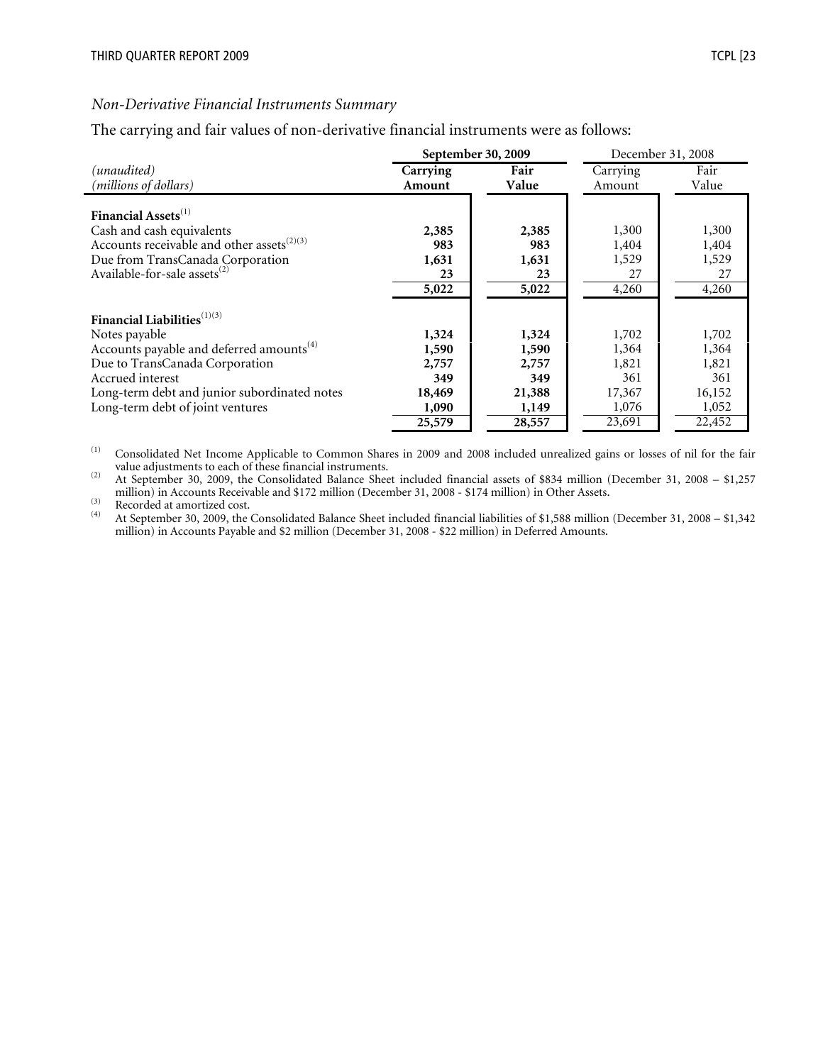*Non-Derivative Financial Instruments Summary*

The carrying and fair values of non-derivative financial instruments were as follows:

| *(unaudited)* *(millions of dollars)* | **September 30, 2009** | | December 31, 2008 | |
|---|---|---|---|---|
| | **Carrying Amount** | **Fair Value** | Carrying Amount | Fair Value |
| **Financial Assets**[1] | | | | |
| Cash and cash equivalents | **2,385** | **2,385** | 1,300 | 1,300 |
| Accounts receivable and other assets[2][3] | **983** | **983** | 1,404 | 1,404 |
| Due from TransCanada Corporation | **1,631** | **1,631** | 1,529 | 1,529 |
| Available-for-sale assets[2] | **23** | **23** | 27 | 27 |
| | **5,022** | **5,022** | 4,260 | 4,260 |
| **Financial Liabilities**[1][3] | | | | |
| Notes payable | **1,324** | **1,324** | 1,702 | 1,702 |
| Accounts payable and deferred amounts[4] | **1,590** | **1,590** | 1,364 | 1,364 |
| Due to TransCanada Corporation | **2,757** | **2,757** | 1,821 | 1,821 |
| Accrued interest | **349** | **349** | 361 | 361 |
| Long-term debt and junior subordinated notes | **18,469** | **21,388** | 17,367 | 16,152 |
| Long-term debt of joint ventures | **1,090** | **1,149** | 1,076 | 1,052 |
| | **25,579** | **28,557** | 23,691 | 22,452 |

(1) Consolidated Net Income Applicable to Common Shares in 2009 and 2008 included unrealized gains or losses of nil for the fair value adjustments to each of these financial instruments.

(2) At September 30, 2009, the Consolidated Balance Sheet included financial assets of $834 million (December 31, 2008 – $1,257 million) in Accounts Receivable and $172 million (December 31, 2008 - $174 million) in Other Assets.

(3) Recorded at amortized cost.

(4) At September 30, 2009, the Consolidated Balance Sheet included financial liabilities of $1,588 million (December 31, 2008 – $1,342 million) in Accounts Payable and $2 million (December 31, 2008 - $22 million) in Deferred Amounts.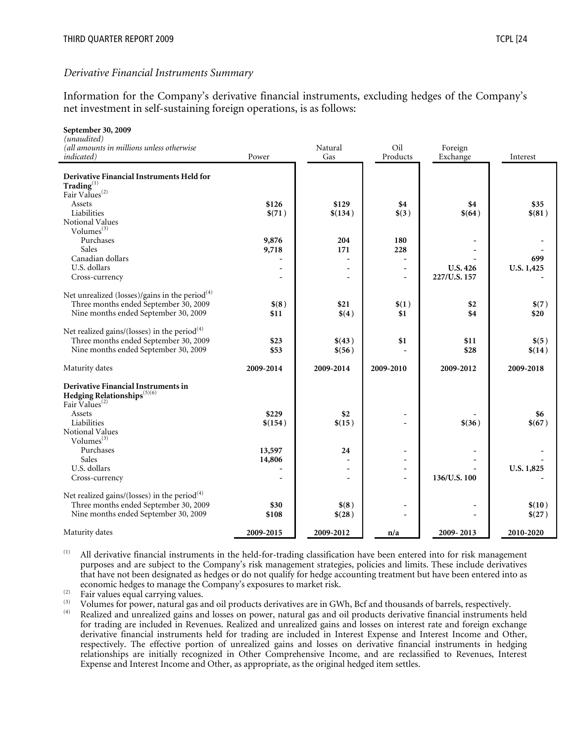*Derivative Financial Instruments Summary*

Information for the Company's derivative financial instruments, excluding hedges of the Company's net investment in self-sustaining foreign operations, is as follows:

| **September 30, 2009**<br>*(unaudited)*<br>*(all amounts in millions unless otherwise indicated)* | Power | Natural Gas | Oil Products | Foreign Exchange | Interest |
|---|---|---|---|---|---|
| **Derivative Financial Instruments Held for Trading**[1] | | | | | |
| Fair Values[2] | | | | | |
| Assets | **$126** | **$129** | **$4** | **$4** | **$35** |
| Liabilities | **$(71)** | **$(134)** | **$(3)** | **$(64)** | **$(81)** |
| Notional Values | | | | | |
| Volumes[3] | | | | | |
| Purchases | **9,876** | **204** | **180** | - | - |
| Sales | **9,718** | **171** | **228** | - | - |
| Canadian dollars | - | - | - | - | **699** |
| U.S. dollars | - | - | - | **U.S. 426** | **U.S. 1,425** |
| Cross-currency | - | - | - | **227/U.S. 157** | - |
| Net unrealized (losses)/gains in the period[4] | | | | | |
| Three months ended September 30, 2009 | **$(8)** | **$21** | **$(1)** | **$2** | **$(7)** |
| Nine months ended September 30, 2009 | **$11** | **$(4)** | **$1** | **$4** | **$20** |
| Net realized gains/(losses) in the period[4] | | | | | |
| Three months ended September 30, 2009 | **$23** | **$(43)** | **$1** | **$11** | **$(5)** |
| Nine months ended September 30, 2009 | **$53** | **$(56)** | - | **$28** | **$(14)** |
| Maturity dates | **2009-2014** | **2009-2014** | **2009-2010** | **2009-2012** | **2009-2018** |
| **Derivative Financial Instruments in Hedging Relationships**[5][6] | | | | | |
| Fair Values[2] | | | | | |
| Assets | **$229** | **$2** | - | - | **$6** |
| Liabilities | **$(154)** | **$(15)** | - | **$(36)** | **$(67)** |
| Notional Values | | | | | |
| Volumes[3] | | | | | |
| Purchases | **13,597** | **24** | - | - | - |
| Sales | **14,806** | - | - | - | - |
| U.S. dollars | - | - | - | - | **U.S. 1,825** |
| Cross-currency | - | - | - | **136/U.S. 100** | - |
| Net realized gains/(losses) in the period[4] | | | | | |
| Three months ended September 30, 2009 | **$30** | **$(8)** | - | - | **$(10)** |
| Nine months ended September 30, 2009 | **$108** | **$(28)** | - | - | **$(27)** |
| Maturity dates | **2009-2015** | **2009-2012** | **n/a** | **2009- 2013** | **2010-2020** |

(1) All derivative financial instruments in the held-for-trading classification have been entered into for risk management purposes and are subject to the Company's risk management strategies, policies and limits. These include derivatives that have not been designated as hedges or do not qualify for hedge accounting treatment but have been entered into as economic hedges to manage the Company's exposures to market risk.

(2) Fair values equal carrying values.

(3) Volumes for power, natural gas and oil products derivatives are in GWh, Bcf and thousands of barrels, respectively.

(4) Realized and unrealized gains and losses on power, natural gas and oil products derivative financial instruments held for trading are included in Revenues. Realized and unrealized gains and losses on interest rate and foreign exchange derivative financial instruments held for trading are included in Interest Expense and Interest Income and Other, respectively. The effective portion of unrealized gains and losses on derivative financial instruments in hedging relationships are initially recognized in Other Comprehensive Income, and are reclassified to Revenues, Interest Expense and Interest Income and Other, as appropriate, as the original hedged item settles.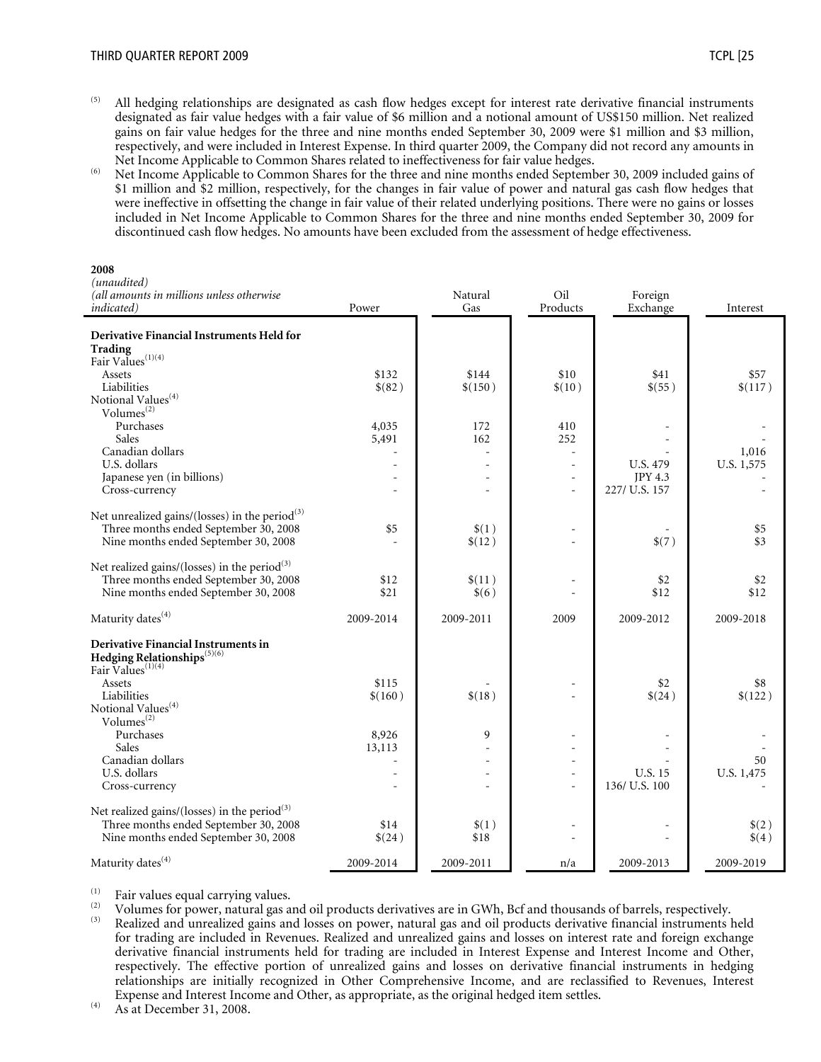(5) All hedging relationships are designated as cash flow hedges except for interest rate derivative financial instruments designated as fair value hedges with a fair value of $6 million and a notional amount of US$150 million. Net realized gains on fair value hedges for the three and nine months ended September 30, 2009 were $1 million and $3 million, respectively, and were included in Interest Expense. In third quarter 2009, the Company did not record any amounts in Net Income Applicable to Common Shares related to ineffectiveness for fair value hedges.

(6) Net Income Applicable to Common Shares for the three and nine months ended September 30, 2009 included gains of $1 million and $2 million, respectively, for the changes in fair value of power and natural gas cash flow hedges that were ineffective in offsetting the change in fair value of their related underlying positions. There were no gains or losses included in Net Income Applicable to Common Shares for the three and nine months ended September 30, 2009 for discontinued cash flow hedges. No amounts have been excluded from the assessment of hedge effectiveness.

**2008**

| *(unaudited)* *(all amounts in millions unless otherwise indicated)* | Power | Natural Gas | Oil Products | Foreign Exchange | Interest |
|---|---|---|---|---|---|
| **Derivative Financial Instruments Held for Trading** | | | | | |
| Fair Values[(1)(4)] | | | | | |
| Assets | $132 | $144 | $10 | $41 | $57 |
| Liabilities | $(82) | $(150) | $(10) | $(55) | $(117) |
| Notional Values[(4)] | | | | | |
| Volumes[(2)] | | | | | |
| Purchases | 4,035 | 172 | 410 | - | - |
| Sales | 5,491 | 162 | 252 | - | - |
| Canadian dollars | - | - | - | - | 1,016 |
| U.S. dollars | - | - | - | U.S. 479 | U.S. 1,575 |
| Japanese yen (in billions) | - | - | - | JPY 4.3 | - |
| Cross-currency | - | - | - | 227/ U.S. 157 | - |
| Net unrealized gains/(losses) in the period[(3)] | | | | | |
| Three months ended September 30, 2008 | $5 | $(1) | - | - | $5 |
| Nine months ended September 30, 2008 | - | $(12) | - | $(7) | $3 |
| Net realized gains/(losses) in the period[(3)] | | | | | |
| Three months ended September 30, 2008 | $12 | $(11) | - | $2 | $2 |
| Nine months ended September 30, 2008 | $21 | $(6) | - | $12 | $12 |
| Maturity dates[(4)] | 2009-2014 | 2009-2011 | 2009 | 2009-2012 | 2009-2018 |
| **Derivative Financial Instruments in Hedging Relationships**[(5)(6)] | | | | | |
| Fair Values[(1)(4)] | | | | | |
| Assets | $115 | - | - | $2 | $8 |
| Liabilities | $(160) | $(18) | - | $(24) | $(122) |
| Notional Values[(4)] | | | | | |
| Volumes[(2)] | | | | | |
| Purchases | 8,926 | 9 | - | - | - |
| Sales | 13,113 | - | - | - | - |
| Canadian dollars | - | - | - | - | 50 |
| U.S. dollars | - | - | - | U.S. 15 | U.S. 1,475 |
| Cross-currency | - | - | - | 136/ U.S. 100 | - |
| Net realized gains/(losses) in the period[(3)] | | | | | |
| Three months ended September 30, 2008 | $14 | $(1) | - | - | $(2) |
| Nine months ended September 30, 2008 | $(24) | $18 | - | - | $(4) |
| Maturity dates[(4)] | 2009-2014 | 2009-2011 | n/a | 2009-2013 | 2009-2019 |

(1) Fair values equal carrying values.

(2) Volumes for power, natural gas and oil products derivatives are in GWh, Bcf and thousands of barrels, respectively.

(3) Realized and unrealized gains and losses on power, natural gas and oil products derivative financial instruments held for trading are included in Revenues. Realized and unrealized gains and losses on interest rate and foreign exchange derivative financial instruments held for trading are included in Interest Expense and Interest Income and Other, respectively. The effective portion of unrealized gains and losses on derivative financial instruments in hedging relationships are initially recognized in Other Comprehensive Income, and are reclassified to Revenues, Interest Expense and Interest Income and Other, as appropriate, as the original hedged item settles.

(4) As at December 31, 2008.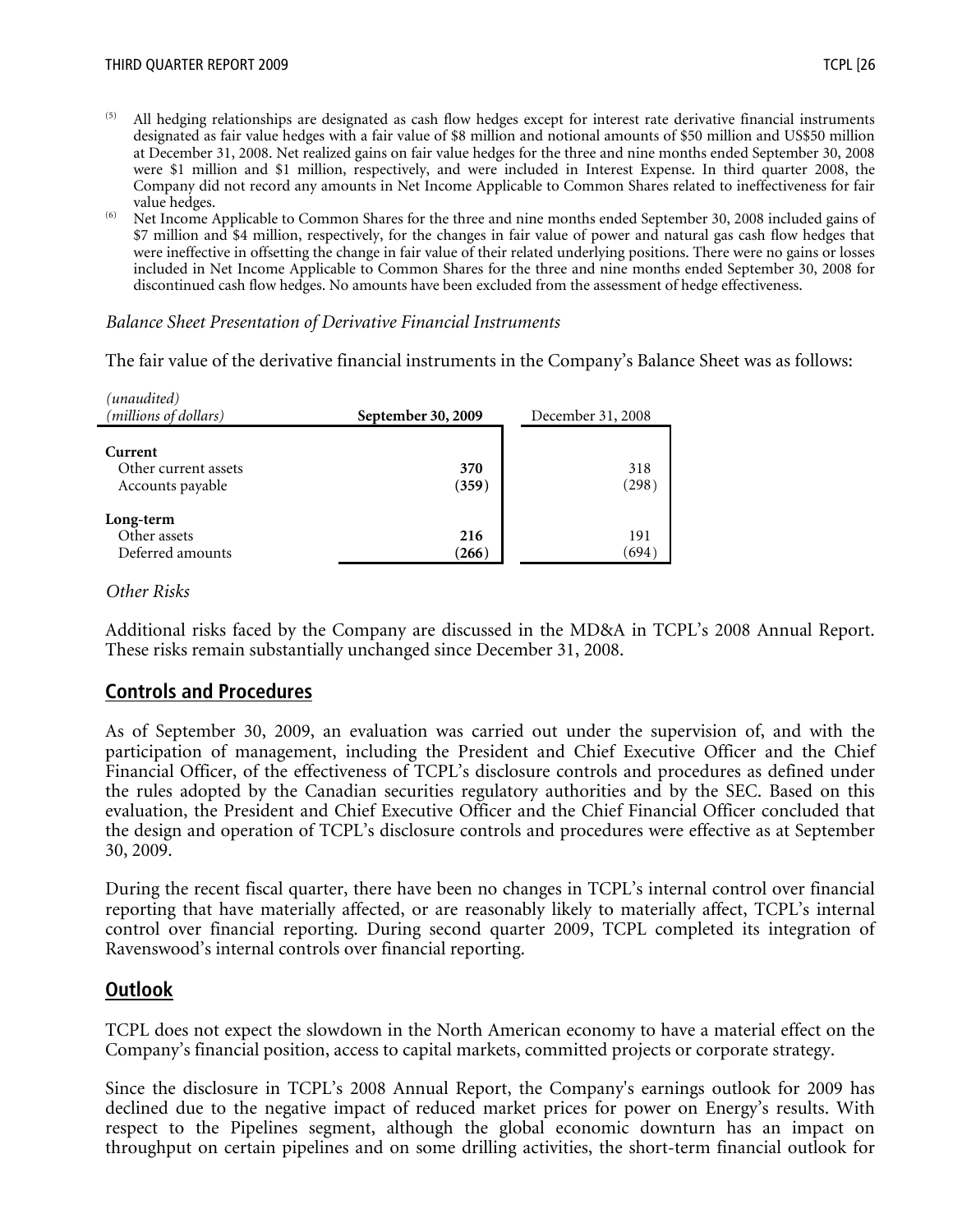(5) All hedging relationships are designated as cash flow hedges except for interest rate derivative financial instruments designated as fair value hedges with a fair value of $8 million and notional amounts of $50 million and US$50 million at December 31, 2008. Net realized gains on fair value hedges for the three and nine months ended September 30, 2008 were $1 million and $1 million, respectively, and were included in Interest Expense. In third quarter 2008, the Company did not record any amounts in Net Income Applicable to Common Shares related to ineffectiveness for fair value hedges.

(6) Net Income Applicable to Common Shares for the three and nine months ended September 30, 2008 included gains of $7 million and $4 million, respectively, for the changes in fair value of power and natural gas cash flow hedges that were ineffective in offsetting the change in fair value of their related underlying positions. There were no gains or losses included in Net Income Applicable to Common Shares for the three and nine months ended September 30, 2008 for discontinued cash flow hedges. No amounts have been excluded from the assessment of hedge effectiveness.

*Balance Sheet Presentation of Derivative Financial Instruments*

The fair value of the derivative financial instruments in the Company's Balance Sheet was as follows:

| *(unaudited)* *(millions of dollars)* | **September 30, 2009** | December 31, 2008 |
|---|---|---|
| **Current** | | |
| Other current assets | **370** | 318 |
| Accounts payable | **(359)** | (298) |
| **Long-term** | | |
| Other assets | **216** | 191 |
| Deferred amounts | **(266)** | (694) |

*Other Risks*

Additional risks faced by the Company are discussed in the MD&A in TCPL's 2008 Annual Report. These risks remain substantially unchanged since December 31, 2008.

## Controls and Procedures

As of September 30, 2009, an evaluation was carried out under the supervision of, and with the participation of management, including the President and Chief Executive Officer and the Chief Financial Officer, of the effectiveness of TCPL's disclosure controls and procedures as defined under the rules adopted by the Canadian securities regulatory authorities and by the SEC. Based on this evaluation, the President and Chief Executive Officer and the Chief Financial Officer concluded that the design and operation of TCPL's disclosure controls and procedures were effective as at September 30, 2009.

During the recent fiscal quarter, there have been no changes in TCPL's internal control over financial reporting that have materially affected, or are reasonably likely to materially affect, TCPL's internal control over financial reporting. During second quarter 2009, TCPL completed its integration of Ravenswood's internal controls over financial reporting.

## Outlook

TCPL does not expect the slowdown in the North American economy to have a material effect on the Company's financial position, access to capital markets, committed projects or corporate strategy.

Since the disclosure in TCPL's 2008 Annual Report, the Company's earnings outlook for 2009 has declined due to the negative impact of reduced market prices for power on Energy's results. With respect to the Pipelines segment, although the global economic downturn has an impact on throughput on certain pipelines and on some drilling activities, the short-term financial outlook for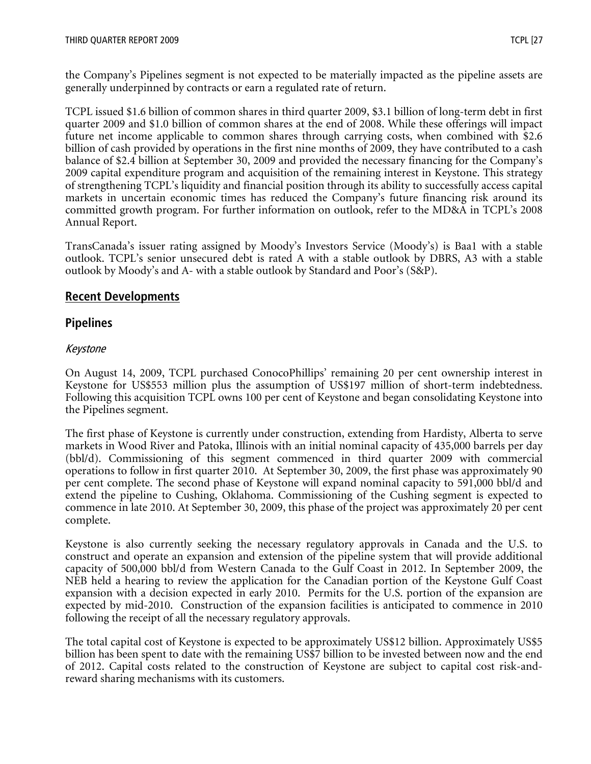the Company's Pipelines segment is not expected to be materially impacted as the pipeline assets are generally underpinned by contracts or earn a regulated rate of return.

TCPL issued $1.6 billion of common shares in third quarter 2009, $3.1 billion of long-term debt in first quarter 2009 and $1.0 billion of common shares at the end of 2008. While these offerings will impact future net income applicable to common shares through carrying costs, when combined with $2.6 billion of cash provided by operations in the first nine months of 2009, they have contributed to a cash balance of $2.4 billion at September 30, 2009 and provided the necessary financing for the Company's 2009 capital expenditure program and acquisition of the remaining interest in Keystone. This strategy of strengthening TCPL's liquidity and financial position through its ability to successfully access capital markets in uncertain economic times has reduced the Company's future financing risk around its committed growth program. For further information on outlook, refer to the MD&A in TCPL's 2008 Annual Report.

TransCanada's issuer rating assigned by Moody's Investors Service (Moody's) is Baa1 with a stable outlook. TCPL's senior unsecured debt is rated A with a stable outlook by DBRS, A3 with a stable outlook by Moody's and A- with a stable outlook by Standard and Poor's (S&P).

## Recent Developments

## Pipelines

### *Keystone*

On August 14, 2009, TCPL purchased ConocoPhillips' remaining 20 per cent ownership interest in Keystone for US$553 million plus the assumption of US$197 million of short-term indebtedness. Following this acquisition TCPL owns 100 per cent of Keystone and began consolidating Keystone into the Pipelines segment.

The first phase of Keystone is currently under construction, extending from Hardisty, Alberta to serve markets in Wood River and Patoka, Illinois with an initial nominal capacity of 435,000 barrels per day (bbl/d). Commissioning of this segment commenced in third quarter 2009 with commercial operations to follow in first quarter 2010. At September 30, 2009, the first phase was approximately 90 per cent complete. The second phase of Keystone will expand nominal capacity to 591,000 bbl/d and extend the pipeline to Cushing, Oklahoma. Commissioning of the Cushing segment is expected to commence in late 2010. At September 30, 2009, this phase of the project was approximately 20 per cent complete.

Keystone is also currently seeking the necessary regulatory approvals in Canada and the U.S. to construct and operate an expansion and extension of the pipeline system that will provide additional capacity of 500,000 bbl/d from Western Canada to the Gulf Coast in 2012. In September 2009, the NEB held a hearing to review the application for the Canadian portion of the Keystone Gulf Coast expansion with a decision expected in early 2010. Permits for the U.S. portion of the expansion are expected by mid-2010. Construction of the expansion facilities is anticipated to commence in 2010 following the receipt of all the necessary regulatory approvals.

The total capital cost of Keystone is expected to be approximately US$12 billion. Approximately US$5 billion has been spent to date with the remaining US$7 billion to be invested between now and the end of 2012. Capital costs related to the construction of Keystone are subject to capital cost risk-and-reward sharing mechanisms with its customers.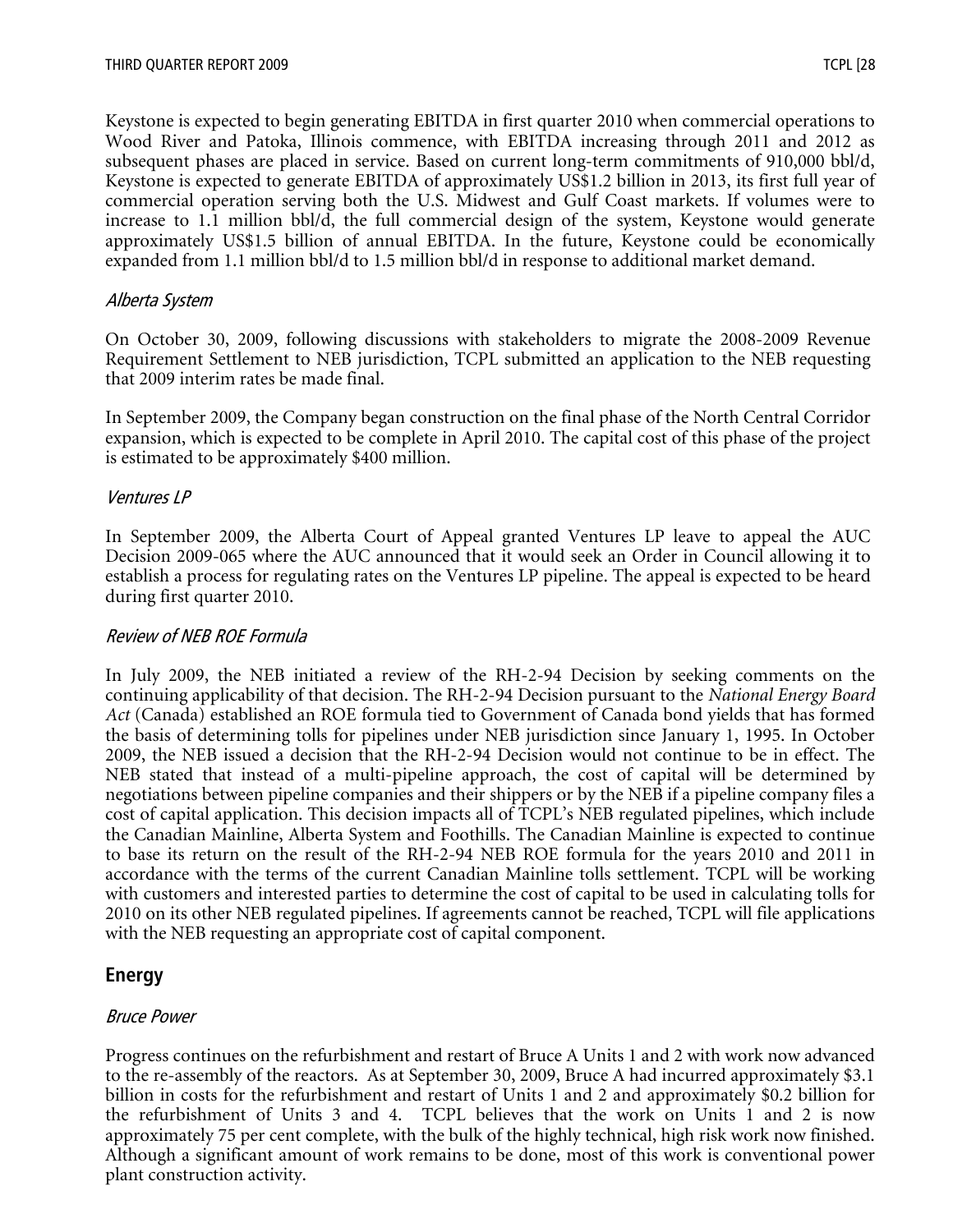Keystone is expected to begin generating EBITDA in first quarter 2010 when commercial operations to Wood River and Patoka, Illinois commence, with EBITDA increasing through 2011 and 2012 as subsequent phases are placed in service. Based on current long-term commitments of 910,000 bbl/d, Keystone is expected to generate EBITDA of approximately US$1.2 billion in 2013, its first full year of commercial operation serving both the U.S. Midwest and Gulf Coast markets. If volumes were to increase to 1.1 million bbl/d, the full commercial design of the system, Keystone would generate approximately US$1.5 billion of annual EBITDA. In the future, Keystone could be economically expanded from 1.1 million bbl/d to 1.5 million bbl/d in response to additional market demand.

### *Alberta System*

On October 30, 2009, following discussions with stakeholders to migrate the 2008-2009 Revenue Requirement Settlement to NEB jurisdiction, TCPL submitted an application to the NEB requesting that 2009 interim rates be made final.

In September 2009, the Company began construction on the final phase of the North Central Corridor expansion, which is expected to be complete in April 2010. The capital cost of this phase of the project is estimated to be approximately $400 million.

### *Ventures LP*

In September 2009, the Alberta Court of Appeal granted Ventures LP leave to appeal the AUC Decision 2009-065 where the AUC announced that it would seek an Order in Council allowing it to establish a process for regulating rates on the Ventures LP pipeline. The appeal is expected to be heard during first quarter 2010.

### *Review of NEB ROE Formula*

In July 2009, the NEB initiated a review of the RH-2-94 Decision by seeking comments on the continuing applicability of that decision. The RH-2-94 Decision pursuant to the *National Energy Board Act* (Canada) established an ROE formula tied to Government of Canada bond yields that has formed the basis of determining tolls for pipelines under NEB jurisdiction since January 1, 1995. In October 2009, the NEB issued a decision that the RH-2-94 Decision would not continue to be in effect. The NEB stated that instead of a multi-pipeline approach, the cost of capital will be determined by negotiations between pipeline companies and their shippers or by the NEB if a pipeline company files a cost of capital application. This decision impacts all of TCPL's NEB regulated pipelines, which include the Canadian Mainline, Alberta System and Foothills. The Canadian Mainline is expected to continue to base its return on the result of the RH-2-94 NEB ROE formula for the years 2010 and 2011 in accordance with the terms of the current Canadian Mainline tolls settlement. TCPL will be working with customers and interested parties to determine the cost of capital to be used in calculating tolls for 2010 on its other NEB regulated pipelines. If agreements cannot be reached, TCPL will file applications with the NEB requesting an appropriate cost of capital component.

## Energy

### *Bruce Power*

Progress continues on the refurbishment and restart of Bruce A Units 1 and 2 with work now advanced to the re-assembly of the reactors. As at September 30, 2009, Bruce A had incurred approximately $3.1 billion in costs for the refurbishment and restart of Units 1 and 2 and approximately $0.2 billion for the refurbishment of Units 3 and 4. TCPL believes that the work on Units 1 and 2 is now approximately 75 per cent complete, with the bulk of the highly technical, high risk work now finished. Although a significant amount of work remains to be done, most of this work is conventional power plant construction activity.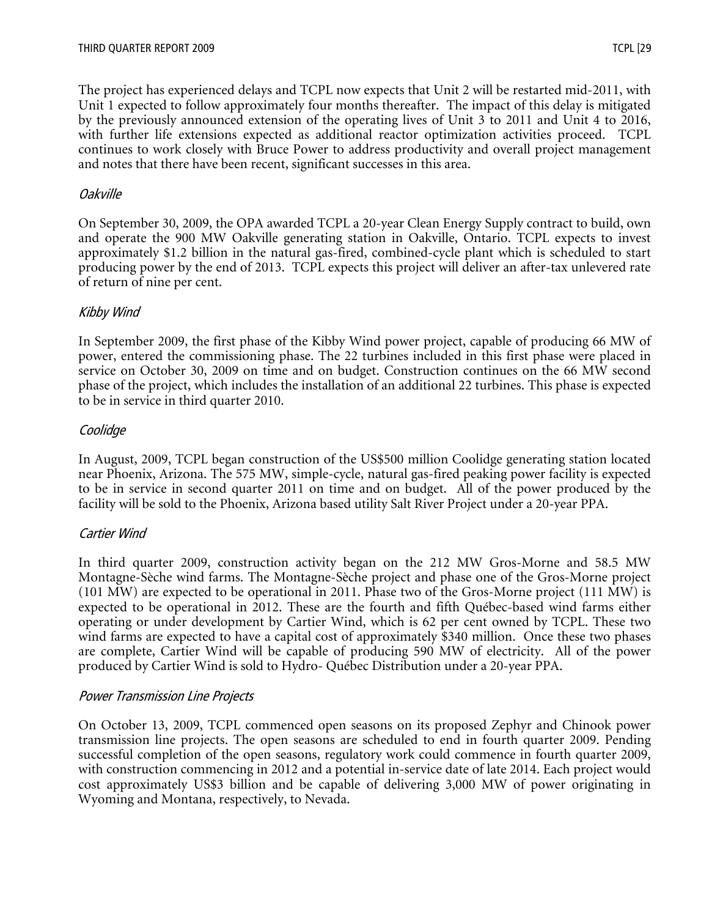The project has experienced delays and TCPL now expects that Unit 2 will be restarted mid-2011, with Unit 1 expected to follow approximately four months thereafter. The impact of this delay is mitigated by the previously announced extension of the operating lives of Unit 3 to 2011 and Unit 4 to 2016, with further life extensions expected as additional reactor optimization activities proceed. TCPL continues to work closely with Bruce Power to address productivity and overall project management and notes that there have been recent, significant successes in this area.

*Oakville*

On September 30, 2009, the OPA awarded TCPL a 20-year Clean Energy Supply contract to build, own and operate the 900 MW Oakville generating station in Oakville, Ontario. TCPL expects to invest approximately $1.2 billion in the natural gas-fired, combined-cycle plant which is scheduled to start producing power by the end of 2013. TCPL expects this project will deliver an after-tax unlevered rate of return of nine per cent.

*Kibby Wind*

In September 2009, the first phase of the Kibby Wind power project, capable of producing 66 MW of power, entered the commissioning phase. The 22 turbines included in this first phase were placed in service on October 30, 2009 on time and on budget. Construction continues on the 66 MW second phase of the project, which includes the installation of an additional 22 turbines. This phase is expected to be in service in third quarter 2010.

*Coolidge*

In August, 2009, TCPL began construction of the US$500 million Coolidge generating station located near Phoenix, Arizona. The 575 MW, simple-cycle, natural gas-fired peaking power facility is expected to be in service in second quarter 2011 on time and on budget. All of the power produced by the facility will be sold to the Phoenix, Arizona based utility Salt River Project under a 20-year PPA.

*Cartier Wind*

In third quarter 2009, construction activity began on the 212 MW Gros-Morne and 58.5 MW Montagne-Sèche wind farms. The Montagne-Sèche project and phase one of the Gros-Morne project (101 MW) are expected to be operational in 2011. Phase two of the Gros-Morne project (111 MW) is expected to be operational in 2012. These are the fourth and fifth Québec-based wind farms either operating or under development by Cartier Wind, which is 62 per cent owned by TCPL. These two wind farms are expected to have a capital cost of approximately $340 million. Once these two phases are complete, Cartier Wind will be capable of producing 590 MW of electricity. All of the power produced by Cartier Wind is sold to Hydro- Québec Distribution under a 20-year PPA.

*Power Transmission Line Projects*

On October 13, 2009, TCPL commenced open seasons on its proposed Zephyr and Chinook power transmission line projects. The open seasons are scheduled to end in fourth quarter 2009. Pending successful completion of the open seasons, regulatory work could commence in fourth quarter 2009, with construction commencing in 2012 and a potential in-service date of late 2014. Each project would cost approximately US$3 billion and be capable of delivering 3,000 MW of power originating in Wyoming and Montana, respectively, to Nevada.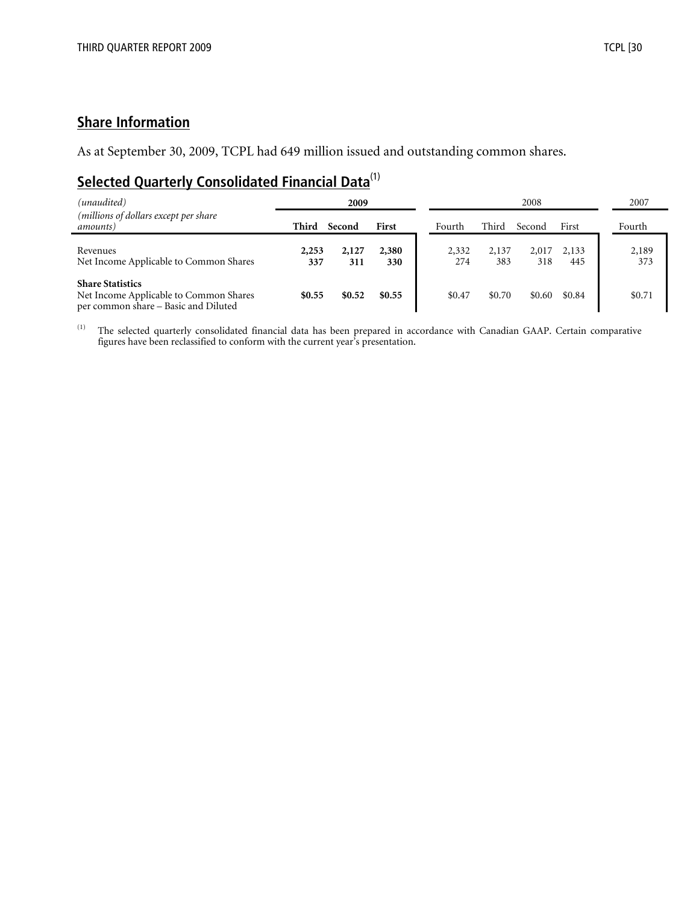## Share Information

As at September 30, 2009, TCPL had 649 million issued and outstanding common shares.

## Selected Quarterly Consolidated Financial Data[(1)]

| *(unaudited)* | 2009 | | | 2008 | | | | 2007 |
|---|---|---|---|---|---|---|---|---|
| *(millions of dollars except per share amounts)* | **Third** | **Second** | **First** | Fourth | Third | Second | First | Fourth |
| Revenues | **2,253** | **2,127** | **2,380** | 2,332 | 2,137 | 2,017 | 2,133 | 2,189 |
| Net Income Applicable to Common Shares | **337** | **311** | **330** | 274 | 383 | 318 | 445 | 373 |
| **Share Statistics** | | | | | | | | |
| Net Income Applicable to Common Shares per common share – Basic and Diluted | **$0.55** | **$0.52** | **$0.55** | $0.47 | $0.70 | $0.60 | $0.84 | $0.71 |

(1) The selected quarterly consolidated financial data has been prepared in accordance with Canadian GAAP. Certain comparative figures have been reclassified to conform with the current year's presentation.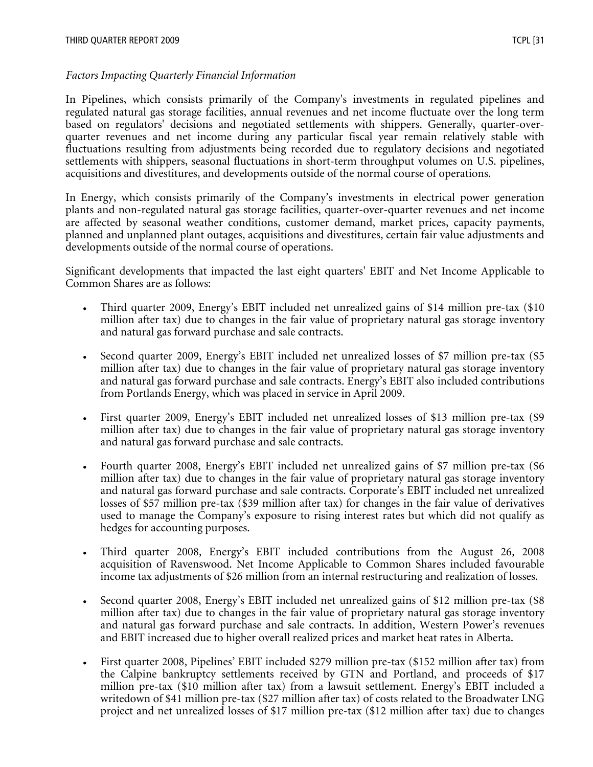*Factors Impacting Quarterly Financial Information*

In Pipelines, which consists primarily of the Company's investments in regulated pipelines and regulated natural gas storage facilities, annual revenues and net income fluctuate over the long term based on regulators' decisions and negotiated settlements with shippers. Generally, quarter-over-quarter revenues and net income during any particular fiscal year remain relatively stable with fluctuations resulting from adjustments being recorded due to regulatory decisions and negotiated settlements with shippers, seasonal fluctuations in short-term throughput volumes on U.S. pipelines, acquisitions and divestitures, and developments outside of the normal course of operations.

In Energy, which consists primarily of the Company's investments in electrical power generation plants and non-regulated natural gas storage facilities, quarter-over-quarter revenues and net income are affected by seasonal weather conditions, customer demand, market prices, capacity payments, planned and unplanned plant outages, acquisitions and divestitures, certain fair value adjustments and developments outside of the normal course of operations.

Significant developments that impacted the last eight quarters' EBIT and Net Income Applicable to Common Shares are as follows:

- Third quarter 2009, Energy's EBIT included net unrealized gains of $14 million pre-tax ($10 million after tax) due to changes in the fair value of proprietary natural gas storage inventory and natural gas forward purchase and sale contracts.

- Second quarter 2009, Energy's EBIT included net unrealized losses of $7 million pre-tax ($5 million after tax) due to changes in the fair value of proprietary natural gas storage inventory and natural gas forward purchase and sale contracts. Energy's EBIT also included contributions from Portlands Energy, which was placed in service in April 2009.

- First quarter 2009, Energy's EBIT included net unrealized losses of $13 million pre-tax ($9 million after tax) due to changes in the fair value of proprietary natural gas storage inventory and natural gas forward purchase and sale contracts.

- Fourth quarter 2008, Energy's EBIT included net unrealized gains of $7 million pre-tax ($6 million after tax) due to changes in the fair value of proprietary natural gas storage inventory and natural gas forward purchase and sale contracts. Corporate's EBIT included net unrealized losses of $57 million pre-tax ($39 million after tax) for changes in the fair value of derivatives used to manage the Company's exposure to rising interest rates but which did not qualify as hedges for accounting purposes.

- Third quarter 2008, Energy's EBIT included contributions from the August 26, 2008 acquisition of Ravenswood. Net Income Applicable to Common Shares included favourable income tax adjustments of $26 million from an internal restructuring and realization of losses.

- Second quarter 2008, Energy's EBIT included net unrealized gains of $12 million pre-tax ($8 million after tax) due to changes in the fair value of proprietary natural gas storage inventory and natural gas forward purchase and sale contracts. In addition, Western Power's revenues and EBIT increased due to higher overall realized prices and market heat rates in Alberta.

- First quarter 2008, Pipelines' EBIT included $279 million pre-tax ($152 million after tax) from the Calpine bankruptcy settlements received by GTN and Portland, and proceeds of $17 million pre-tax ($10 million after tax) from a lawsuit settlement. Energy's EBIT included a writedown of $41 million pre-tax ($27 million after tax) of costs related to the Broadwater LNG project and net unrealized losses of $17 million pre-tax ($12 million after tax) due to changes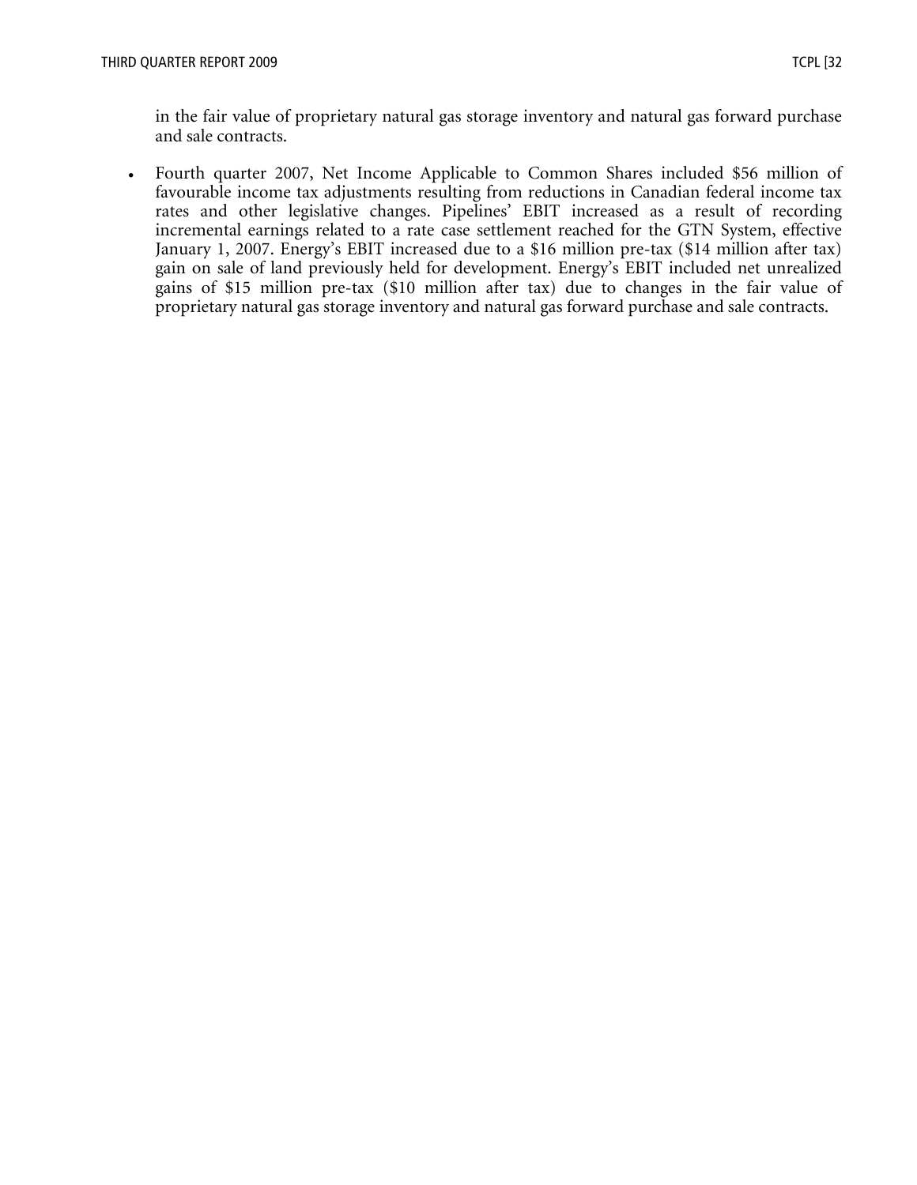in the fair value of proprietary natural gas storage inventory and natural gas forward purchase and sale contracts.

- Fourth quarter 2007, Net Income Applicable to Common Shares included $56 million of favourable income tax adjustments resulting from reductions in Canadian federal income tax rates and other legislative changes. Pipelines' EBIT increased as a result of recording incremental earnings related to a rate case settlement reached for the GTN System, effective January 1, 2007. Energy's EBIT increased due to a $16 million pre-tax ($14 million after tax) gain on sale of land previously held for development. Energy's EBIT included net unrealized gains of $15 million pre-tax ($10 million after tax) due to changes in the fair value of proprietary natural gas storage inventory and natural gas forward purchase and sale contracts.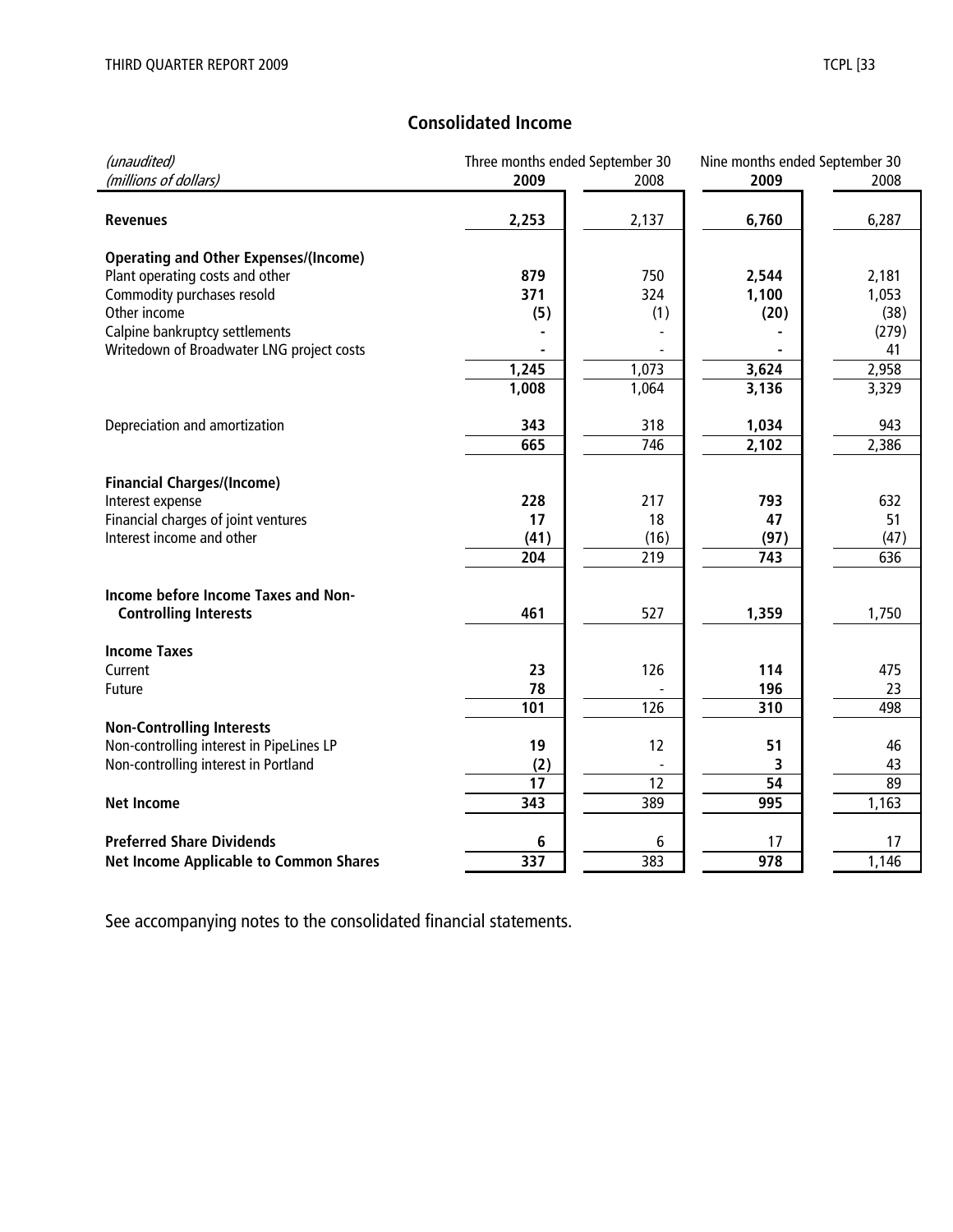## Consolidated Income

| *(unaudited)* *(millions of dollars)* | Three months ended September 30 2009 | 2008 | Nine months ended September 30 2009 | 2008 |
|---|---|---|---|---|
| **Revenues** | **2,253** | 2,137 | **6,760** | 6,287 |
| **Operating and Other Expenses/(Income)** | | | | |
| Plant operating costs and other | **879** | 750 | **2,544** | 2,181 |
| Commodity purchases resold | **371** | 324 | **1,100** | 1,053 |
| Other income | **(5)** | (1) | **(20)** | (38) |
| Calpine bankruptcy settlements | **-** | - | **-** | (279) |
| Writedown of Broadwater LNG project costs | **-** | - | **-** | 41 |
| | **1,245** | 1,073 | **3,624** | 2,958 |
| | **1,008** | 1,064 | **3,136** | 3,329 |
| Depreciation and amortization | **343** | 318 | **1,034** | 943 |
| | **665** | 746 | **2,102** | 2,386 |
| **Financial Charges/(Income)** | | | | |
| Interest expense | **228** | 217 | **793** | 632 |
| Financial charges of joint ventures | **17** | 18 | **47** | 51 |
| Interest income and other | **(41)** | (16) | **(97)** | (47) |
| | **204** | 219 | **743** | 636 |
| **Income before Income Taxes and Non-Controlling Interests** | **461** | 527 | **1,359** | 1,750 |
| **Income Taxes** | | | | |
| Current | **23** | 126 | **114** | 475 |
| Future | **78** | - | **196** | 23 |
| | **101** | 126 | **310** | 498 |
| **Non-Controlling Interests** | | | | |
| Non-controlling interest in PipeLines LP | **19** | 12 | **51** | 46 |
| Non-controlling interest in Portland | **(2)** | - | **3** | 43 |
| | **17** | 12 | **54** | 89 |
| **Net Income** | **343** | 389 | **995** | 1,163 |
| **Preferred Share Dividends** | **6** | 6 | 17 | 17 |
| **Net Income Applicable to Common Shares** | **337** | 383 | **978** | 1,146 |

See accompanying notes to the consolidated financial statements.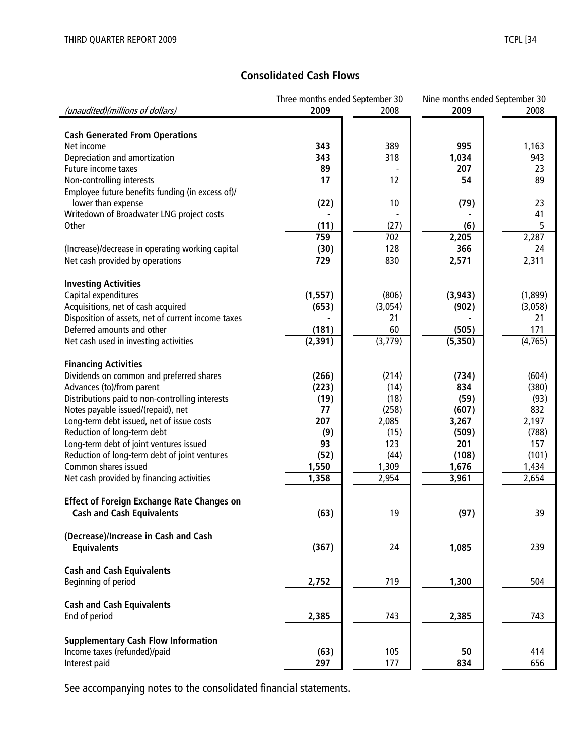## Consolidated Cash Flows

| (unaudited)(millions of dollars) | Three months ended September 30 2009 | 2008 | Nine months ended September 30 2009 | 2008 |
|---|---|---|---|---|
| **Cash Generated From Operations** | | | | |
| Net income | **343** | 389 | **995** | 1,163 |
| Depreciation and amortization | **343** | 318 | **1,034** | 943 |
| Future income taxes | **89** | - | **207** | 23 |
| Non-controlling interests | **17** | 12 | **54** | 89 |
| Employee future benefits funding (in excess of)/ lower than expense | **(22)** | 10 | **(79)** | 23 |
| Writedown of Broadwater LNG project costs | **-** | - | **-** | 41 |
| Other | **(11)** | (27) | **(6)** | 5 |
| | **759** | 702 | **2,205** | 2,287 |
| (Increase)/decrease in operating working capital | **(30)** | 128 | **366** | 24 |
| Net cash provided by operations | **729** | 830 | **2,571** | 2,311 |
| **Investing Activities** | | | | |
| Capital expenditures | **(1,557)** | (806) | **(3,943)** | (1,899) |
| Acquisitions, net of cash acquired | **(653)** | (3,054) | **(902)** | (3,058) |
| Disposition of assets, net of current income taxes | **-** | 21 | **-** | 21 |
| Deferred amounts and other | **(181)** | 60 | **(505)** | 171 |
| Net cash used in investing activities | **(2,391)** | (3,779) | **(5,350)** | (4,765) |
| **Financing Activities** | | | | |
| Dividends on common and preferred shares | **(266)** | (214) | **(734)** | (604) |
| Advances (to)/from parent | **(223)** | (14) | **834** | (380) |
| Distributions paid to non-controlling interests | **(19)** | (18) | **(59)** | (93) |
| Notes payable issued/(repaid), net | **77** | (258) | **(607)** | 832 |
| Long-term debt issued, net of issue costs | **207** | 2,085 | **3,267** | 2,197 |
| Reduction of long-term debt | **(9)** | (15) | **(509)** | (788) |
| Long-term debt of joint ventures issued | **93** | 123 | **201** | 157 |
| Reduction of long-term debt of joint ventures | **(52)** | (44) | **(108)** | (101) |
| Common shares issued | **1,550** | 1,309 | **1,676** | 1,434 |
| Net cash provided by financing activities | **1,358** | 2,954 | **3,961** | 2,654 |
| **Effect of Foreign Exchange Rate Changes on Cash and Cash Equivalents** | **(63)** | 19 | **(97)** | 39 |
| **(Decrease)/Increase in Cash and Cash Equivalents** | **(367)** | 24 | **1,085** | 239 |
| **Cash and Cash Equivalents** | | | | |
| Beginning of period | **2,752** | 719 | **1,300** | 504 |
| **Cash and Cash Equivalents** | | | | |
| End of period | **2,385** | 743 | **2,385** | 743 |
| **Supplementary Cash Flow Information** | | | | |
| Income taxes (refunded)/paid | **(63)** | 105 | **50** | 414 |
| Interest paid | **297** | 177 | **834** | 656 |

See accompanying notes to the consolidated financial statements.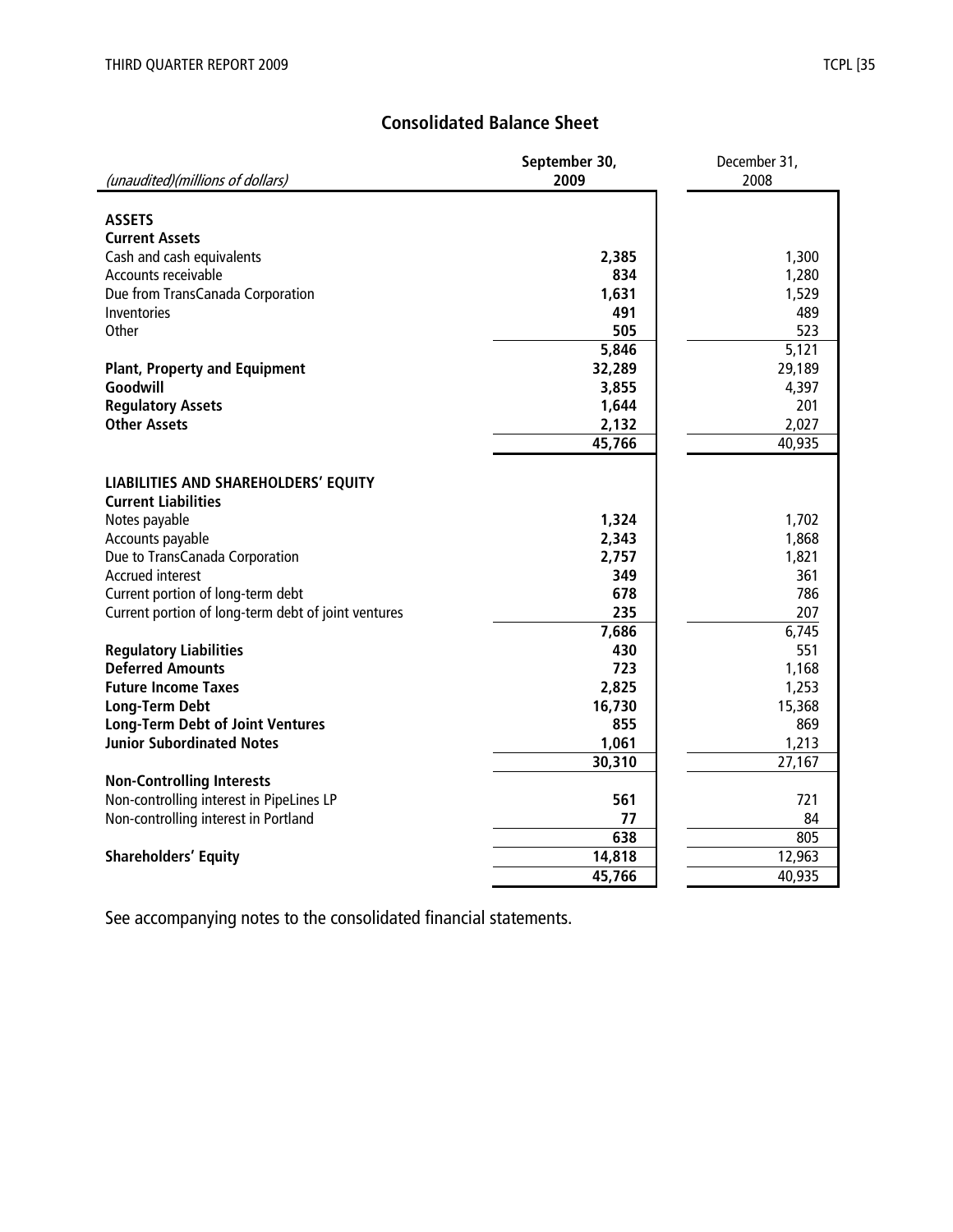## Consolidated Balance Sheet

| *(unaudited)(millions of dollars)* | **September 30, 2009** | December 31, 2008 |
|---|---|---|
| **ASSETS** | | |
| **Current Assets** | | |
| Cash and cash equivalents | **2,385** | 1,300 |
| Accounts receivable | **834** | 1,280 |
| Due from TransCanada Corporation | **1,631** | 1,529 |
| Inventories | **491** | 489 |
| Other | **505** | 523 |
| | **5,846** | 5,121 |
| **Plant, Property and Equipment** | **32,289** | 29,189 |
| **Goodwill** | **3,855** | 4,397 |
| **Regulatory Assets** | **1,644** | 201 |
| **Other Assets** | **2,132** | 2,027 |
| | **45,766** | 40,935 |
| **LIABILITIES AND SHAREHOLDERS' EQUITY** | | |
| **Current Liabilities** | | |
| Notes payable | **1,324** | 1,702 |
| Accounts payable | **2,343** | 1,868 |
| Due to TransCanada Corporation | **2,757** | 1,821 |
| Accrued interest | **349** | 361 |
| Current portion of long-term debt | **678** | 786 |
| Current portion of long-term debt of joint ventures | **235** | 207 |
| | **7,686** | 6,745 |
| **Regulatory Liabilities** | **430** | 551 |
| **Deferred Amounts** | **723** | 1,168 |
| **Future Income Taxes** | **2,825** | 1,253 |
| **Long-Term Debt** | **16,730** | 15,368 |
| **Long-Term Debt of Joint Ventures** | **855** | 869 |
| **Junior Subordinated Notes** | **1,061** | 1,213 |
| | **30,310** | 27,167 |
| **Non-Controlling Interests** | | |
| Non-controlling interest in PipeLines LP | **561** | 721 |
| Non-controlling interest in Portland | **77** | 84 |
| | **638** | 805 |
| **Shareholders' Equity** | **14,818** | 12,963 |
| | **45,766** | 40,935 |

See accompanying notes to the consolidated financial statements.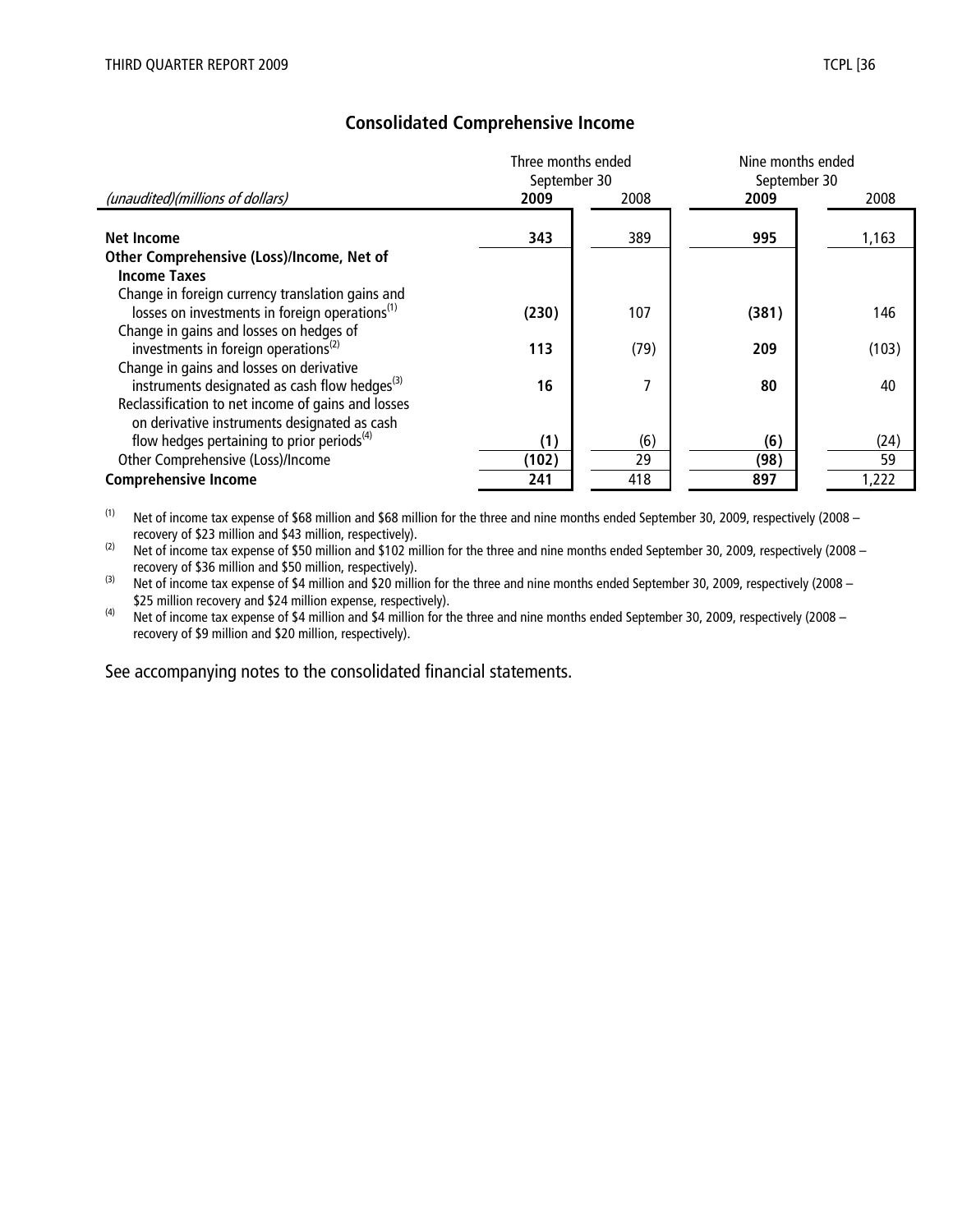## Consolidated Comprehensive Income

| *(unaudited)(millions of dollars)* | Three months ended September 30 | | Nine months ended September 30 | |
|---|---|---|---|---|
| | **2009** | 2008 | **2009** | 2008 |
| **Net Income** | **343** | 389 | **995** | 1,163 |
| **Other Comprehensive (Loss)/Income, Net of Income Taxes** | | | | |
| Change in foreign currency translation gains and losses on investments in foreign operations[(1)] | **(230)** | 107 | **(381)** | 146 |
| Change in gains and losses on hedges of investments in foreign operations[(2)] | **113** | (79) | **209** | (103) |
| Change in gains and losses on derivative instruments designated as cash flow hedges[(3)] | **16** | 7 | **80** | 40 |
| Reclassification to net income of gains and losses on derivative instruments designated as cash flow hedges pertaining to prior periods[(4)] | **(1)** | (6) | **(6)** | (24) |
| Other Comprehensive (Loss)/Income | **(102)** | 29 | **(98)** | 59 |
| **Comprehensive Income** | **241** | 418 | **897** | 1,222 |

(1) Net of income tax expense of $68 million and $68 million for the three and nine months ended September 30, 2009, respectively (2008 – recovery of $23 million and $43 million, respectively).

(2) Net of income tax expense of $50 million and $102 million for the three and nine months ended September 30, 2009, respectively (2008 – recovery of $36 million and $50 million, respectively).

(3) Net of income tax expense of $4 million and $20 million for the three and nine months ended September 30, 2009, respectively (2008 – $25 million recovery and $24 million expense, respectively).

(4) Net of income tax expense of $4 million and $4 million for the three and nine months ended September 30, 2009, respectively (2008 – recovery of $9 million and $20 million, respectively).

See accompanying notes to the consolidated financial statements.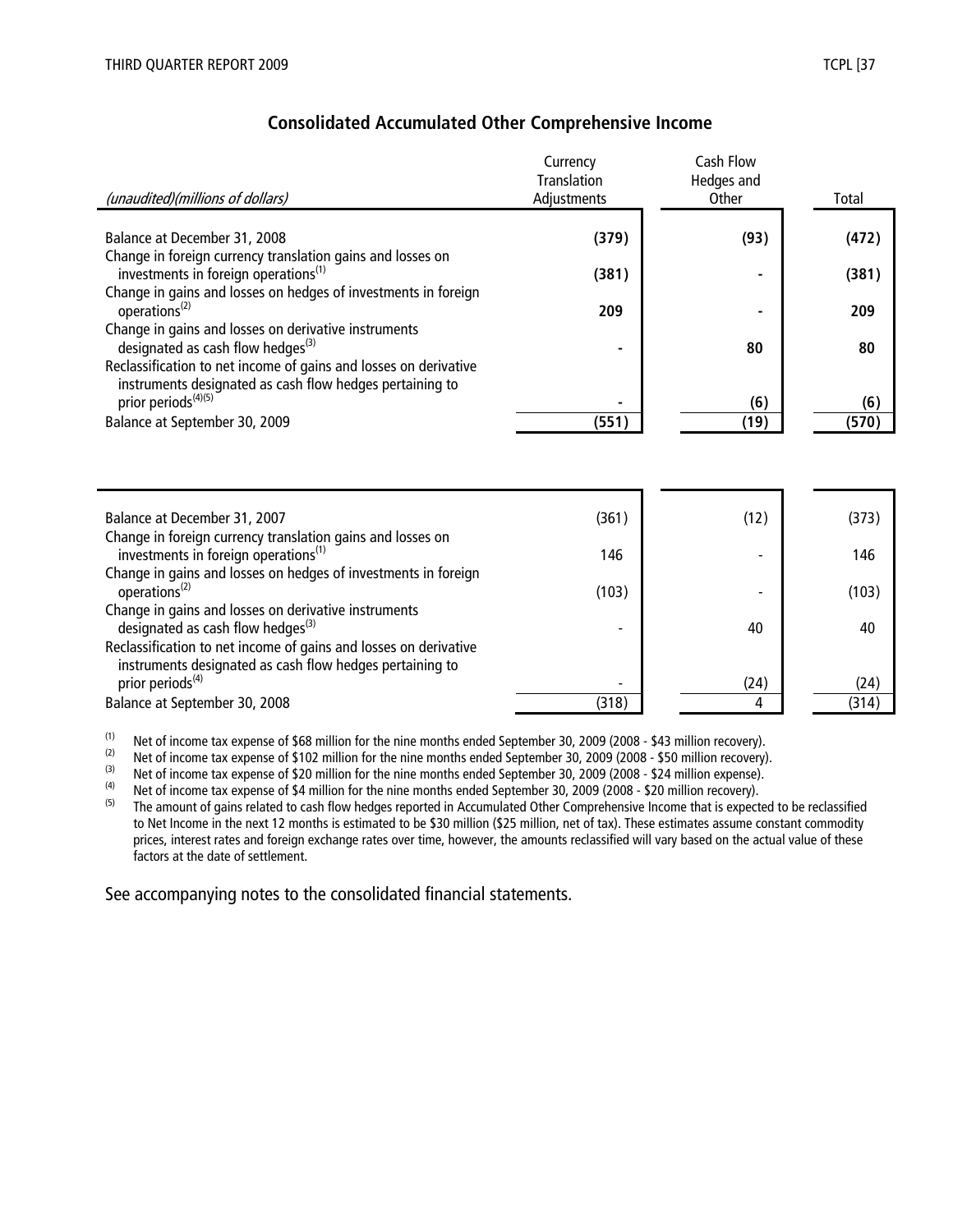## Consolidated Accumulated Other Comprehensive Income

| *(unaudited)(millions of dollars)* | Currency Translation Adjustments | Cash Flow Hedges and Other | Total |
|---|---|---|---|
| **Balance at December 31, 2008** | **(379)** | **(93)** | **(472)** |
| Change in foreign currency translation gains and losses on investments in foreign operations[(1)] | **(381)** | **-** | **(381)** |
| Change in gains and losses on hedges of investments in foreign operations[(2)] | **209** | **-** | **209** |
| Change in gains and losses on derivative instruments designated as cash flow hedges[(3)] | **-** | **80** | **80** |
| Reclassification to net income of gains and losses on derivative instruments designated as cash flow hedges pertaining to prior periods[(4)(5)] | **-** | **(6)** | **(6)** |
| **Balance at September 30, 2009** | **(551)** | **(19)** | **(570)** |

| | | | |
|---|---|---|---|
| Balance at December 31, 2007 | (361) | (12) | (373) |
| Change in foreign currency translation gains and losses on investments in foreign operations[(1)] | 146 | - | 146 |
| Change in gains and losses on hedges of investments in foreign operations[(2)] | (103) | - | (103) |
| Change in gains and losses on derivative instruments designated as cash flow hedges[(3)] | - | 40 | 40 |
| Reclassification to net income of gains and losses on derivative instruments designated as cash flow hedges pertaining to prior periods[(4)] | - | (24) | (24) |
| Balance at September 30, 2008 | (318) | 4 | (314) |

(1) Net of income tax expense of $68 million for the nine months ended September 30, 2009 (2008 - $43 million recovery).

(2) Net of income tax expense of $102 million for the nine months ended September 30, 2009 (2008 - $50 million recovery).

(3) Net of income tax expense of $20 million for the nine months ended September 30, 2009 (2008 - $24 million expense).

(4) Net of income tax expense of $4 million for the nine months ended September 30, 2009 (2008 - $20 million recovery).

(5) The amount of gains related to cash flow hedges reported in Accumulated Other Comprehensive Income that is expected to be reclassified to Net Income in the next 12 months is estimated to be $30 million ($25 million, net of tax). These estimates assume constant commodity prices, interest rates and foreign exchange rates over time, however, the amounts reclassified will vary based on the actual value of these factors at the date of settlement.

See accompanying notes to the consolidated financial statements.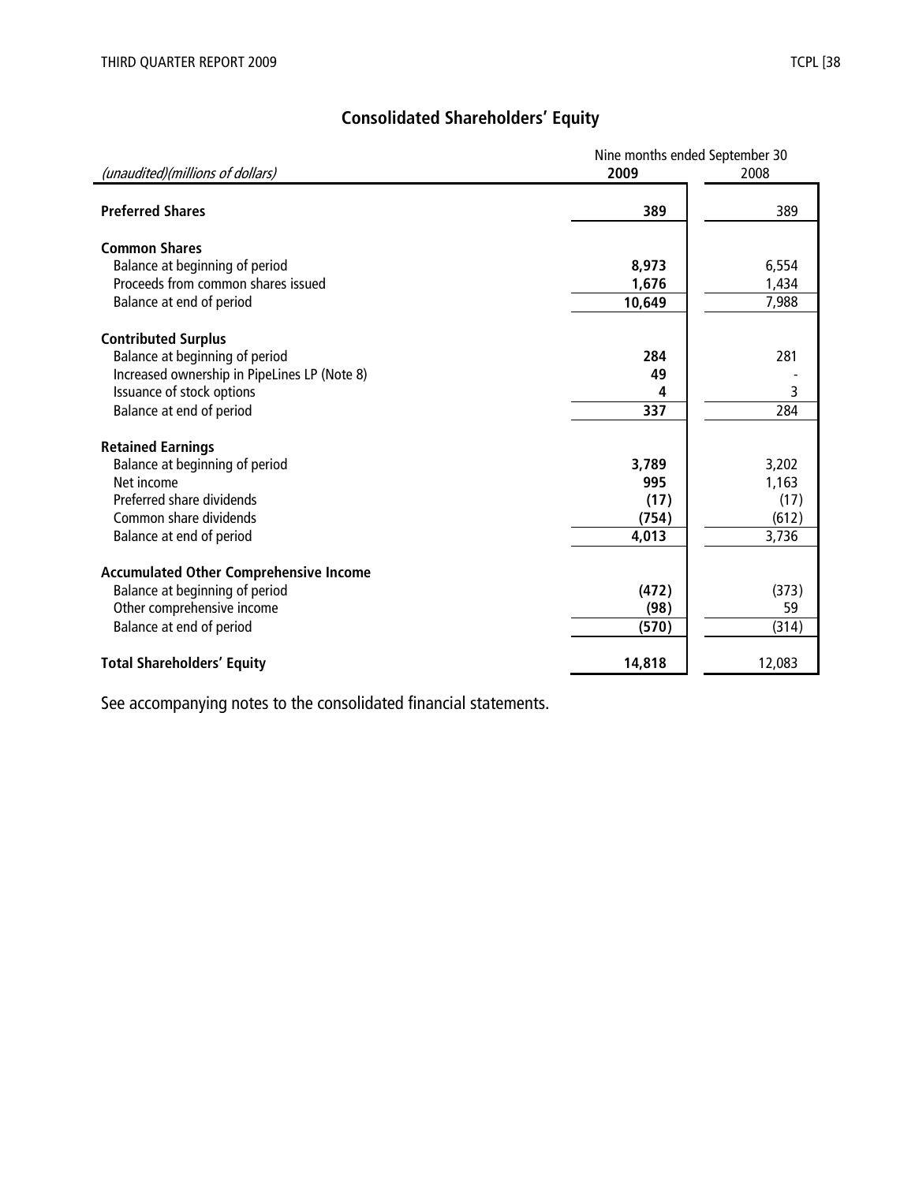# Consolidated Shareholders' Equity

| *(unaudited)(millions of dollars)* | Nine months ended September 30 | |
|---|---|---|
| | **2009** | 2008 |
| **Preferred Shares** | **389** | 389 |
| **Common Shares** | | |
| Balance at beginning of period | **8,973** | 6,554 |
| Proceeds from common shares issued | **1,676** | 1,434 |
| Balance at end of period | **10,649** | 7,988 |
| **Contributed Surplus** | | |
| Balance at beginning of period | **284** | 281 |
| Increased ownership in PipeLines LP (Note 8) | **49** | - |
| Issuance of stock options | **4** | 3 |
| Balance at end of period | **337** | 284 |
| **Retained Earnings** | | |
| Balance at beginning of period | **3,789** | 3,202 |
| Net income | **995** | 1,163 |
| Preferred share dividends | **(17)** | (17) |
| Common share dividends | **(754)** | (612) |
| Balance at end of period | **4,013** | 3,736 |
| **Accumulated Other Comprehensive Income** | | |
| Balance at beginning of period | **(472)** | (373) |
| Other comprehensive income | **(98)** | 59 |
| Balance at end of period | **(570)** | (314) |
| **Total Shareholders' Equity** | **14,818** | 12,083 |

See accompanying notes to the consolidated financial statements.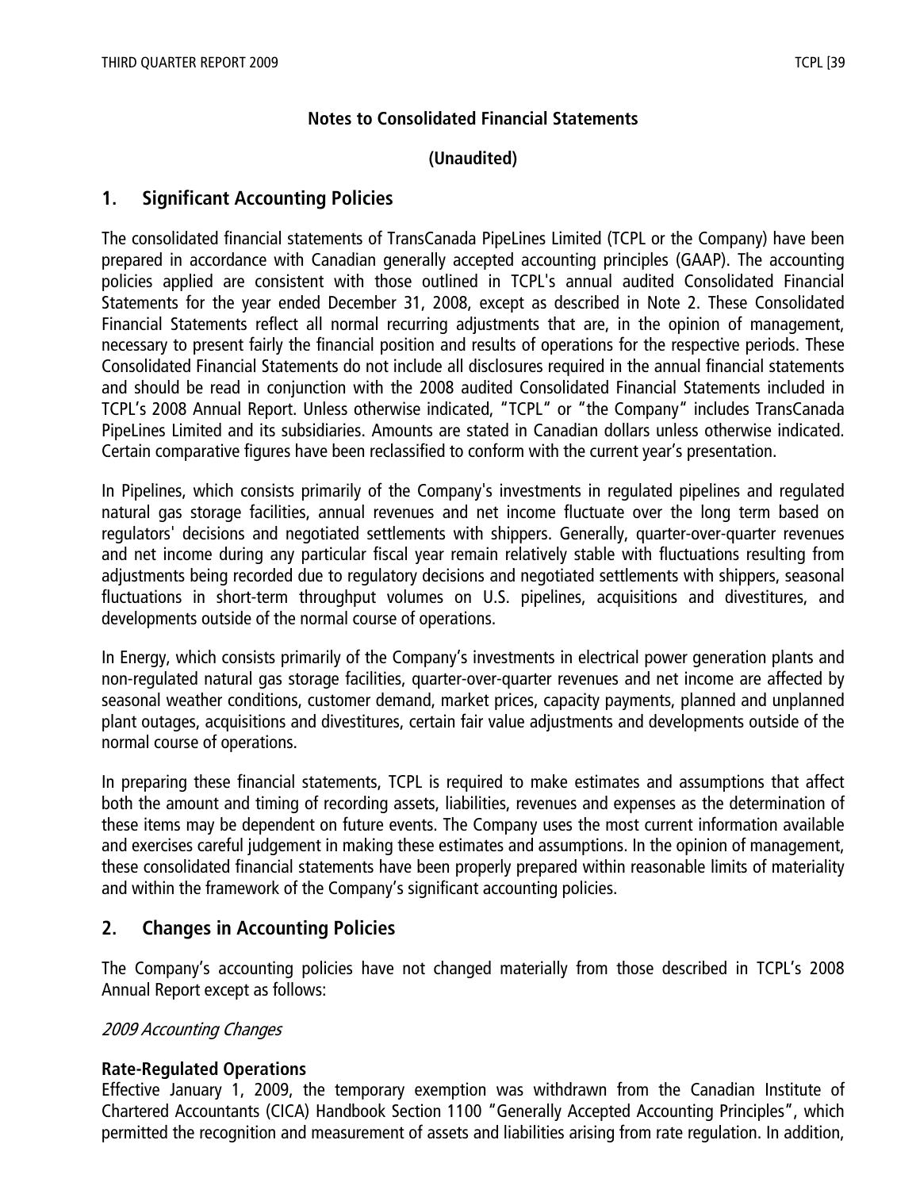**Notes to Consolidated Financial Statements**

**(Unaudited)**

## 1. Significant Accounting Policies

The consolidated financial statements of TransCanada PipeLines Limited (TCPL or the Company) have been prepared in accordance with Canadian generally accepted accounting principles (GAAP). The accounting policies applied are consistent with those outlined in TCPL's annual audited Consolidated Financial Statements for the year ended December 31, 2008, except as described in Note 2. These Consolidated Financial Statements reflect all normal recurring adjustments that are, in the opinion of management, necessary to present fairly the financial position and results of operations for the respective periods. These Consolidated Financial Statements do not include all disclosures required in the annual financial statements and should be read in conjunction with the 2008 audited Consolidated Financial Statements included in TCPL's 2008 Annual Report. Unless otherwise indicated, "TCPL" or "the Company" includes TransCanada PipeLines Limited and its subsidiaries. Amounts are stated in Canadian dollars unless otherwise indicated. Certain comparative figures have been reclassified to conform with the current year's presentation.

In Pipelines, which consists primarily of the Company's investments in regulated pipelines and regulated natural gas storage facilities, annual revenues and net income fluctuate over the long term based on regulators' decisions and negotiated settlements with shippers. Generally, quarter-over-quarter revenues and net income during any particular fiscal year remain relatively stable with fluctuations resulting from adjustments being recorded due to regulatory decisions and negotiated settlements with shippers, seasonal fluctuations in short-term throughput volumes on U.S. pipelines, acquisitions and divestitures, and developments outside of the normal course of operations.

In Energy, which consists primarily of the Company's investments in electrical power generation plants and non-regulated natural gas storage facilities, quarter-over-quarter revenues and net income are affected by seasonal weather conditions, customer demand, market prices, capacity payments, planned and unplanned plant outages, acquisitions and divestitures, certain fair value adjustments and developments outside of the normal course of operations.

In preparing these financial statements, TCPL is required to make estimates and assumptions that affect both the amount and timing of recording assets, liabilities, revenues and expenses as the determination of these items may be dependent on future events. The Company uses the most current information available and exercises careful judgement in making these estimates and assumptions. In the opinion of management, these consolidated financial statements have been properly prepared within reasonable limits of materiality and within the framework of the Company's significant accounting policies.

## 2. Changes in Accounting Policies

The Company's accounting policies have not changed materially from those described in TCPL's 2008 Annual Report except as follows:

*2009 Accounting Changes*

**Rate-Regulated Operations**

Effective January 1, 2009, the temporary exemption was withdrawn from the Canadian Institute of Chartered Accountants (CICA) Handbook Section 1100 "Generally Accepted Accounting Principles", which permitted the recognition and measurement of assets and liabilities arising from rate regulation. In addition,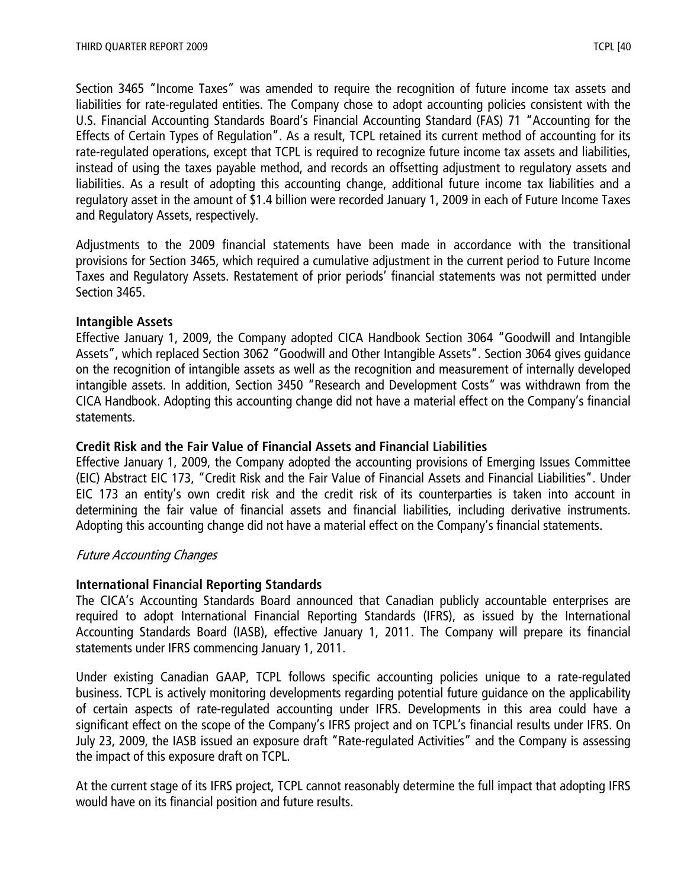Section 3465 "Income Taxes" was amended to require the recognition of future income tax assets and liabilities for rate-regulated entities. The Company chose to adopt accounting policies consistent with the U.S. Financial Accounting Standards Board's Financial Accounting Standard (FAS) 71 "Accounting for the Effects of Certain Types of Regulation". As a result, TCPL retained its current method of accounting for its rate-regulated operations, except that TCPL is required to recognize future income tax assets and liabilities, instead of using the taxes payable method, and records an offsetting adjustment to regulatory assets and liabilities. As a result of adopting this accounting change, additional future income tax liabilities and a regulatory asset in the amount of $1.4 billion were recorded January 1, 2009 in each of Future Income Taxes and Regulatory Assets, respectively.

Adjustments to the 2009 financial statements have been made in accordance with the transitional provisions for Section 3465, which required a cumulative adjustment in the current period to Future Income Taxes and Regulatory Assets. Restatement of prior periods' financial statements was not permitted under Section 3465.

**Intangible Assets**

Effective January 1, 2009, the Company adopted CICA Handbook Section 3064 "Goodwill and Intangible Assets", which replaced Section 3062 "Goodwill and Other Intangible Assets". Section 3064 gives guidance on the recognition of intangible assets as well as the recognition and measurement of internally developed intangible assets. In addition, Section 3450 "Research and Development Costs" was withdrawn from the CICA Handbook. Adopting this accounting change did not have a material effect on the Company's financial statements.

**Credit Risk and the Fair Value of Financial Assets and Financial Liabilities**

Effective January 1, 2009, the Company adopted the accounting provisions of Emerging Issues Committee (EIC) Abstract EIC 173, "Credit Risk and the Fair Value of Financial Assets and Financial Liabilities". Under EIC 173 an entity's own credit risk and the credit risk of its counterparties is taken into account in determining the fair value of financial assets and financial liabilities, including derivative instruments. Adopting this accounting change did not have a material effect on the Company's financial statements.

*Future Accounting Changes*

**International Financial Reporting Standards**

The CICA's Accounting Standards Board announced that Canadian publicly accountable enterprises are required to adopt International Financial Reporting Standards (IFRS), as issued by the International Accounting Standards Board (IASB), effective January 1, 2011. The Company will prepare its financial statements under IFRS commencing January 1, 2011.

Under existing Canadian GAAP, TCPL follows specific accounting policies unique to a rate-regulated business. TCPL is actively monitoring developments regarding potential future guidance on the applicability of certain aspects of rate-regulated accounting under IFRS. Developments in this area could have a significant effect on the scope of the Company's IFRS project and on TCPL's financial results under IFRS. On July 23, 2009, the IASB issued an exposure draft "Rate-regulated Activities" and the Company is assessing the impact of this exposure draft on TCPL.

At the current stage of its IFRS project, TCPL cannot reasonably determine the full impact that adopting IFRS would have on its financial position and future results.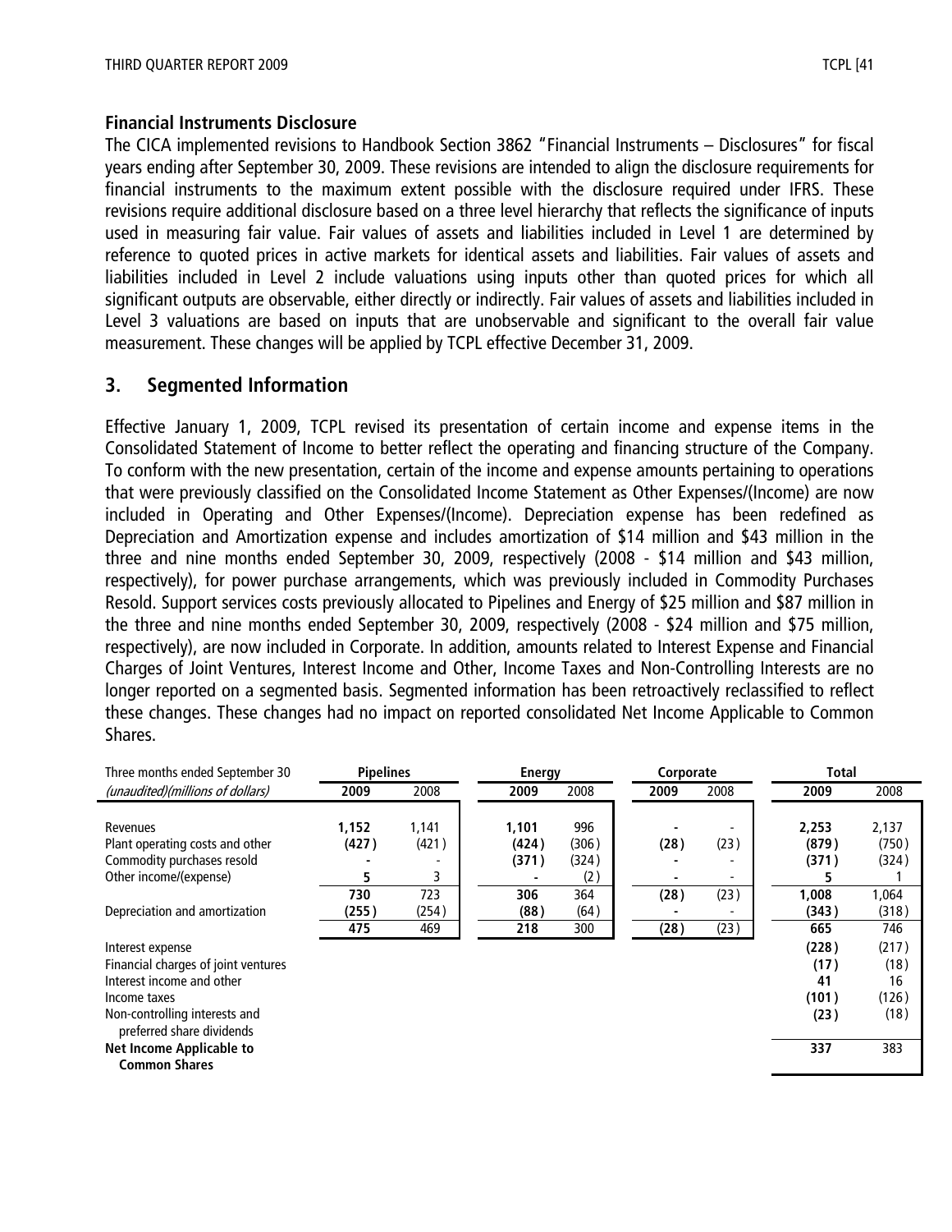**Financial Instruments Disclosure**

The CICA implemented revisions to Handbook Section 3862 "Financial Instruments – Disclosures" for fiscal years ending after September 30, 2009. These revisions are intended to align the disclosure requirements for financial instruments to the maximum extent possible with the disclosure required under IFRS. These revisions require additional disclosure based on a three level hierarchy that reflects the significance of inputs used in measuring fair value. Fair values of assets and liabilities included in Level 1 are determined by reference to quoted prices in active markets for identical assets and liabilities. Fair values of assets and liabilities included in Level 2 include valuations using inputs other than quoted prices for which all significant outputs are observable, either directly or indirectly. Fair values of assets and liabilities included in Level 3 valuations are based on inputs that are unobservable and significant to the overall fair value measurement. These changes will be applied by TCPL effective December 31, 2009.

## 3. Segmented Information

Effective January 1, 2009, TCPL revised its presentation of certain income and expense items in the Consolidated Statement of Income to better reflect the operating and financing structure of the Company. To conform with the new presentation, certain of the income and expense amounts pertaining to operations that were previously classified on the Consolidated Income Statement as Other Expenses/(Income) are now included in Operating and Other Expenses/(Income). Depreciation expense has been redefined as Depreciation and Amortization expense and includes amortization of $14 million and $43 million in the three and nine months ended September 30, 2009, respectively (2008 - $14 million and $43 million, respectively), for power purchase arrangements, which was previously included in Commodity Purchases Resold. Support services costs previously allocated to Pipelines and Energy of $25 million and $87 million in the three and nine months ended September 30, 2009, respectively (2008 - $24 million and $75 million, respectively), are now included in Corporate. In addition, amounts related to Interest Expense and Financial Charges of Joint Ventures, Interest Income and Other, Income Taxes and Non-Controlling Interests are no longer reported on a segmented basis. Segmented information has been retroactively reclassified to reflect these changes. These changes had no impact on reported consolidated Net Income Applicable to Common Shares.

| Three months ended September 30 | Pipelines | | Energy | | Corporate | | Total | |
|---|---|---|---|---|---|---|---|---|
| *(unaudited)(millions of dollars)* | **2009** | 2008 | **2009** | 2008 | **2009** | 2008 | **2009** | 2008 |
| Revenues | **1,152** | 1,141 | **1,101** | 996 | **-** | - | **2,253** | 2,137 |
| Plant operating costs and other | **(427)** | (421) | **(424)** | (306) | **(28)** | (23) | **(879)** | (750) |
| Commodity purchases resold | **-** | - | **(371)** | (324) | **-** | - | **(371)** | (324) |
| Other income/(expense) | **5** | 3 | **-** | (2) | **-** | - | **5** | 1 |
| | **730** | 723 | **306** | 364 | **(28)** | (23) | **1,008** | 1,064 |
| Depreciation and amortization | **(255)** | (254) | **(88)** | (64) | **-** | - | **(343)** | (318) |
| | **475** | 469 | **218** | 300 | **(28)** | (23) | **665** | 746 |
| Interest expense | | | | | | | **(228)** | (217) |
| Financial charges of joint ventures | | | | | | | **(17)** | (18) |
| Interest income and other | | | | | | | **41** | 16 |
| Income taxes | | | | | | | **(101)** | (126) |
| Non-controlling interests and preferred share dividends | | | | | | | **(23)** | (18) |
| **Net Income Applicable to Common Shares** | | | | | | | **337** | 383 |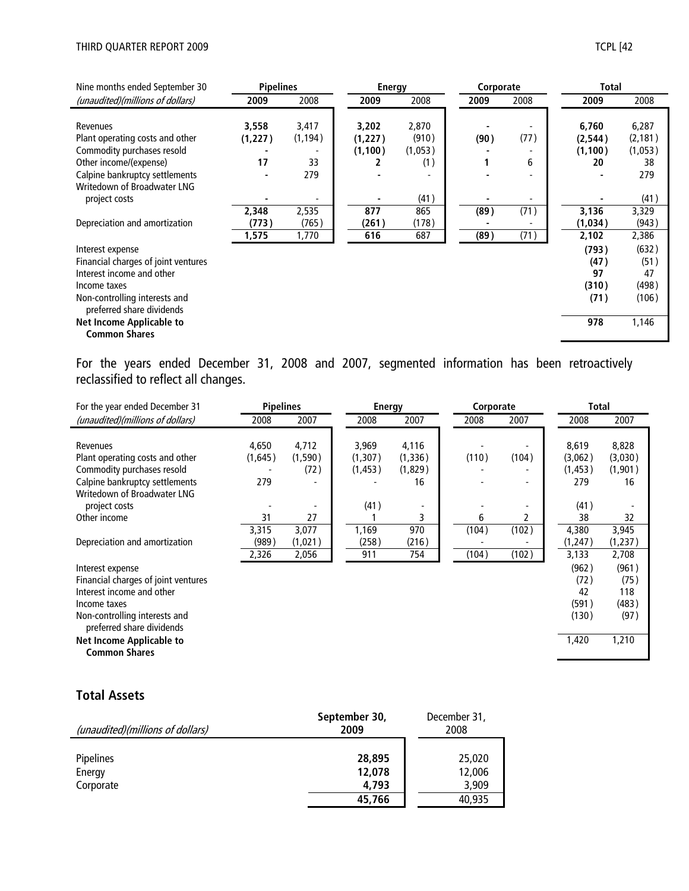| Nine months ended September 30 | Pipelines | | Energy | | Corporate | | Total | |
|---|---|---|---|---|---|---|---|---|
| *(unaudited)(millions of dollars)* | **2009** | 2008 | **2009** | 2008 | **2009** | 2008 | **2009** | 2008 |
| Revenues | **3,558** | 3,417 | **3,202** | 2,870 | **-** | - | **6,760** | 6,287 |
| Plant operating costs and other | **(1,227)** | (1,194) | **(1,227)** | (910) | **(90)** | (77) | **(2,544)** | (2,181) |
| Commodity purchases resold | **-** | - | **(1,100)** | (1,053) | **-** | - | **(1,100)** | (1,053) |
| Other income/(expense) | **17** | 33 | **2** | (1) | **1** | 6 | **20** | 38 |
| Calpine bankruptcy settlements | **-** | 279 | **-** | - | **-** | - | **-** | 279 |
| Writedown of Broadwater LNG project costs | **-** | - | **-** | (41) | **-** | - | **-** | (41) |
| | **2,348** | 2,535 | **877** | 865 | **(89)** | (71) | **3,136** | 3,329 |
| Depreciation and amortization | **(773)** | (765) | **(261)** | (178) | **-** | - | **(1,034)** | (943) |
| | **1,575** | 1,770 | **616** | 687 | **(89)** | (71) | **2,102** | 2,386 |
| Interest expense | | | | | | | **(793)** | (632) |
| Financial charges of joint ventures | | | | | | | **(47)** | (51) |
| Interest income and other | | | | | | | **97** | 47 |
| Income taxes | | | | | | | **(310)** | (498) |
| Non-controlling interests and preferred share dividends | | | | | | | **(71)** | (106) |
| **Net Income Applicable to Common Shares** | | | | | | | **978** | 1,146 |

For the years ended December 31, 2008 and 2007, segmented information has been retroactively reclassified to reflect all changes.

| For the year ended December 31 | Pipelines | | Energy | | Corporate | | Total | |
|---|---|---|---|---|---|---|---|---|
| *(unaudited)(millions of dollars)* | 2008 | 2007 | 2008 | 2007 | 2008 | 2007 | 2008 | 2007 |
| Revenues | 4,650 | 4,712 | 3,969 | 4,116 | - | - | 8,619 | 8,828 |
| Plant operating costs and other | (1,645) | (1,590) | (1,307) | (1,336) | (110) | (104) | (3,062) | (3,030) |
| Commodity purchases resold | - | (72) | (1,453) | (1,829) | - | - | (1,453) | (1,901) |
| Calpine bankruptcy settlements | 279 | - | - | 16 | - | - | 279 | 16 |
| Writedown of Broadwater LNG project costs | - | - | (41) | - | - | - | (41) | - |
| Other income | 31 | 27 | 1 | 3 | 6 | 2 | 38 | 32 |
| | 3,315 | 3,077 | 1,169 | 970 | (104) | (102) | 4,380 | 3,945 |
| Depreciation and amortization | (989) | (1,021) | (258) | (216) | - | - | (1,247) | (1,237) |
| | 2,326 | 2,056 | 911 | 754 | (104) | (102) | 3,133 | 2,708 |
| Interest expense | | | | | | | (962) | (961) |
| Financial charges of joint ventures | | | | | | | (72) | (75) |
| Interest income and other | | | | | | | 42 | 118 |
| Income taxes | | | | | | | (591) | (483) |
| Non-controlling interests and preferred share dividends | | | | | | | (130) | (97) |
| **Net Income Applicable to Common Shares** | | | | | | | 1,420 | 1,210 |

## Total Assets

| *(unaudited)(millions of dollars)* | **September 30, 2009** | December 31, 2008 |
|---|---|---|
| Pipelines | **28,895** | 25,020 |
| Energy | **12,078** | 12,006 |
| Corporate | **4,793** | 3,909 |
| | **45,766** | 40,935 |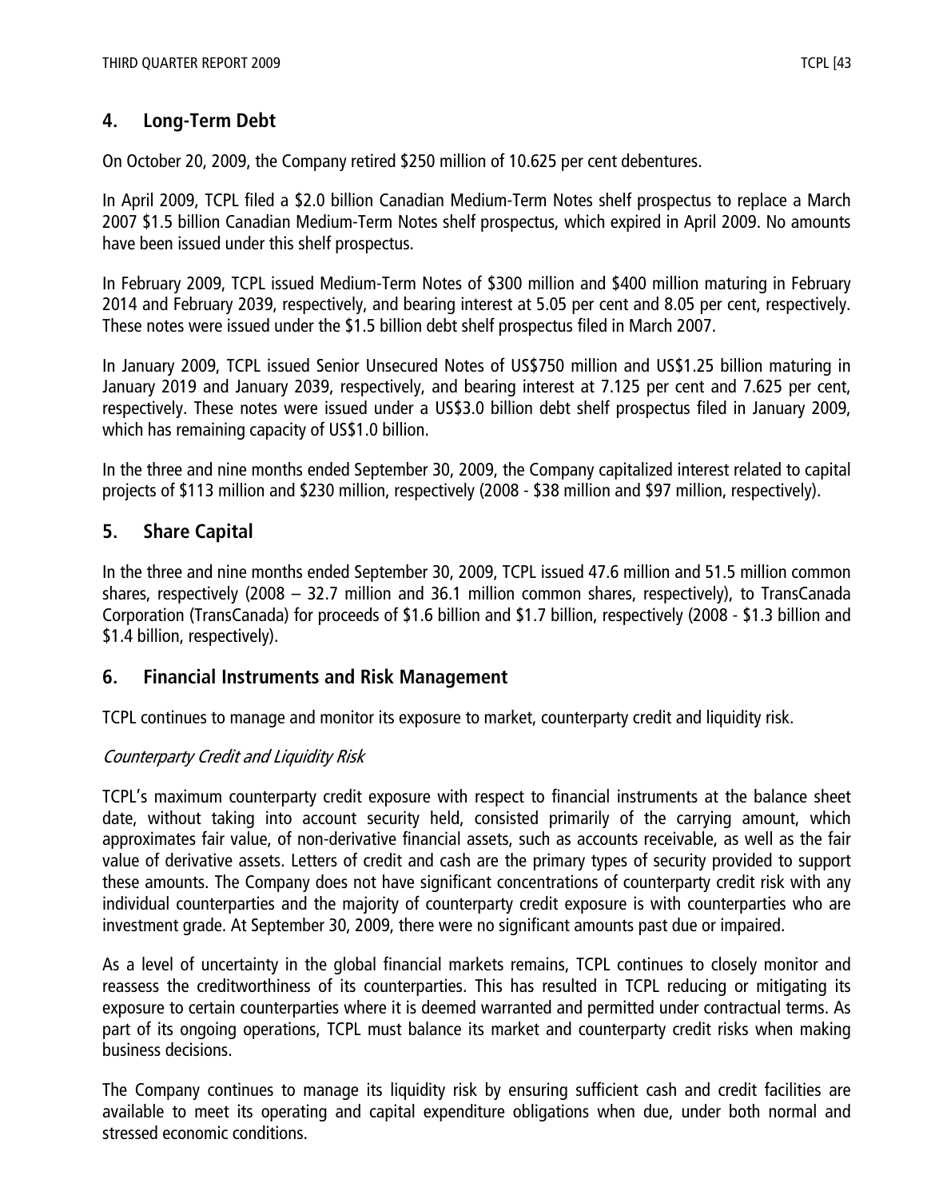## 4. Long-Term Debt

On October 20, 2009, the Company retired $250 million of 10.625 per cent debentures.

In April 2009, TCPL filed a $2.0 billion Canadian Medium-Term Notes shelf prospectus to replace a March 2007 $1.5 billion Canadian Medium-Term Notes shelf prospectus, which expired in April 2009. No amounts have been issued under this shelf prospectus.

In February 2009, TCPL issued Medium-Term Notes of $300 million and $400 million maturing in February 2014 and February 2039, respectively, and bearing interest at 5.05 per cent and 8.05 per cent, respectively. These notes were issued under the $1.5 billion debt shelf prospectus filed in March 2007.

In January 2009, TCPL issued Senior Unsecured Notes of US$750 million and US$1.25 billion maturing in January 2019 and January 2039, respectively, and bearing interest at 7.125 per cent and 7.625 per cent, respectively. These notes were issued under a US$3.0 billion debt shelf prospectus filed in January 2009, which has remaining capacity of US$1.0 billion.

In the three and nine months ended September 30, 2009, the Company capitalized interest related to capital projects of $113 million and $230 million, respectively (2008 - $38 million and $97 million, respectively).

## 5. Share Capital

In the three and nine months ended September 30, 2009, TCPL issued 47.6 million and 51.5 million common shares, respectively (2008 – 32.7 million and 36.1 million common shares, respectively), to TransCanada Corporation (TransCanada) for proceeds of $1.6 billion and $1.7 billion, respectively (2008 - $1.3 billion and $1.4 billion, respectively).

## 6. Financial Instruments and Risk Management

TCPL continues to manage and monitor its exposure to market, counterparty credit and liquidity risk.

*Counterparty Credit and Liquidity Risk*

TCPL's maximum counterparty credit exposure with respect to financial instruments at the balance sheet date, without taking into account security held, consisted primarily of the carrying amount, which approximates fair value, of non-derivative financial assets, such as accounts receivable, as well as the fair value of derivative assets. Letters of credit and cash are the primary types of security provided to support these amounts. The Company does not have significant concentrations of counterparty credit risk with any individual counterparties and the majority of counterparty credit exposure is with counterparties who are investment grade. At September 30, 2009, there were no significant amounts past due or impaired.

As a level of uncertainty in the global financial markets remains, TCPL continues to closely monitor and reassess the creditworthiness of its counterparties. This has resulted in TCPL reducing or mitigating its exposure to certain counterparties where it is deemed warranted and permitted under contractual terms. As part of its ongoing operations, TCPL must balance its market and counterparty credit risks when making business decisions.

The Company continues to manage its liquidity risk by ensuring sufficient cash and credit facilities are available to meet its operating and capital expenditure obligations when due, under both normal and stressed economic conditions.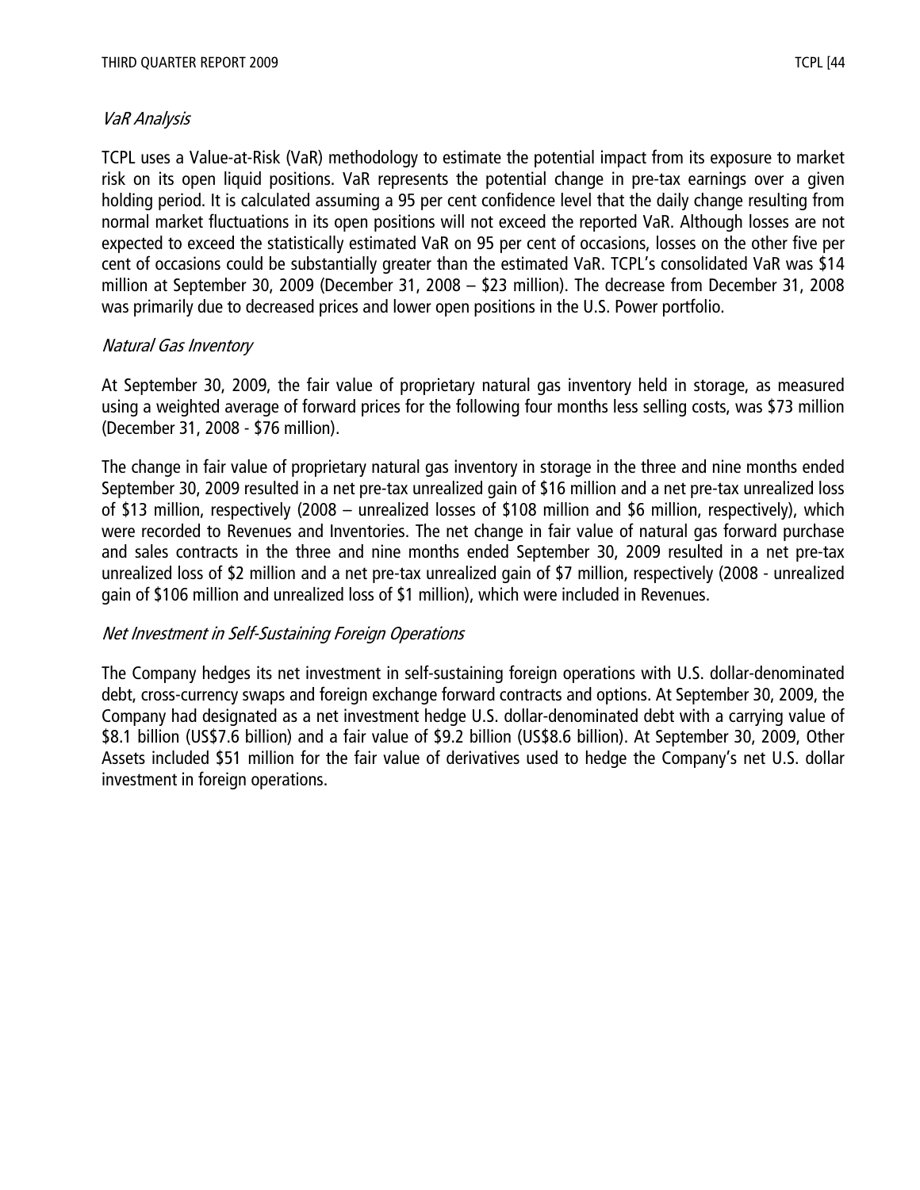*VaR Analysis*

TCPL uses a Value-at-Risk (VaR) methodology to estimate the potential impact from its exposure to market risk on its open liquid positions. VaR represents the potential change in pre-tax earnings over a given holding period. It is calculated assuming a 95 per cent confidence level that the daily change resulting from normal market fluctuations in its open positions will not exceed the reported VaR. Although losses are not expected to exceed the statistically estimated VaR on 95 per cent of occasions, losses on the other five per cent of occasions could be substantially greater than the estimated VaR. TCPL's consolidated VaR was $14 million at September 30, 2009 (December 31, 2008 – $23 million). The decrease from December 31, 2008 was primarily due to decreased prices and lower open positions in the U.S. Power portfolio.

*Natural Gas Inventory*

At September 30, 2009, the fair value of proprietary natural gas inventory held in storage, as measured using a weighted average of forward prices for the following four months less selling costs, was $73 million (December 31, 2008 - $76 million).

The change in fair value of proprietary natural gas inventory in storage in the three and nine months ended September 30, 2009 resulted in a net pre-tax unrealized gain of $16 million and a net pre-tax unrealized loss of $13 million, respectively (2008 – unrealized losses of $108 million and $6 million, respectively), which were recorded to Revenues and Inventories. The net change in fair value of natural gas forward purchase and sales contracts in the three and nine months ended September 30, 2009 resulted in a net pre-tax unrealized loss of $2 million and a net pre-tax unrealized gain of $7 million, respectively (2008 - unrealized gain of $106 million and unrealized loss of $1 million), which were included in Revenues.

*Net Investment in Self-Sustaining Foreign Operations*

The Company hedges its net investment in self-sustaining foreign operations with U.S. dollar-denominated debt, cross-currency swaps and foreign exchange forward contracts and options. At September 30, 2009, the Company had designated as a net investment hedge U.S. dollar-denominated debt with a carrying value of $8.1 billion (US$7.6 billion) and a fair value of $9.2 billion (US$8.6 billion). At September 30, 2009, Other Assets included $51 million for the fair value of derivatives used to hedge the Company's net U.S. dollar investment in foreign operations.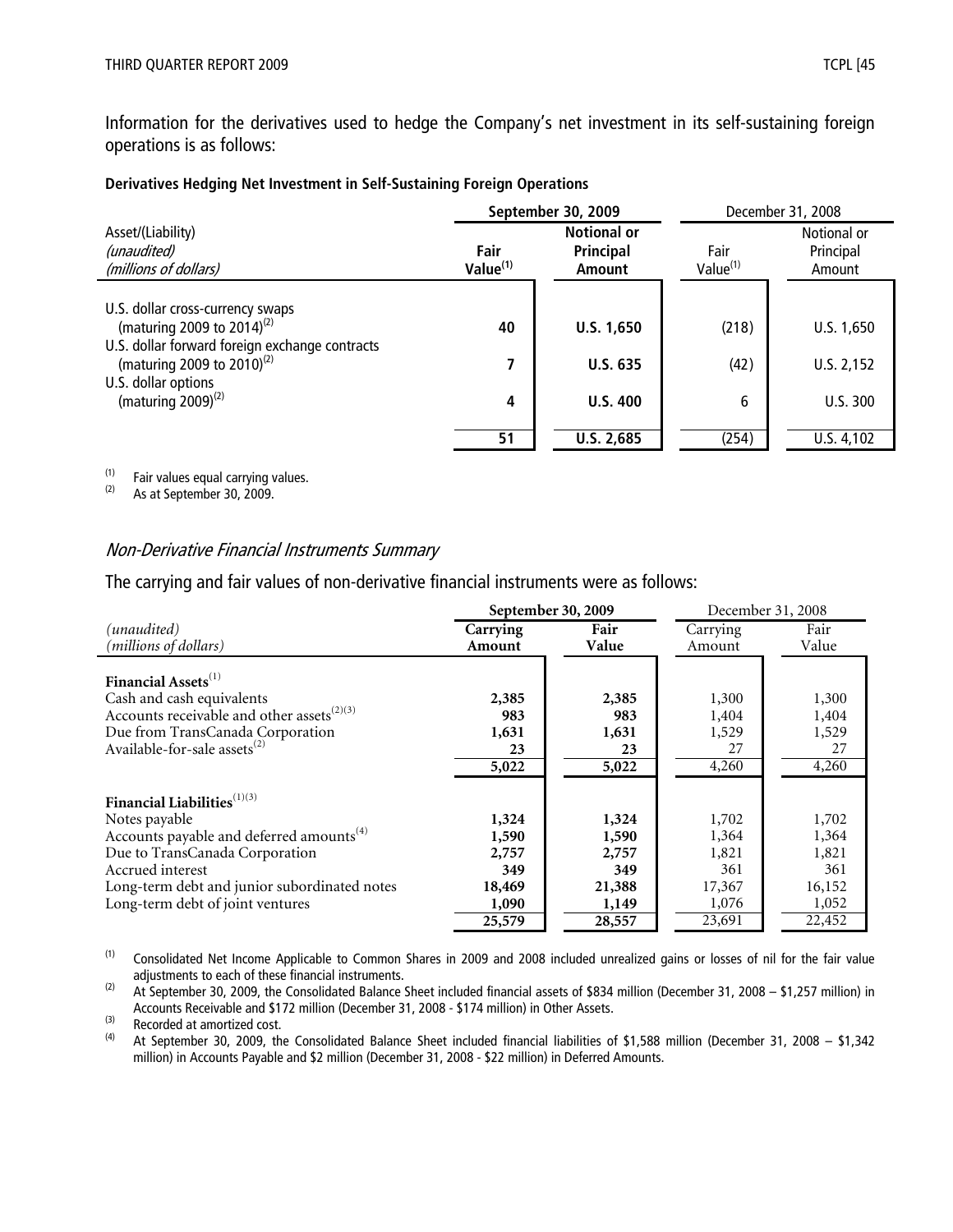Information for the derivatives used to hedge the Company's net investment in its self-sustaining foreign operations is as follows:

**Derivatives Hedging Net Investment in Self-Sustaining Foreign Operations**

| Asset/(Liability) *(unaudited)* *(millions of dollars)* | **September 30, 2009** | | December 31, 2008 | |
|---|---|---|---|---|
| | **Fair Value[(1)]** | **Notional or Principal Amount** | Fair Value[(1)] | Notional or Principal Amount |
| U.S. dollar cross-currency swaps (maturing 2009 to 2014)[(2)] | **40** | **U.S. 1,650** | (218) | U.S. 1,650 |
| U.S. dollar forward foreign exchange contracts (maturing 2009 to 2010)[(2)] | **7** | **U.S. 635** | (42) | U.S. 2,152 |
| U.S. dollar options (maturing 2009)[(2)] | **4** | **U.S. 400** | 6 | U.S. 300 |
| | **51** | **U.S. 2,685** | (254) | U.S. 4,102 |

(1) Fair values equal carrying values.
(2) As at September 30, 2009.

## *Non-Derivative Financial Instruments Summary*

The carrying and fair values of non-derivative financial instruments were as follows:

| *(unaudited)* *(millions of dollars)* | **September 30, 2009** | | December 31, 2008 | |
|---|---|---|---|---|
| | **Carrying Amount** | **Fair Value** | Carrying Amount | Fair Value |
| **Financial Assets**[(1)] | | | | |
| Cash and cash equivalents | **2,385** | **2,385** | 1,300 | 1,300 |
| Accounts receivable and other assets[(2)(3)] | **983** | **983** | 1,404 | 1,404 |
| Due from TransCanada Corporation | **1,631** | **1,631** | 1,529 | 1,529 |
| Available-for-sale assets[(2)] | **23** | **23** | 27 | 27 |
| | **5,022** | **5,022** | 4,260 | 4,260 |
| **Financial Liabilities**[(1)(3)] | | | | |
| Notes payable | **1,324** | **1,324** | 1,702 | 1,702 |
| Accounts payable and deferred amounts[(4)] | **1,590** | **1,590** | 1,364 | 1,364 |
| Due to TransCanada Corporation | **2,757** | **2,757** | 1,821 | 1,821 |
| Accrued interest | **349** | **349** | 361 | 361 |
| Long-term debt and junior subordinated notes | **18,469** | **21,388** | 17,367 | 16,152 |
| Long-term debt of joint ventures | **1,090** | **1,149** | 1,076 | 1,052 |
| | **25,579** | **28,557** | 23,691 | 22,452 |

(1) Consolidated Net Income Applicable to Common Shares in 2009 and 2008 included unrealized gains or losses of nil for the fair value adjustments to each of these financial instruments.

(2) At September 30, 2009, the Consolidated Balance Sheet included financial assets of $834 million (December 31, 2008 – $1,257 million) in Accounts Receivable and $172 million (December 31, 2008 - $174 million) in Other Assets.

(3) Recorded at amortized cost.

(4) At September 30, 2009, the Consolidated Balance Sheet included financial liabilities of $1,588 million (December 31, 2008 – $1,342 million) in Accounts Payable and $2 million (December 31, 2008 - $22 million) in Deferred Amounts.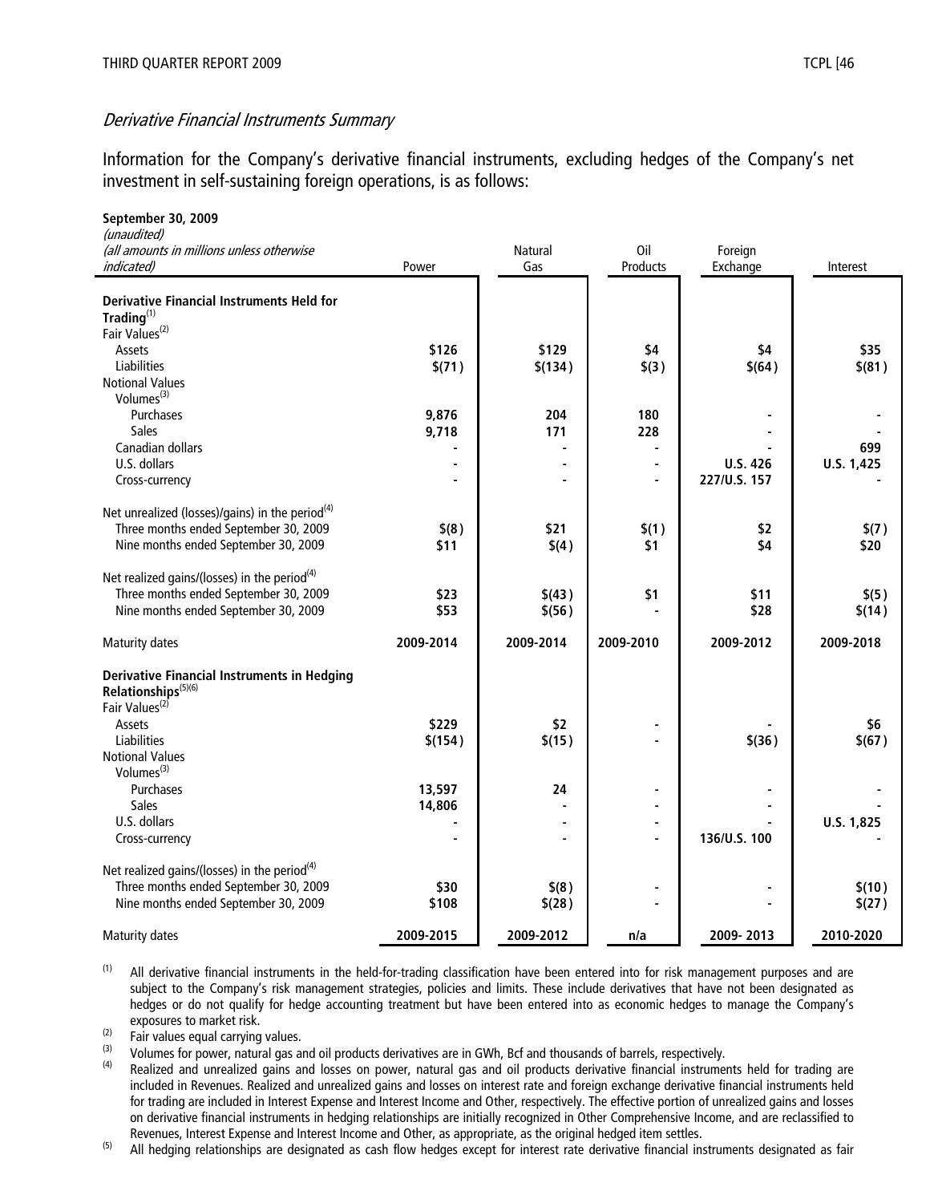### *Derivative Financial Instruments Summary*

Information for the Company's derivative financial instruments, excluding hedges of the Company's net investment in self-sustaining foreign operations, is as follows:

| **September 30, 2009** *(unaudited)* *(all amounts in millions unless otherwise indicated)* | Power | Natural Gas | Oil Products | Foreign Exchange | Interest |
|---|---|---|---|---|---|
| **Derivative Financial Instruments Held for Trading**[(1)] | | | | | |
| Fair Values[(2)] | | | | | |
| Assets | **$126** | **$129** | **$4** | **$4** | **$35** |
| Liabilities | **$(71)** | **$(134)** | **$(3)** | **$(64)** | **$(81)** |
| Notional Values | | | | | |
| Volumes[(3)] | | | | | |
| Purchases | **9,876** | **204** | **180** | **-** | **-** |
| Sales | **9,718** | **171** | **228** | **-** | **-** |
| Canadian dollars | **-** | **-** | **-** | **-** | **699** |
| U.S. dollars | **-** | **-** | **-** | **U.S. 426** | **U.S. 1,425** |
| Cross-currency | **-** | **-** | **-** | **227/U.S. 157** | **-** |
| Net unrealized (losses)/gains) in the period[(4)] | | | | | |
| Three months ended September 30, 2009 | **$(8)** | **$21** | **$(1)** | **$2** | **$(7)** |
| Nine months ended September 30, 2009 | **$11** | **$(4)** | **$1** | **$4** | **$20** |
| Net realized gains/(losses) in the period[(4)] | | | | | |
| Three months ended September 30, 2009 | **$23** | **$(43)** | **$1** | **$11** | **$(5)** |
| Nine months ended September 30, 2009 | **$53** | **$(56)** | **-** | **$28** | **$(14)** |
| Maturity dates | **2009-2014** | **2009-2014** | **2009-2010** | **2009-2012** | **2009-2018** |
| **Derivative Financial Instruments in Hedging Relationships**[(5)(6)] | | | | | |
| Fair Values[(2)] | | | | | |
| Assets | **$229** | **$2** | **-** | **-** | **$6** |
| Liabilities | **$(154)** | **$(15)** | **-** | **$(36)** | **$(67)** |
| Notional Values | | | | | |
| Volumes[(3)] | | | | | |
| Purchases | **13,597** | **24** | **-** | **-** | **-** |
| Sales | **14,806** | **-** | **-** | **-** | **-** |
| U.S. dollars | **-** | **-** | **-** | **-** | **U.S. 1,825** |
| Cross-currency | **-** | **-** | **-** | **136/U.S. 100** | **-** |
| Net realized gains/(losses) in the period[(4)] | | | | | |
| Three months ended September 30, 2009 | **$30** | **$(8)** | **-** | **-** | **$(10)** |
| Nine months ended September 30, 2009 | **$108** | **$(28)** | **-** | **-** | **$(27)** |
| Maturity dates | **2009-2015** | **2009-2012** | **n/a** | **2009- 2013** | **2010-2020** |

(1) All derivative financial instruments in the held-for-trading classification have been entered into for risk management purposes and are subject to the Company's risk management strategies, policies and limits. These include derivatives that have not been designated as hedges or do not qualify for hedge accounting treatment but have been entered into as economic hedges to manage the Company's exposures to market risk.

(2) Fair values equal carrying values.

(3) Volumes for power, natural gas and oil products derivatives are in GWh, Bcf and thousands of barrels, respectively.

(4) Realized and unrealized gains and losses on power, natural gas and oil products derivative financial instruments held for trading are included in Revenues. Realized and unrealized gains and losses on interest rate and foreign exchange derivative financial instruments held for trading are included in Interest Expense and Interest Income and Other, respectively. The effective portion of unrealized gains and losses on derivative financial instruments in hedging relationships are initially recognized in Other Comprehensive Income, and are reclassified to Revenues, Interest Expense and Interest Income and Other, as appropriate, as the original hedged item settles.

(5) All hedging relationships are designated as cash flow hedges except for interest rate derivative financial instruments designated as fair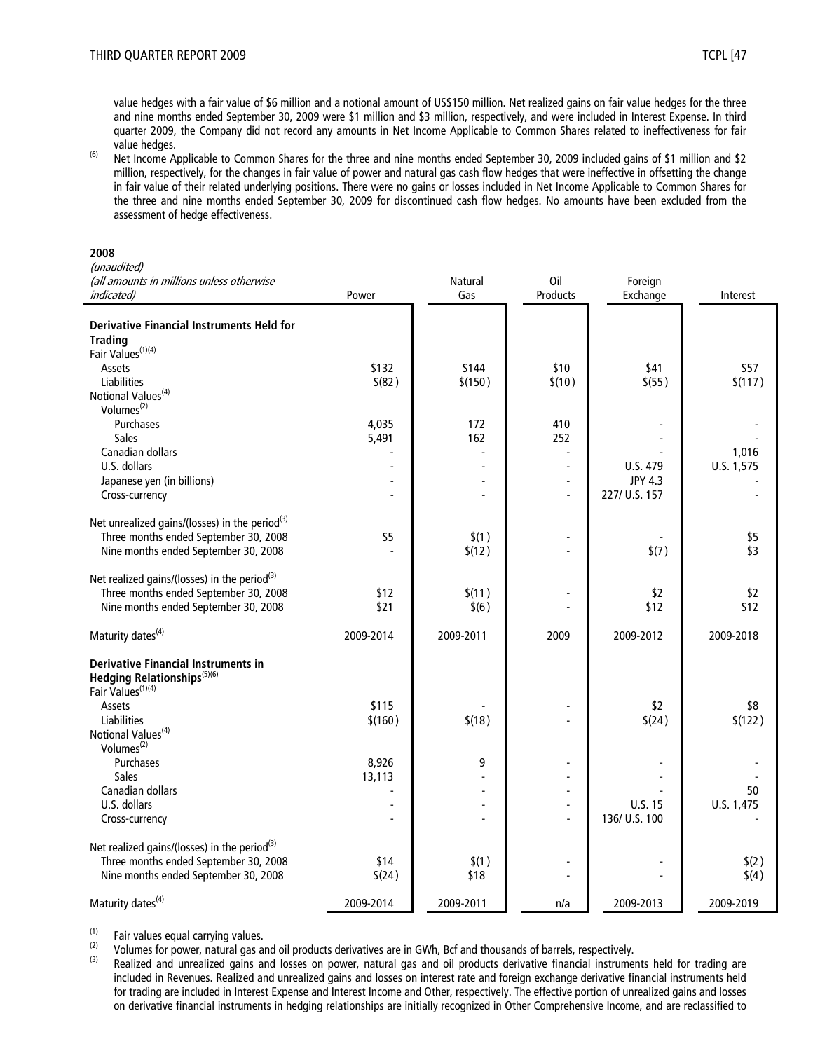value hedges with a fair value of $6 million and a notional amount of US$150 million. Net realized gains on fair value hedges for the three and nine months ended September 30, 2009 were $1 million and $3 million, respectively, and were included in Interest Expense. In third quarter 2009, the Company did not record any amounts in Net Income Applicable to Common Shares related to ineffectiveness for fair value hedges.

(6) Net Income Applicable to Common Shares for the three and nine months ended September 30, 2009 included gains of $1 million and $2 million, respectively, for the changes in fair value of power and natural gas cash flow hedges that were ineffective in offsetting the change in fair value of their related underlying positions. There were no gains or losses included in Net Income Applicable to Common Shares for the three and nine months ended September 30, 2009 for discontinued cash flow hedges. No amounts have been excluded from the assessment of hedge effectiveness.

**2008**

| *(unaudited)* *(all amounts in millions unless otherwise indicated)* | Power | Natural Gas | Oil Products | Foreign Exchange | Interest |
|---|---|---|---|---|---|
| **Derivative Financial Instruments Held for Trading** | | | | | |
| Fair Values[(1)(4)] | | | | | |
| Assets | $132 | $144 | $10 | $41 | $57 |
| Liabilities | $(82) | $(150) | $(10) | $(55) | $(117) |
| Notional Values[(4)] | | | | | |
| Volumes[(2)] | | | | | |
| Purchases | 4,035 | 172 | 410 | - | - |
| Sales | 5,491 | 162 | 252 | - | - |
| Canadian dollars | - | - | - | - | 1,016 |
| U.S. dollars | - | - | - | U.S. 479 | U.S. 1,575 |
| Japanese yen (in billions) | - | - | - | JPY 4.3 | - |
| Cross-currency | - | - | - | 227/ U.S. 157 | - |
| Net unrealized gains/(losses) in the period[(3)] | | | | | |
| Three months ended September 30, 2008 | $5 | $(1) | - | - | $5 |
| Nine months ended September 30, 2008 | - | $(12) | - | $(7) | $3 |
| Net realized gains/(losses) in the period[(3)] | | | | | |
| Three months ended September 30, 2008 | $12 | $(11) | - | $2 | $2 |
| Nine months ended September 30, 2008 | $21 | $(6) | - | $12 | $12 |
| Maturity dates[(4)] | 2009-2014 | 2009-2011 | 2009 | 2009-2012 | 2009-2018 |
| **Derivative Financial Instruments in Hedging Relationships[(5)(6)]** | | | | | |
| Fair Values[(1)(4)] | | | | | |
| Assets | $115 | - | - | $2 | $8 |
| Liabilities | $(160) | $(18) | - | $(24) | $(122) |
| Notional Values[(4)] | | | | | |
| Volumes[(2)] | | | | | |
| Purchases | 8,926 | 9 | - | - | - |
| Sales | 13,113 | - | - | - | - |
| Canadian dollars | - | - | - | - | 50 |
| U.S. dollars | - | - | - | U.S. 15 | U.S. 1,475 |
| Cross-currency | - | - | - | 136/ U.S. 100 | - |
| Net realized gains/(losses) in the period[(3)] | | | | | |
| Three months ended September 30, 2008 | $14 | $(1) | - | - | $(2) |
| Nine months ended September 30, 2008 | $(24) | $18 | - | - | $(4) |
| Maturity dates[(4)] | 2009-2014 | 2009-2011 | n/a | 2009-2013 | 2009-2019 |

(1) Fair values equal carrying values.

(2) Volumes for power, natural gas and oil products derivatives are in GWh, Bcf and thousands of barrels, respectively.

(3) Realized and unrealized gains and losses on power, natural gas and oil products derivative financial instruments held for trading are included in Revenues. Realized and unrealized gains and losses on interest rate and foreign exchange derivative financial instruments held for trading are included in Interest Expense and Interest Income and Other, respectively. The effective portion of unrealized gains and losses on derivative financial instruments in hedging relationships are initially recognized in Other Comprehensive Income, and are reclassified to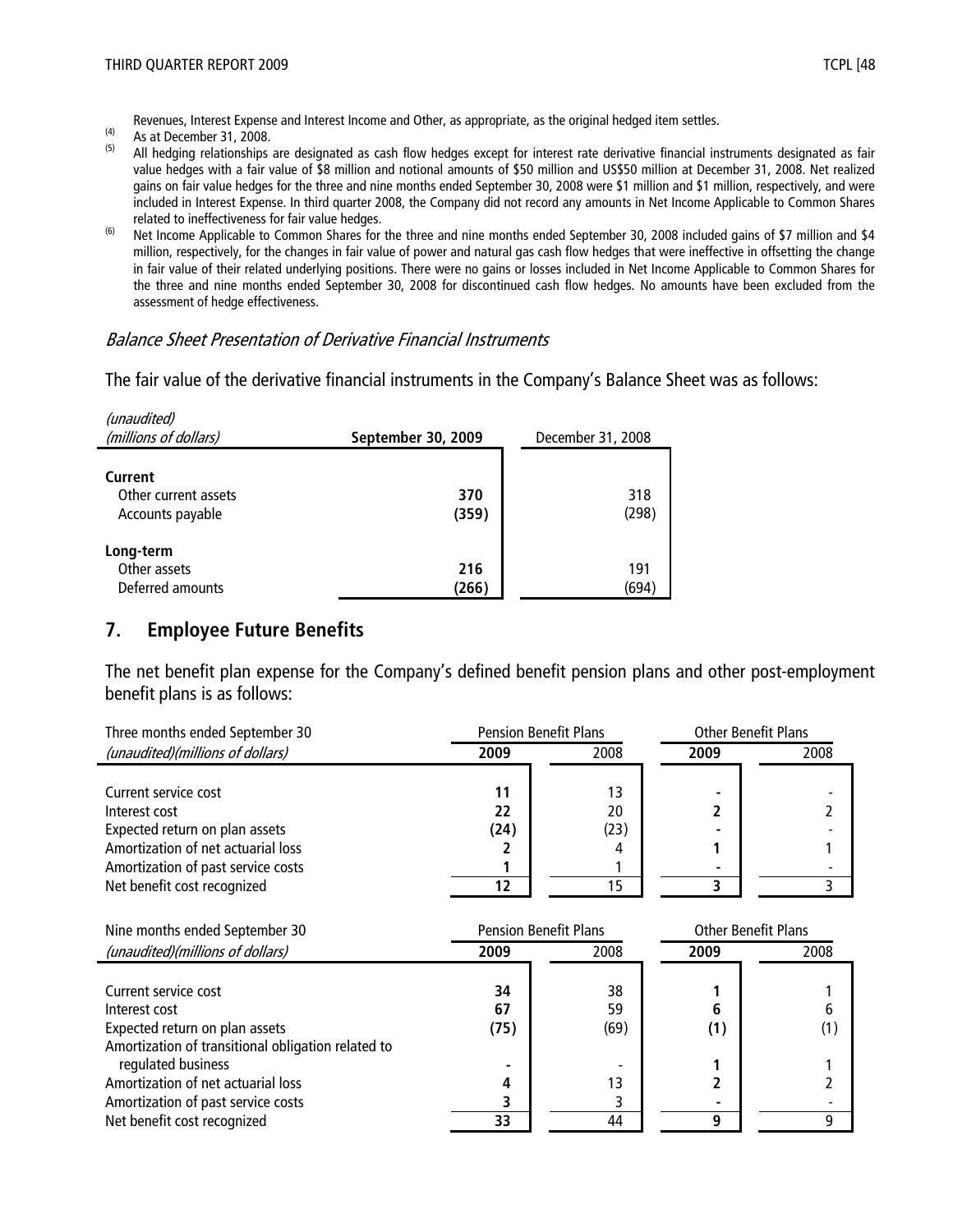Revenues, Interest Expense and Interest Income and Other, as appropriate, as the original hedged item settles.

(4) As at December 31, 2008.

(5) All hedging relationships are designated as cash flow hedges except for interest rate derivative financial instruments designated as fair value hedges with a fair value of $8 million and notional amounts of $50 million and US$50 million at December 31, 2008. Net realized gains on fair value hedges for the three and nine months ended September 30, 2008 were $1 million and $1 million, respectively, and were included in Interest Expense. In third quarter 2008, the Company did not record any amounts in Net Income Applicable to Common Shares related to ineffectiveness for fair value hedges.

(6) Net Income Applicable to Common Shares for the three and nine months ended September 30, 2008 included gains of $7 million and $4 million, respectively, for the changes in fair value of power and natural gas cash flow hedges that were ineffective in offsetting the change in fair value of their related underlying positions. There were no gains or losses included in Net Income Applicable to Common Shares for the three and nine months ended September 30, 2008 for discontinued cash flow hedges. No amounts have been excluded from the assessment of hedge effectiveness.

### *Balance Sheet Presentation of Derivative Financial Instruments*

The fair value of the derivative financial instruments in the Company's Balance Sheet was as follows:

| *(unaudited)*<br>*(millions of dollars)* | **September 30, 2009** | December 31, 2008 |
|---|---|---|
| **Current** | | |
| Other current assets | **370** | 318 |
| Accounts payable | **(359)** | (298) |
| **Long-term** | | |
| Other assets | **216** | 191 |
| Deferred amounts | **(266)** | (694) |

## 7. Employee Future Benefits

The net benefit plan expense for the Company's defined benefit pension plans and other post-employment benefit plans is as follows:

| Three months ended September 30 | Pension Benefit Plans | | Other Benefit Plans | |
|---|---|---|---|---|
| *(unaudited)(millions of dollars)* | **2009** | 2008 | **2009** | 2008 |
| Current service cost | **11** | 13 | **-** | - |
| Interest cost | **22** | 20 | **2** | 2 |
| Expected return on plan assets | **(24)** | (23) | **-** | - |
| Amortization of net actuarial loss | **2** | 4 | **1** | 1 |
| Amortization of past service costs | **1** | 1 | **-** | - |
| Net benefit cost recognized | **12** | 15 | **3** | 3 |

| Nine months ended September 30 | Pension Benefit Plans | | Other Benefit Plans | |
|---|---|---|---|---|
| *(unaudited)(millions of dollars)* | **2009** | 2008 | **2009** | 2008 |
| Current service cost | **34** | 38 | **1** | 1 |
| Interest cost | **67** | 59 | **6** | 6 |
| Expected return on plan assets | **(75)** | (69) | **(1)** | (1) |
| Amortization of transitional obligation related to regulated business | **-** | - | **1** | 1 |
| Amortization of net actuarial loss | **4** | 13 | **2** | 2 |
| Amortization of past service costs | **3** | 3 | **-** | - |
| Net benefit cost recognized | **33** | 44 | **9** | 9 |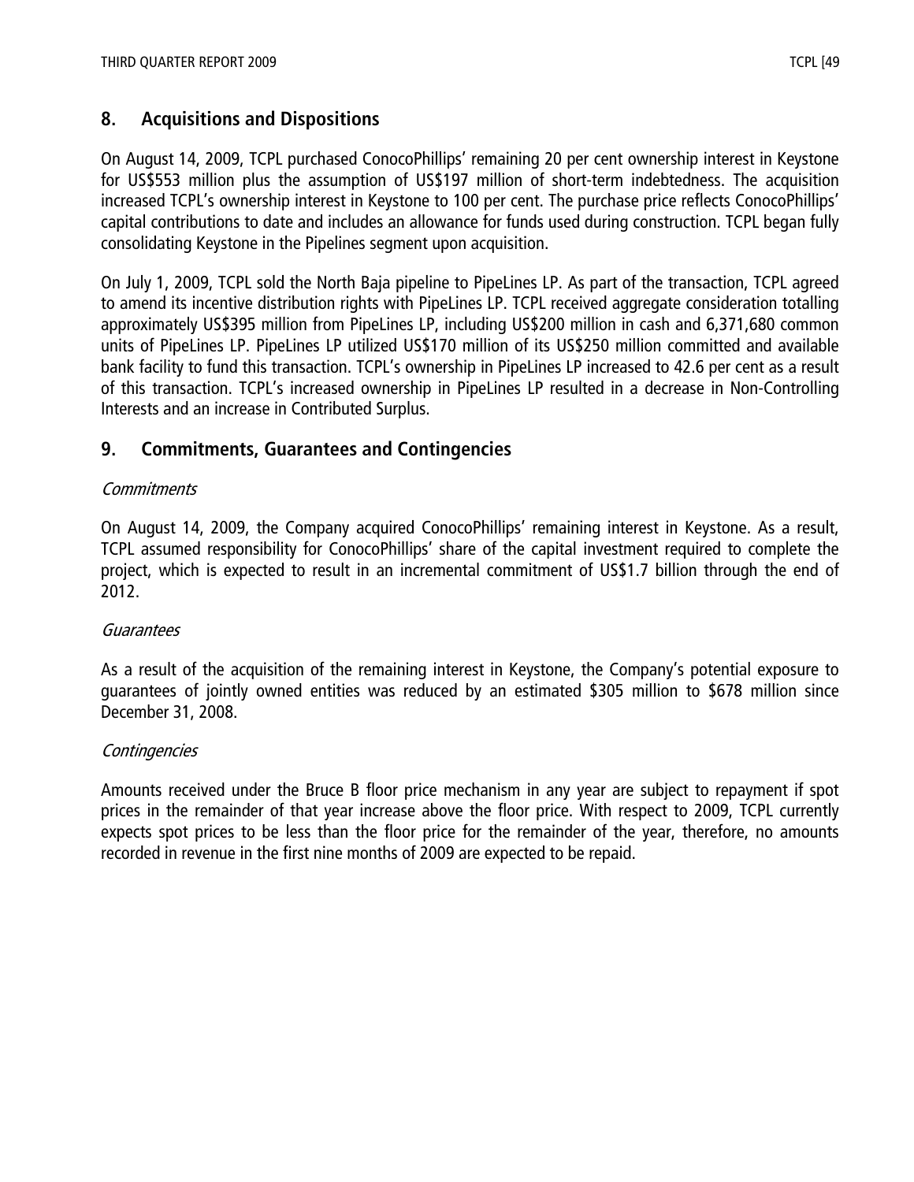## 8. Acquisitions and Dispositions

On August 14, 2009, TCPL purchased ConocoPhillips' remaining 20 per cent ownership interest in Keystone for US$553 million plus the assumption of US$197 million of short-term indebtedness. The acquisition increased TCPL's ownership interest in Keystone to 100 per cent. The purchase price reflects ConocoPhillips' capital contributions to date and includes an allowance for funds used during construction. TCPL began fully consolidating Keystone in the Pipelines segment upon acquisition.

On July 1, 2009, TCPL sold the North Baja pipeline to PipeLines LP. As part of the transaction, TCPL agreed to amend its incentive distribution rights with PipeLines LP. TCPL received aggregate consideration totalling approximately US$395 million from PipeLines LP, including US$200 million in cash and 6,371,680 common units of PipeLines LP. PipeLines LP utilized US$170 million of its US$250 million committed and available bank facility to fund this transaction. TCPL's ownership in PipeLines LP increased to 42.6 per cent as a result of this transaction. TCPL's increased ownership in PipeLines LP resulted in a decrease in Non-Controlling Interests and an increase in Contributed Surplus.

## 9. Commitments, Guarantees and Contingencies

*Commitments*

On August 14, 2009, the Company acquired ConocoPhillips' remaining interest in Keystone. As a result, TCPL assumed responsibility for ConocoPhillips' share of the capital investment required to complete the project, which is expected to result in an incremental commitment of US$1.7 billion through the end of 2012.

*Guarantees*

As a result of the acquisition of the remaining interest in Keystone, the Company's potential exposure to guarantees of jointly owned entities was reduced by an estimated $305 million to $678 million since December 31, 2008.

*Contingencies*

Amounts received under the Bruce B floor price mechanism in any year are subject to repayment if spot prices in the remainder of that year increase above the floor price. With respect to 2009, TCPL currently expects spot prices to be less than the floor price for the remainder of the year, therefore, no amounts recorded in revenue in the first nine months of 2009 are expected to be repaid.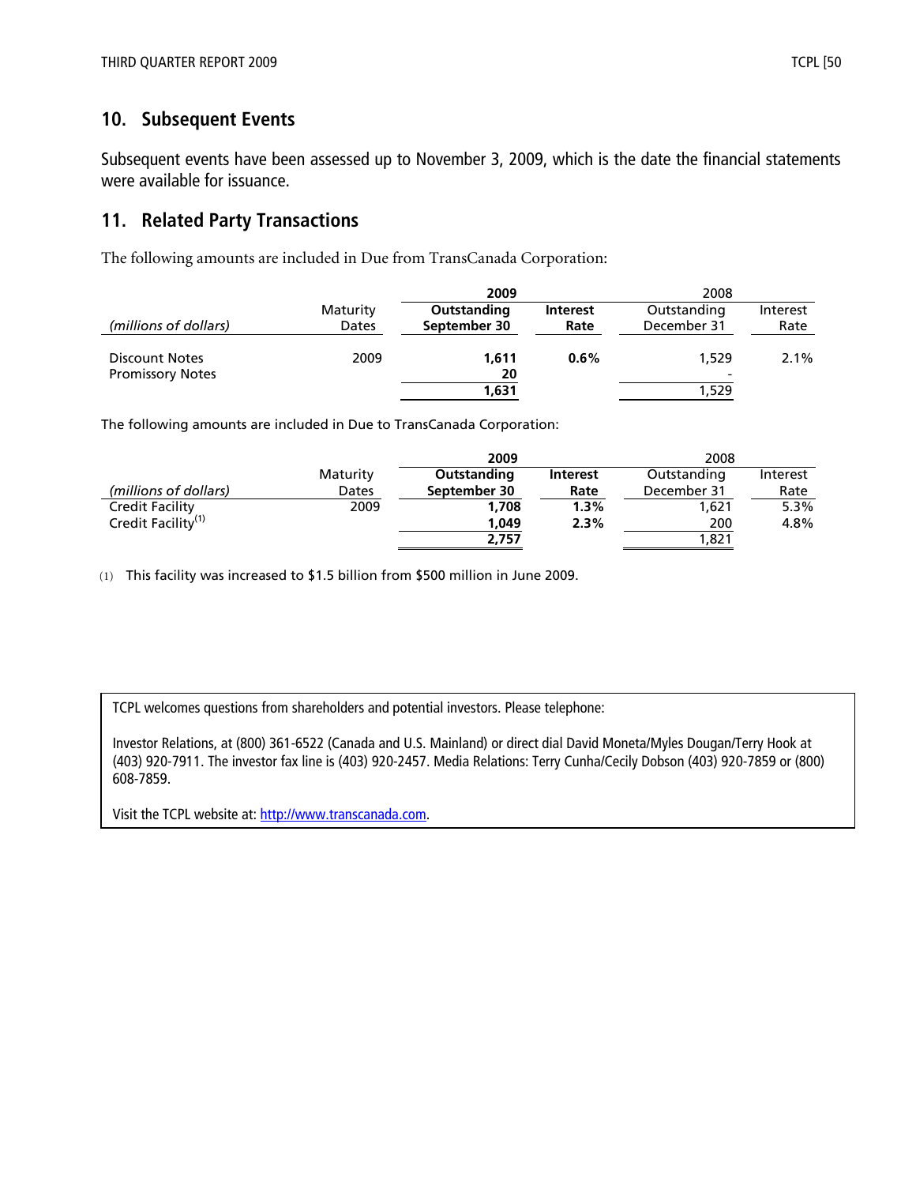## 10. Subsequent Events

Subsequent events have been assessed up to November 3, 2009, which is the date the financial statements were available for issuance.

## 11. Related Party Transactions

The following amounts are included in Due from TransCanada Corporation:

| | | 2009 | | 2008 | |
|---|---|---|---|---|---|
| *(millions of dollars)* | Maturity Dates | **Outstanding September 30** | **Interest Rate** | Outstanding December 31 | Interest Rate |
| Discount Notes | 2009 | **1,611** | **0.6%** | 1,529 | 2.1% |
| Promissory Notes | | **20** | | - | |
| | | **1,631** | | 1,529 | |

The following amounts are included in Due to TransCanada Corporation:

| | | 2009 | | 2008 | |
|---|---|---|---|---|---|
| *(millions of dollars)* | Maturity Dates | **Outstanding September 30** | **Interest Rate** | Outstanding December 31 | Interest Rate |
| Credit Facility | 2009 | **1,708** | **1.3%** | 1,621 | 5.3% |
| Credit Facility[(1)] | | **1,049** | **2.3%** | 200 | 4.8% |
| | | **2,757** | | 1,821 | |

(1) This facility was increased to $1.5 billion from $500 million in June 2009.

TCPL welcomes questions from shareholders and potential investors. Please telephone:

Investor Relations, at (800) 361-6522 (Canada and U.S. Mainland) or direct dial David Moneta/Myles Dougan/Terry Hook at (403) 920-7911. The investor fax line is (403) 920-2457. Media Relations: Terry Cunha/Cecily Dobson (403) 920-7859 or (800) 608-7859.

Visit the TCPL website at: http://www.transcanada.com.